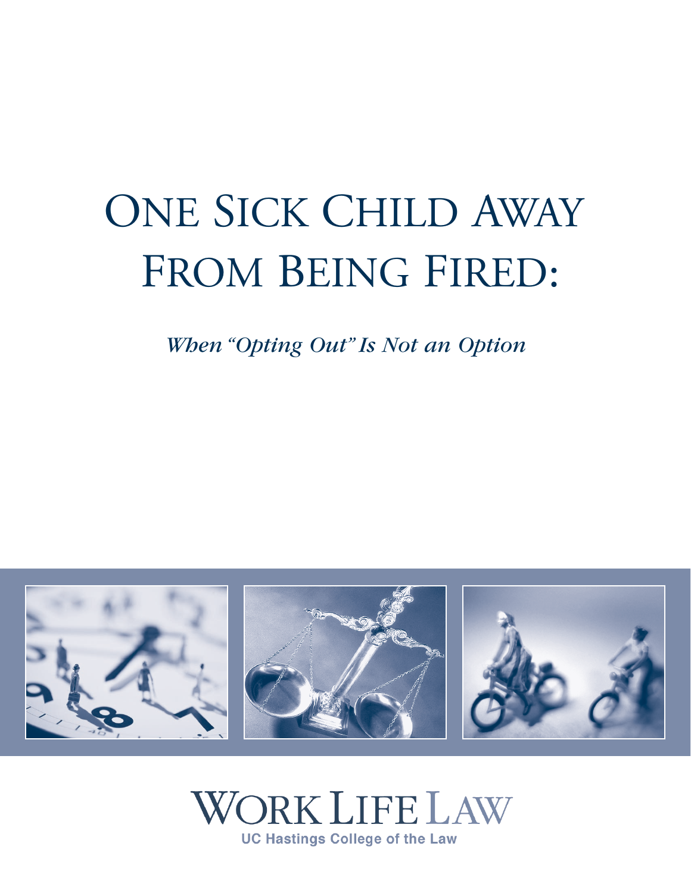# One Sick Child Away From Being Fired:

*When "Opting Out" Is Not an Option*

WORK LIFE LAW

UC Hastings College of the Law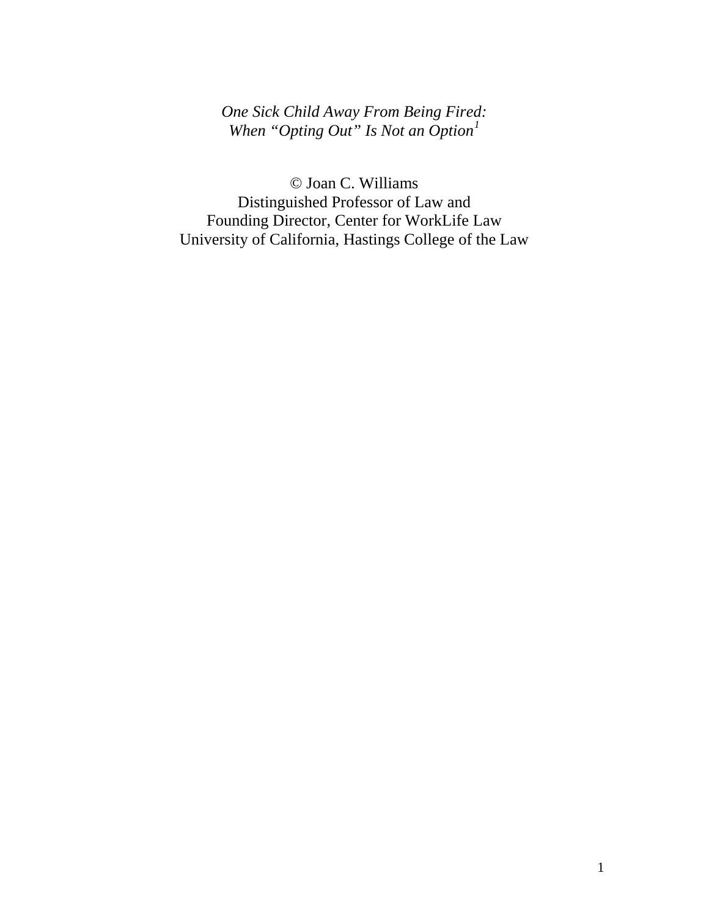*One Sick Child Away From Being Fired:*
*When "Opting Out" Is Not an Option*[1]

© Joan C. Williams
Distinguished Professor of Law and
Founding Director, Center for WorkLife Law
University of California, Hastings College of the Law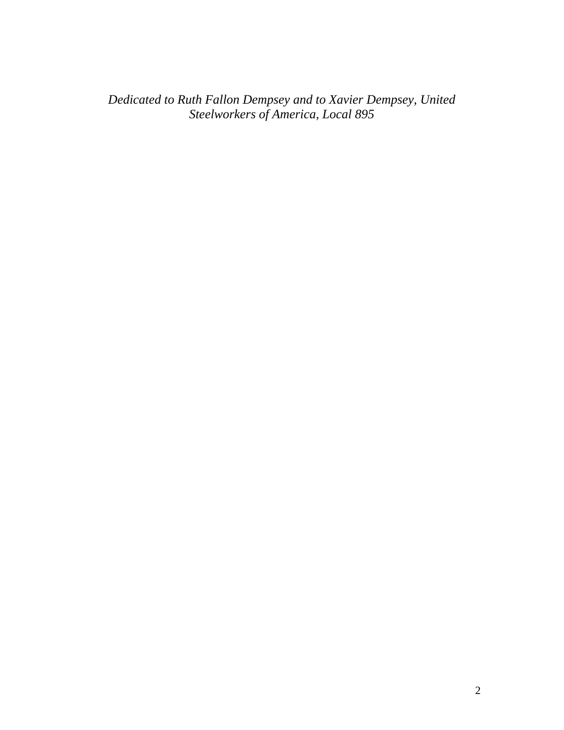*Dedicated to Ruth Fallon Dempsey and to Xavier Dempsey, United Steelworkers of America, Local 895*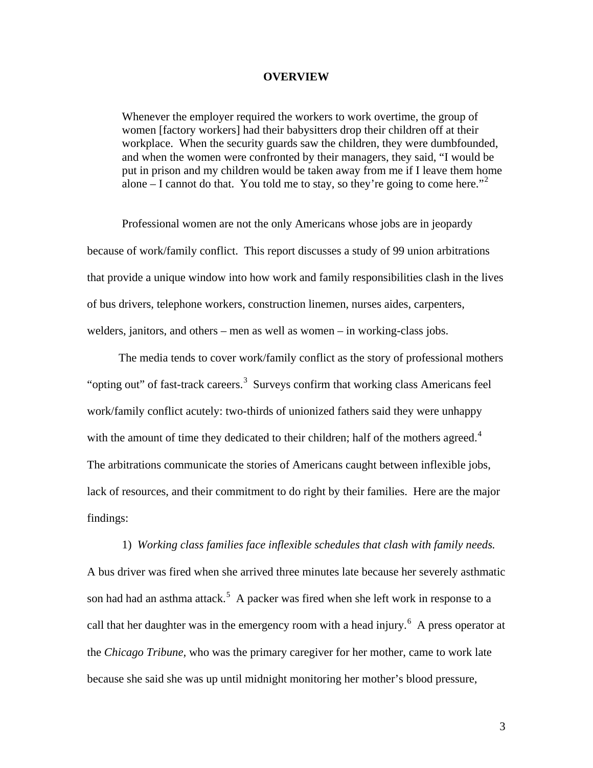## OVERVIEW

> Whenever the employer required the workers to work overtime, the group of women [factory workers] had their babysitters drop their children off at their workplace. When the security guards saw the children, they were dumbfounded, and when the women were confronted by their managers, they said, "I would be put in prison and my children would be taken away from me if I leave them home alone – I cannot do that. You told me to stay, so they're going to come here."[2]

Professional women are not the only Americans whose jobs are in jeopardy because of work/family conflict. This report discusses a study of 99 union arbitrations that provide a unique window into how work and family responsibilities clash in the lives of bus drivers, telephone workers, construction linemen, nurses aides, carpenters, welders, janitors, and others – men as well as women – in working-class jobs.

The media tends to cover work/family conflict as the story of professional mothers "opting out" of fast-track careers.[3] Surveys confirm that working class Americans feel work/family conflict acutely: two-thirds of unionized fathers said they were unhappy with the amount of time they dedicated to their children; half of the mothers agreed.[4] The arbitrations communicate the stories of Americans caught between inflexible jobs, lack of resources, and their commitment to do right by their families. Here are the major findings:

1) *Working class families face inflexible schedules that clash with family needs.* A bus driver was fired when she arrived three minutes late because her severely asthmatic son had had an asthma attack.[5] A packer was fired when she left work in response to a call that her daughter was in the emergency room with a head injury.[6] A press operator at the *Chicago Tribune*, who was the primary caregiver for her mother, came to work late because she said she was up until midnight monitoring her mother's blood pressure,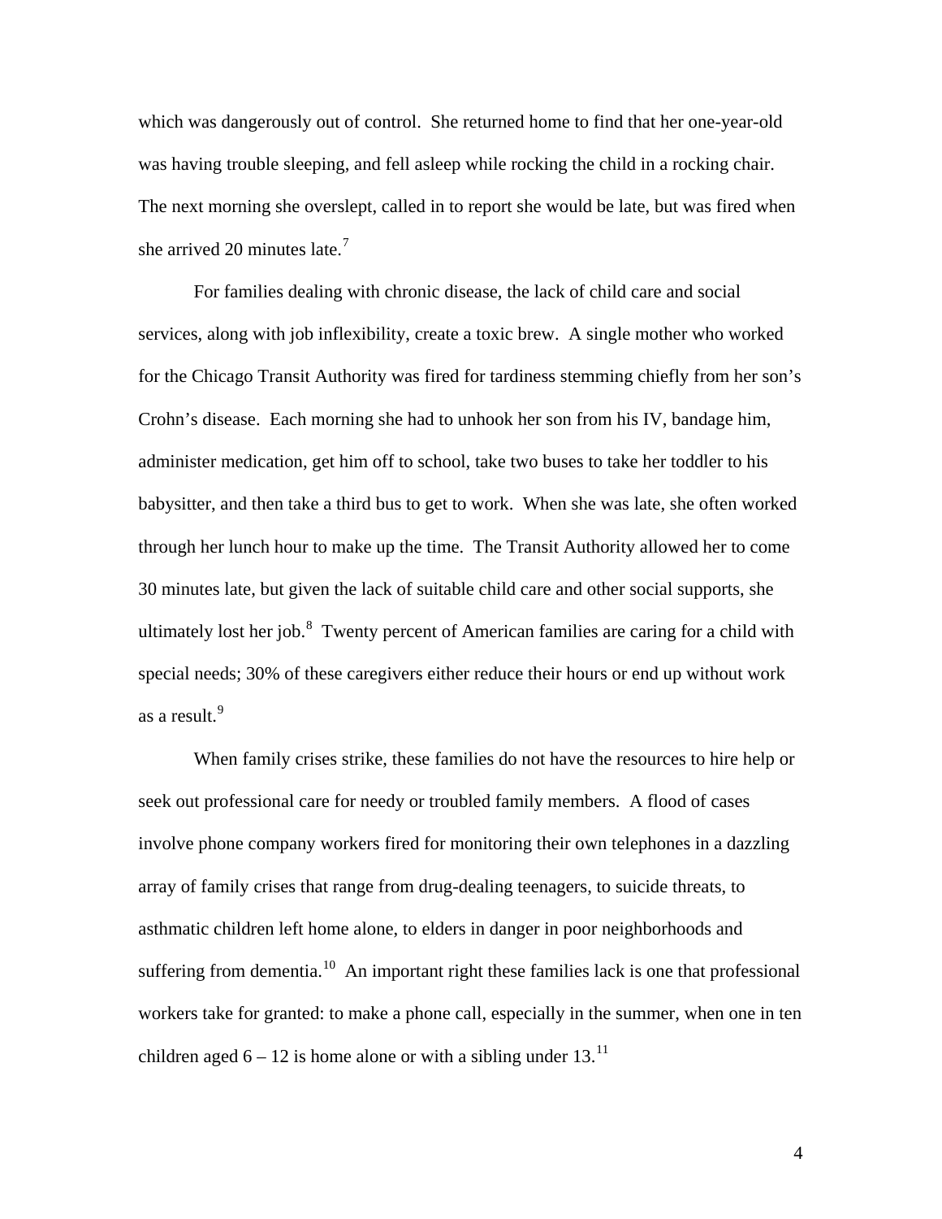which was dangerously out of control. She returned home to find that her one-year-old was having trouble sleeping, and fell asleep while rocking the child in a rocking chair. The next morning she overslept, called in to report she would be late, but was fired when she arrived 20 minutes late.[7]

For families dealing with chronic disease, the lack of child care and social services, along with job inflexibility, create a toxic brew. A single mother who worked for the Chicago Transit Authority was fired for tardiness stemming chiefly from her son's Crohn's disease. Each morning she had to unhook her son from his IV, bandage him, administer medication, get him off to school, take two buses to take her toddler to his babysitter, and then take a third bus to get to work. When she was late, she often worked through her lunch hour to make up the time. The Transit Authority allowed her to come 30 minutes late, but given the lack of suitable child care and other social supports, she ultimately lost her job.[8] Twenty percent of American families are caring for a child with special needs; 30% of these caregivers either reduce their hours or end up without work as a result.[9]

When family crises strike, these families do not have the resources to hire help or seek out professional care for needy or troubled family members. A flood of cases involve phone company workers fired for monitoring their own telephones in a dazzling array of family crises that range from drug-dealing teenagers, to suicide threats, to asthmatic children left home alone, to elders in danger in poor neighborhoods and suffering from dementia.[10] An important right these families lack is one that professional workers take for granted: to make a phone call, especially in the summer, when one in ten children aged 6 – 12 is home alone or with a sibling under 13.[11]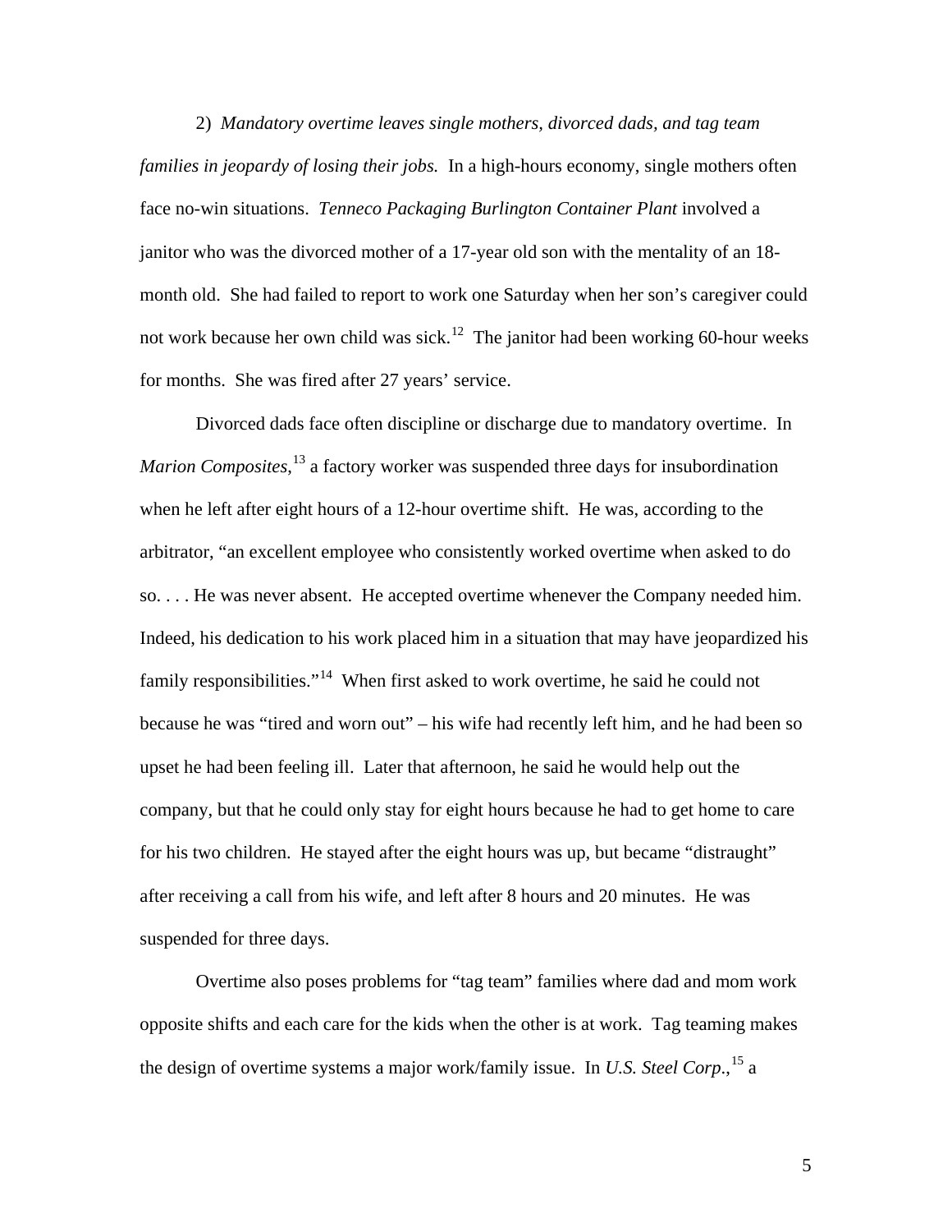2) *Mandatory overtime leaves single mothers, divorced dads, and tag team families in jeopardy of losing their jobs.* In a high-hours economy, single mothers often face no-win situations. *Tenneco Packaging Burlington Container Plant* involved a janitor who was the divorced mother of a 17-year old son with the mentality of an 18-month old. She had failed to report to work one Saturday when her son's caregiver could not work because her own child was sick.[12] The janitor had been working 60-hour weeks for months. She was fired after 27 years' service.

Divorced dads face often discipline or discharge due to mandatory overtime. In *Marion Composites*,[13] a factory worker was suspended three days for insubordination when he left after eight hours of a 12-hour overtime shift. He was, according to the arbitrator, "an excellent employee who consistently worked overtime when asked to do so. . . . He was never absent. He accepted overtime whenever the Company needed him. Indeed, his dedication to his work placed him in a situation that may have jeopardized his family responsibilities."[14] When first asked to work overtime, he said he could not because he was "tired and worn out" – his wife had recently left him, and he had been so upset he had been feeling ill. Later that afternoon, he said he would help out the company, but that he could only stay for eight hours because he had to get home to care for his two children. He stayed after the eight hours was up, but became "distraught" after receiving a call from his wife, and left after 8 hours and 20 minutes. He was suspended for three days.

Overtime also poses problems for "tag team" families where dad and mom work opposite shifts and each care for the kids when the other is at work. Tag teaming makes the design of overtime systems a major work/family issue. In *U.S. Steel Corp.*,[15] a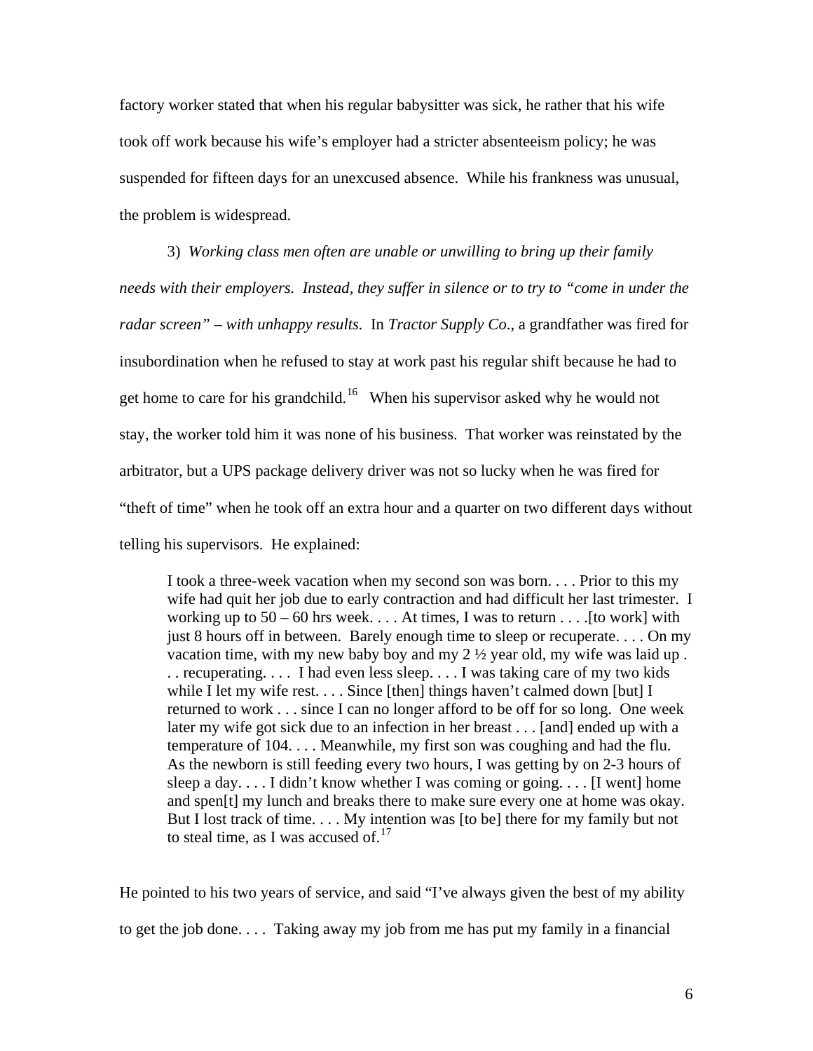factory worker stated that when his regular babysitter was sick, he rather that his wife took off work because his wife's employer had a stricter absenteeism policy; he was suspended for fifteen days for an unexcused absence. While his frankness was unusual, the problem is widespread.

3) *Working class men often are unable or unwilling to bring up their family needs with their employers. Instead, they suffer in silence or to try to "come in under the radar screen" – with unhappy results.* In *Tractor Supply Co*., a grandfather was fired for insubordination when he refused to stay at work past his regular shift because he had to get home to care for his grandchild.[16] When his supervisor asked why he would not stay, the worker told him it was none of his business. That worker was reinstated by the arbitrator, but a UPS package delivery driver was not so lucky when he was fired for "theft of time" when he took off an extra hour and a quarter on two different days without telling his supervisors. He explained:

> I took a three-week vacation when my second son was born. . . . Prior to this my wife had quit her job due to early contraction and had difficult her last trimester. I working up to 50 – 60 hrs week. . . . At times, I was to return . . . .[to work] with just 8 hours off in between. Barely enough time to sleep or recuperate. . . . On my vacation time, with my new baby boy and my 2 ½ year old, my wife was laid up . . . recuperating. . . . I had even less sleep. . . . I was taking care of my two kids while I let my wife rest. . . . Since [then] things haven't calmed down [but] I returned to work . . . since I can no longer afford to be off for so long. One week later my wife got sick due to an infection in her breast . . . [and] ended up with a temperature of 104. . . . Meanwhile, my first son was coughing and had the flu. As the newborn is still feeding every two hours, I was getting by on 2-3 hours of sleep a day. . . . I didn't know whether I was coming or going. . . . [I went] home and spen[t] my lunch and breaks there to make sure every one at home was okay. But I lost track of time. . . . My intention was [to be] there for my family but not to steal time, as I was accused of.[17]

He pointed to his two years of service, and said "I've always given the best of my ability to get the job done. . . . Taking away my job from me has put my family in a financial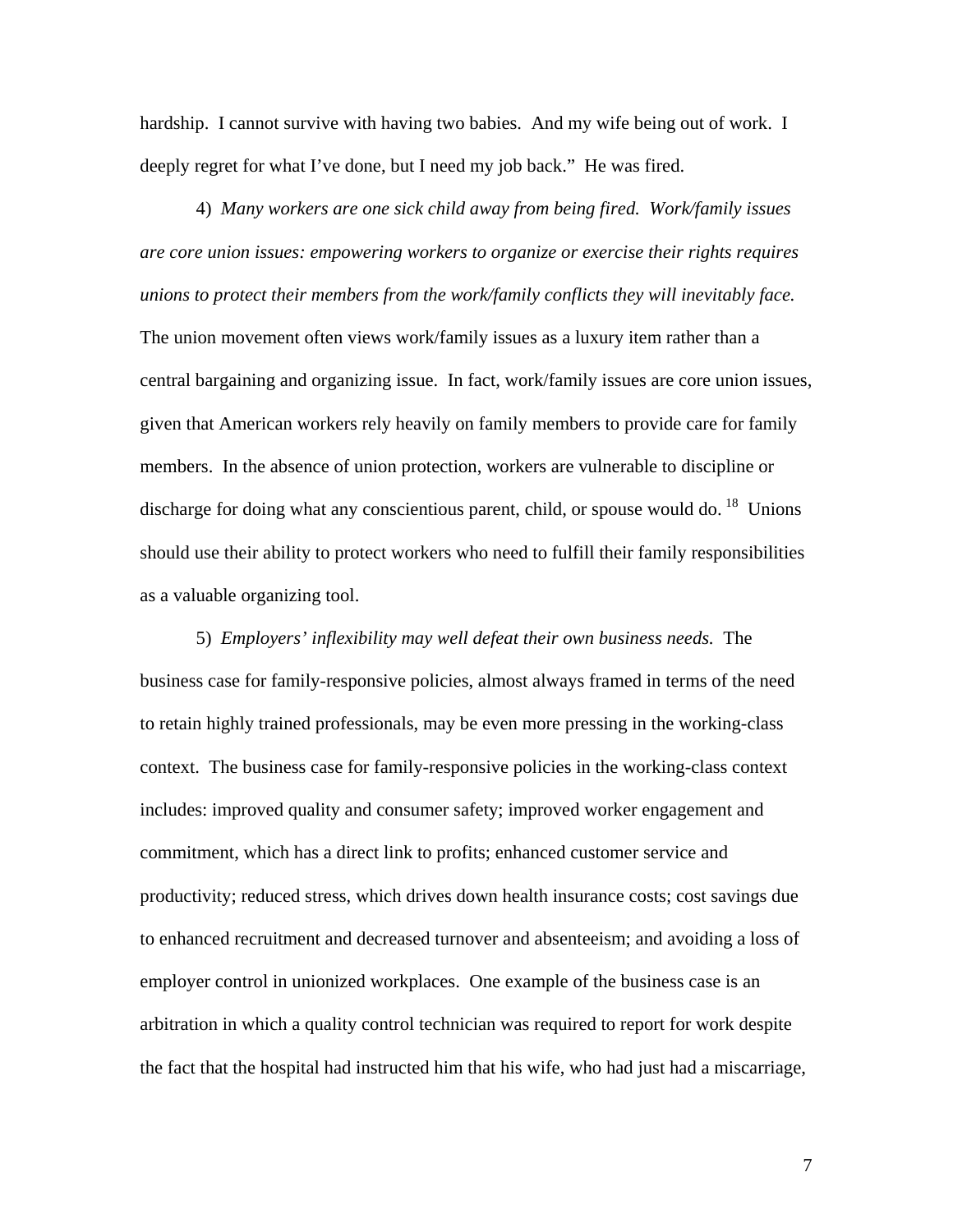hardship. I cannot survive with having two babies. And my wife being out of work. I deeply regret for what I've done, but I need my job back." He was fired.

4) *Many workers are one sick child away from being fired. Work/family issues are core union issues: empowering workers to organize or exercise their rights requires unions to protect their members from the work/family conflicts they will inevitably face.* The union movement often views work/family issues as a luxury item rather than a central bargaining and organizing issue. In fact, work/family issues are core union issues, given that American workers rely heavily on family members to provide care for family members. In the absence of union protection, workers are vulnerable to discipline or discharge for doing what any conscientious parent, child, or spouse would do. [18] Unions should use their ability to protect workers who need to fulfill their family responsibilities as a valuable organizing tool.

5) *Employers' inflexibility may well defeat their own business needs.* The business case for family-responsive policies, almost always framed in terms of the need to retain highly trained professionals, may be even more pressing in the working-class context. The business case for family-responsive policies in the working-class context includes: improved quality and consumer safety; improved worker engagement and commitment, which has a direct link to profits; enhanced customer service and productivity; reduced stress, which drives down health insurance costs; cost savings due to enhanced recruitment and decreased turnover and absenteeism; and avoiding a loss of employer control in unionized workplaces. One example of the business case is an arbitration in which a quality control technician was required to report for work despite the fact that the hospital had instructed him that his wife, who had just had a miscarriage,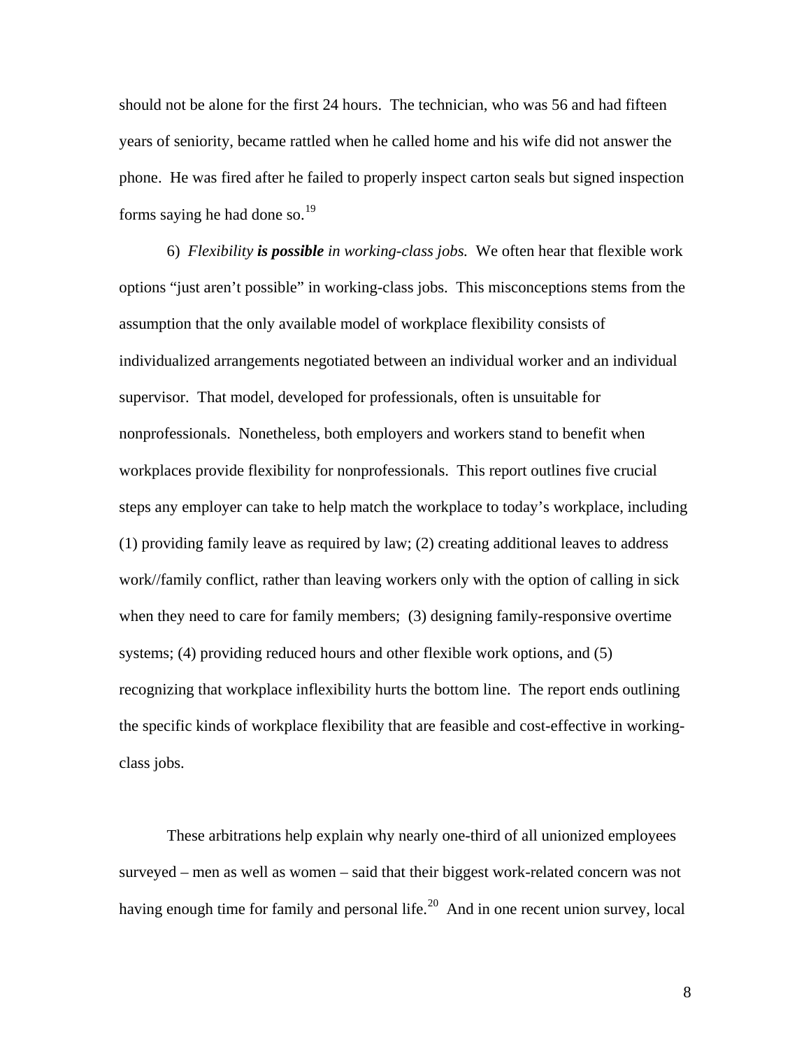should not be alone for the first 24 hours. The technician, who was 56 and had fifteen years of seniority, became rattled when he called home and his wife did not answer the phone. He was fired after he failed to properly inspect carton seals but signed inspection forms saying he had done so.[19]

6) *Flexibility **is possible** in working-class jobs.* We often hear that flexible work options "just aren't possible" in working-class jobs. This misconceptions stems from the assumption that the only available model of workplace flexibility consists of individualized arrangements negotiated between an individual worker and an individual supervisor. That model, developed for professionals, often is unsuitable for nonprofessionals. Nonetheless, both employers and workers stand to benefit when workplaces provide flexibility for nonprofessionals. This report outlines five crucial steps any employer can take to help match the workplace to today's workplace, including (1) providing family leave as required by law; (2) creating additional leaves to address work//family conflict, rather than leaving workers only with the option of calling in sick when they need to care for family members; (3) designing family-responsive overtime systems; (4) providing reduced hours and other flexible work options, and (5) recognizing that workplace inflexibility hurts the bottom line. The report ends outlining the specific kinds of workplace flexibility that are feasible and cost-effective in working-class jobs.

These arbitrations help explain why nearly one-third of all unionized employees surveyed – men as well as women – said that their biggest work-related concern was not having enough time for family and personal life.[20] And in one recent union survey, local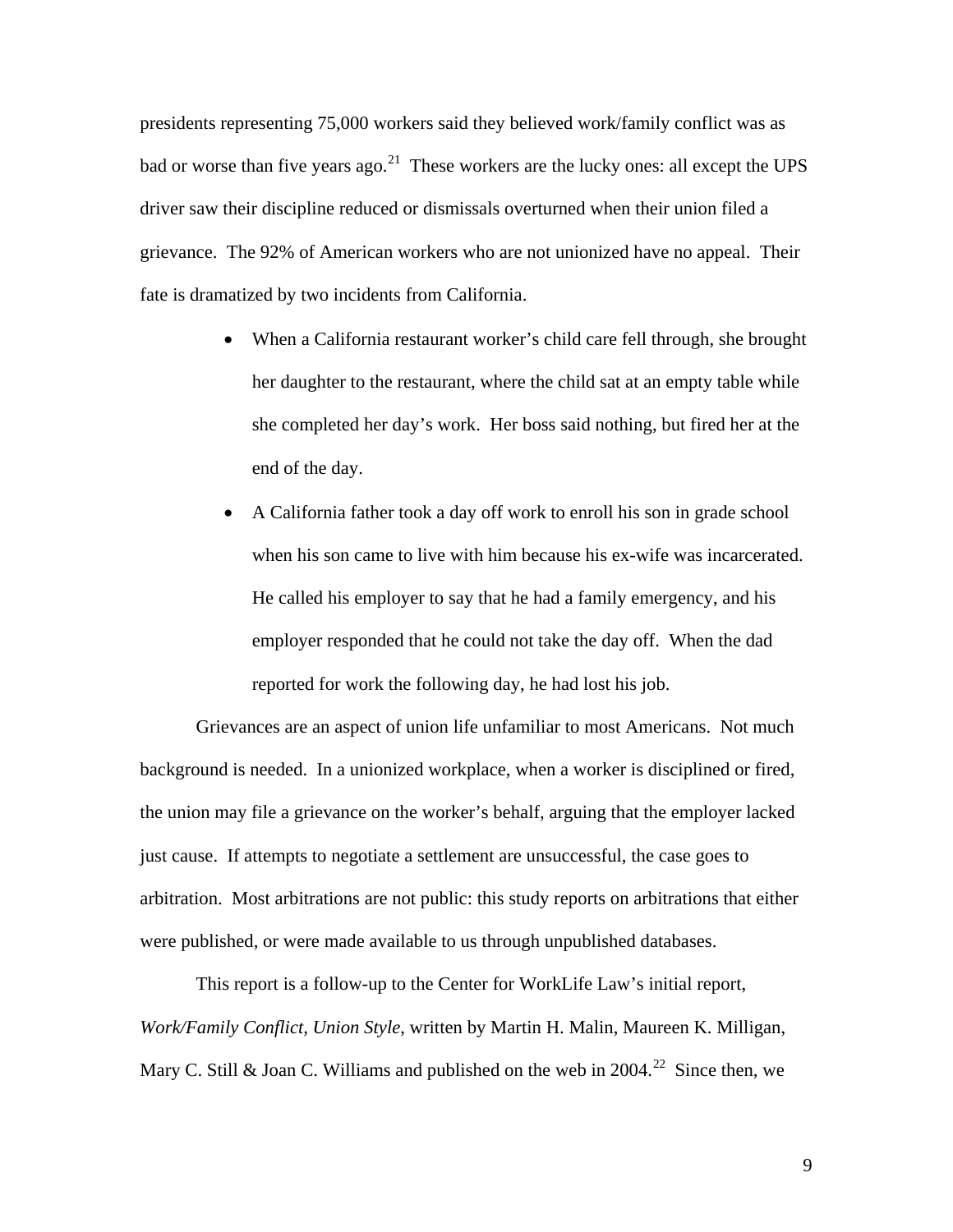presidents representing 75,000 workers said they believed work/family conflict was as bad or worse than five years ago.[21] These workers are the lucky ones: all except the UPS driver saw their discipline reduced or dismissals overturned when their union filed a grievance. The 92% of American workers who are not unionized have no appeal. Their fate is dramatized by two incidents from California.

- When a California restaurant worker's child care fell through, she brought her daughter to the restaurant, where the child sat at an empty table while she completed her day's work. Her boss said nothing, but fired her at the end of the day.
- A California father took a day off work to enroll his son in grade school when his son came to live with him because his ex-wife was incarcerated. He called his employer to say that he had a family emergency, and his employer responded that he could not take the day off. When the dad reported for work the following day, he had lost his job.

Grievances are an aspect of union life unfamiliar to most Americans. Not much background is needed. In a unionized workplace, when a worker is disciplined or fired, the union may file a grievance on the worker's behalf, arguing that the employer lacked just cause. If attempts to negotiate a settlement are unsuccessful, the case goes to arbitration. Most arbitrations are not public: this study reports on arbitrations that either were published, or were made available to us through unpublished databases.

This report is a follow-up to the Center for WorkLife Law's initial report, *Work/Family Conflict, Union Style*, written by Martin H. Malin, Maureen K. Milligan, Mary C. Still & Joan C. Williams and published on the web in 2004.[22] Since then, we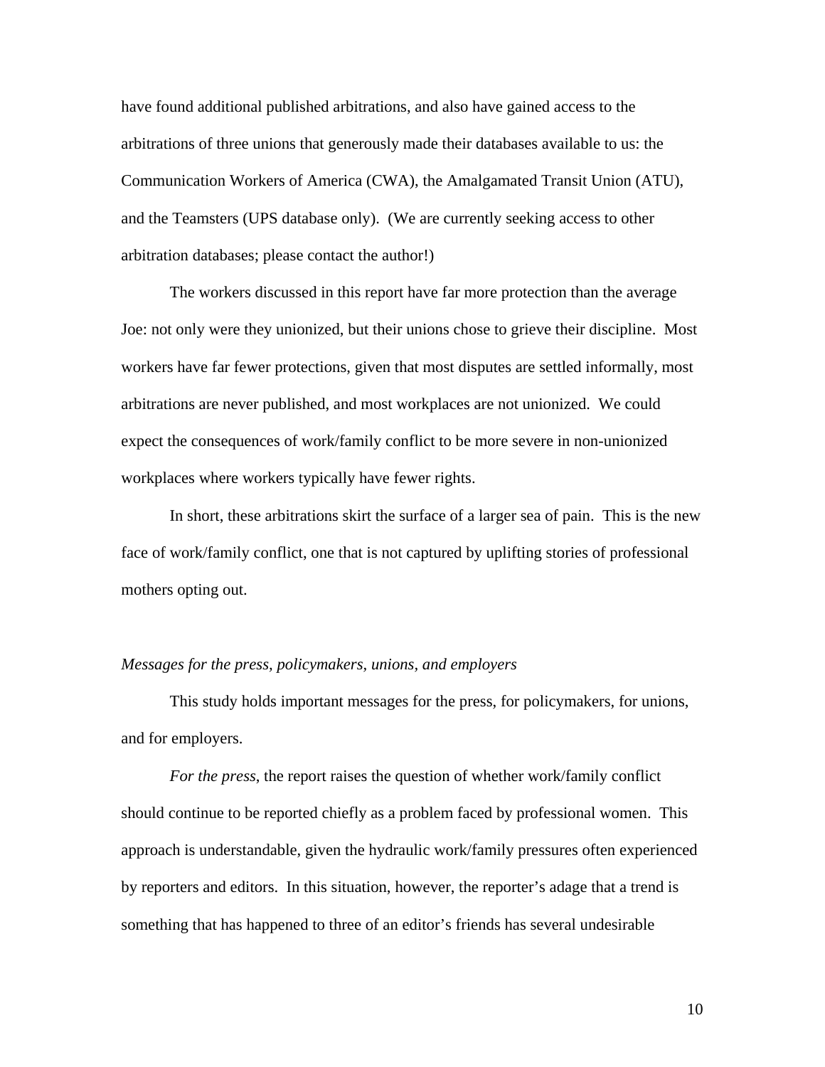have found additional published arbitrations, and also have gained access to the arbitrations of three unions that generously made their databases available to us: the Communication Workers of America (CWA), the Amalgamated Transit Union (ATU), and the Teamsters (UPS database only). (We are currently seeking access to other arbitration databases; please contact the author!)

The workers discussed in this report have far more protection than the average Joe: not only were they unionized, but their unions chose to grieve their discipline. Most workers have far fewer protections, given that most disputes are settled informally, most arbitrations are never published, and most workplaces are not unionized. We could expect the consequences of work/family conflict to be more severe in non-unionized workplaces where workers typically have fewer rights.

In short, these arbitrations skirt the surface of a larger sea of pain. This is the new face of work/family conflict, one that is not captured by uplifting stories of professional mothers opting out.

*Messages for the press, policymakers, unions, and employers*

This study holds important messages for the press, for policymakers, for unions, and for employers.

*For the press*, the report raises the question of whether work/family conflict should continue to be reported chiefly as a problem faced by professional women. This approach is understandable, given the hydraulic work/family pressures often experienced by reporters and editors. In this situation, however, the reporter's adage that a trend is something that has happened to three of an editor's friends has several undesirable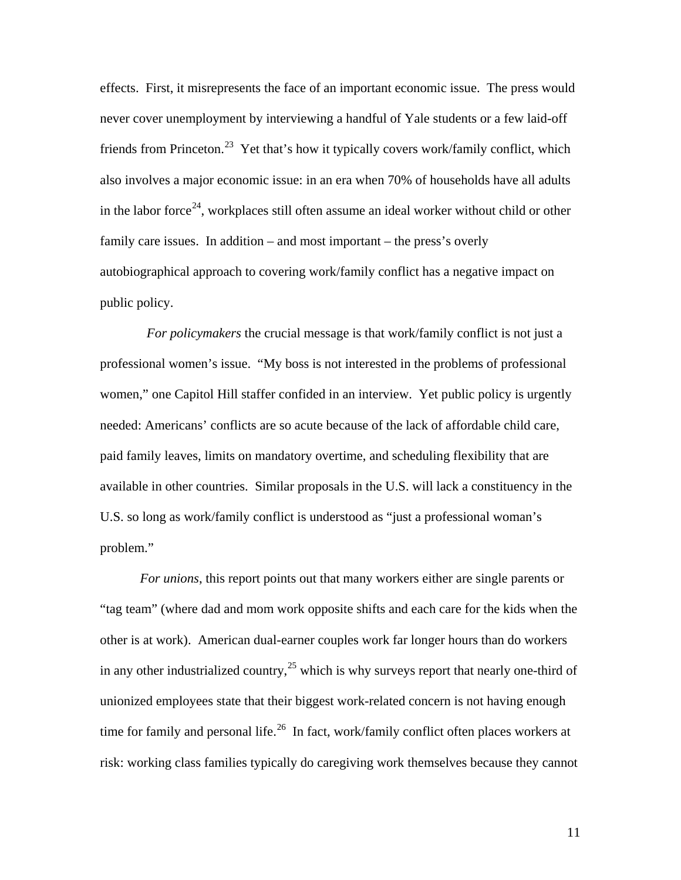effects. First, it misrepresents the face of an important economic issue. The press would never cover unemployment by interviewing a handful of Yale students or a few laid-off friends from Princeton.[23] Yet that's how it typically covers work/family conflict, which also involves a major economic issue: in an era when 70% of households have all adults in the labor force[24], workplaces still often assume an ideal worker without child or other family care issues. In addition – and most important – the press's overly autobiographical approach to covering work/family conflict has a negative impact on public policy.

*For policymakers* the crucial message is that work/family conflict is not just a professional women's issue. "My boss is not interested in the problems of professional women," one Capitol Hill staffer confided in an interview. Yet public policy is urgently needed: Americans' conflicts are so acute because of the lack of affordable child care, paid family leaves, limits on mandatory overtime, and scheduling flexibility that are available in other countries. Similar proposals in the U.S. will lack a constituency in the U.S. so long as work/family conflict is understood as "just a professional woman's problem."

*For unions*, this report points out that many workers either are single parents or "tag team" (where dad and mom work opposite shifts and each care for the kids when the other is at work). American dual-earner couples work far longer hours than do workers in any other industrialized country,[25] which is why surveys report that nearly one-third of unionized employees state that their biggest work-related concern is not having enough time for family and personal life.[26] In fact, work/family conflict often places workers at risk: working class families typically do caregiving work themselves because they cannot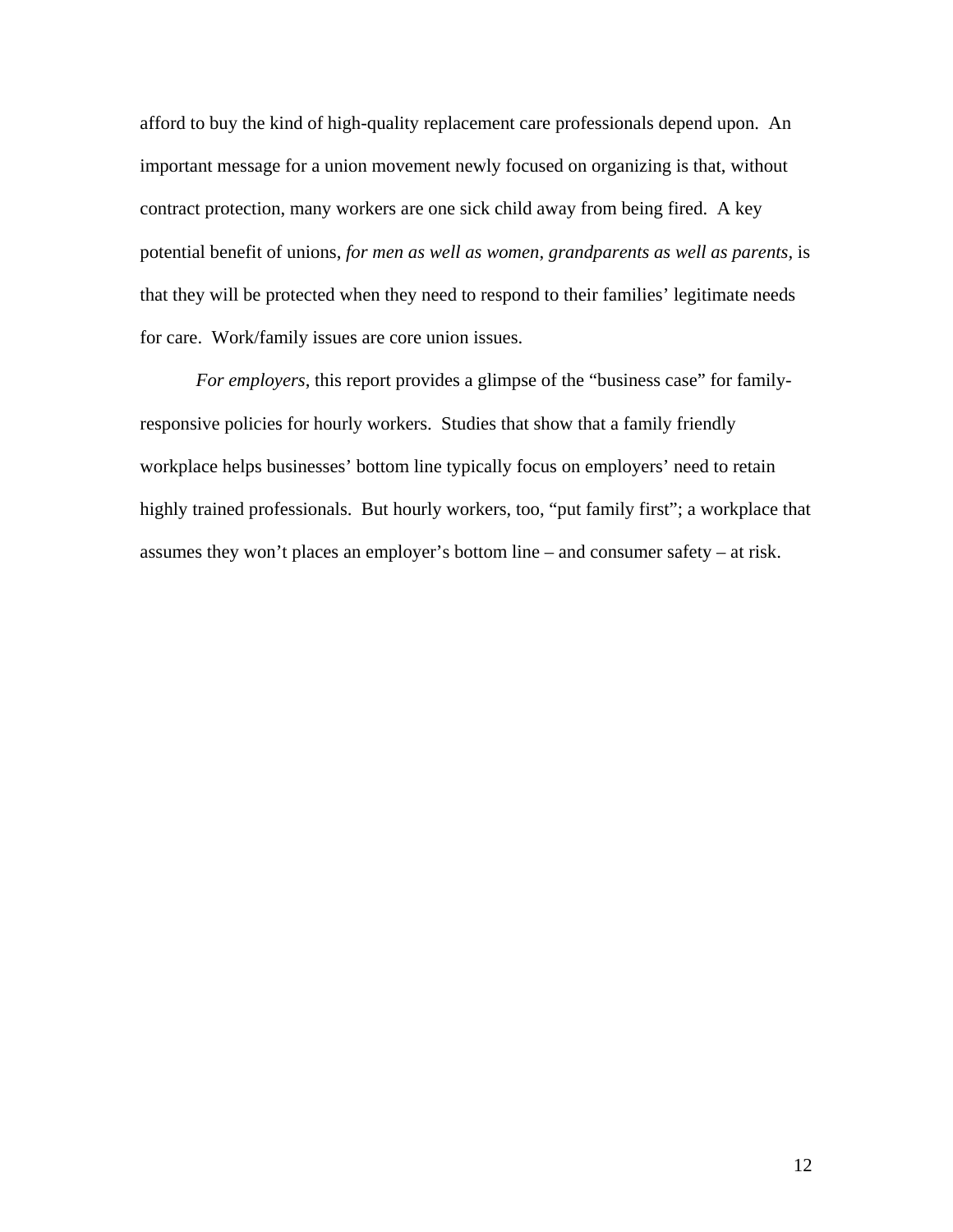afford to buy the kind of high-quality replacement care professionals depend upon. An important message for a union movement newly focused on organizing is that, without contract protection, many workers are one sick child away from being fired. A key potential benefit of unions, *for men as well as women, grandparents as well as parents*, is that they will be protected when they need to respond to their families' legitimate needs for care. Work/family issues are core union issues.

*For employers*, this report provides a glimpse of the "business case" for family-responsive policies for hourly workers. Studies that show that a family friendly workplace helps businesses' bottom line typically focus on employers' need to retain highly trained professionals. But hourly workers, too, "put family first"; a workplace that assumes they won't places an employer's bottom line – and consumer safety – at risk.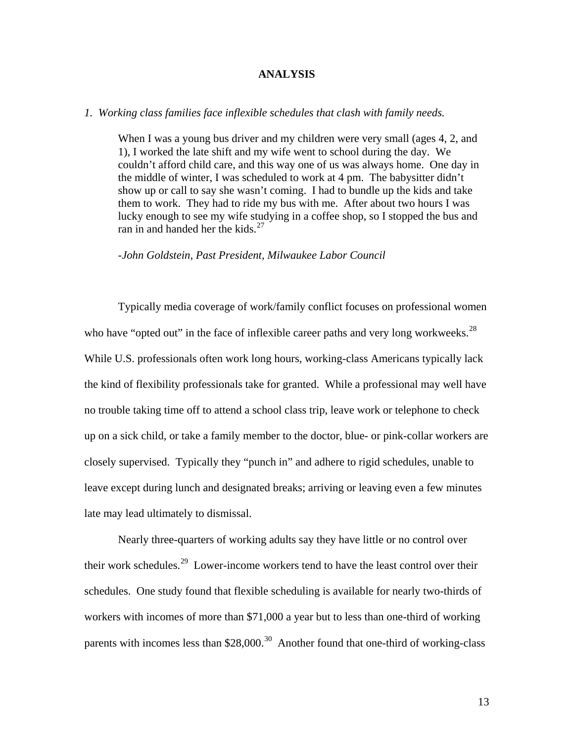## ANALYSIS

*1. Working class families face inflexible schedules that clash with family needs.*

> When I was a young bus driver and my children were very small (ages 4, 2, and 1), I worked the late shift and my wife went to school during the day. We couldn't afford child care, and this way one of us was always home. One day in the middle of winter, I was scheduled to work at 4 pm. The babysitter didn't show up or call to say she wasn't coming. I had to bundle up the kids and take them to work. They had to ride my bus with me. After about two hours I was lucky enough to see my wife studying in a coffee shop, so I stopped the bus and ran in and handed her the kids.[27]
>
> -*John Goldstein, Past President, Milwaukee Labor Council*

Typically media coverage of work/family conflict focuses on professional women who have "opted out" in the face of inflexible career paths and very long workweeks.[28] While U.S. professionals often work long hours, working-class Americans typically lack the kind of flexibility professionals take for granted. While a professional may well have no trouble taking time off to attend a school class trip, leave work or telephone to check up on a sick child, or take a family member to the doctor, blue- or pink-collar workers are closely supervised. Typically they "punch in" and adhere to rigid schedules, unable to leave except during lunch and designated breaks; arriving or leaving even a few minutes late may lead ultimately to dismissal.

Nearly three-quarters of working adults say they have little or no control over their work schedules.[29] Lower-income workers tend to have the least control over their schedules. One study found that flexible scheduling is available for nearly two-thirds of workers with incomes of more than $71,000 a year but to less than one-third of working parents with incomes less than $28,000.[30] Another found that one-third of working-class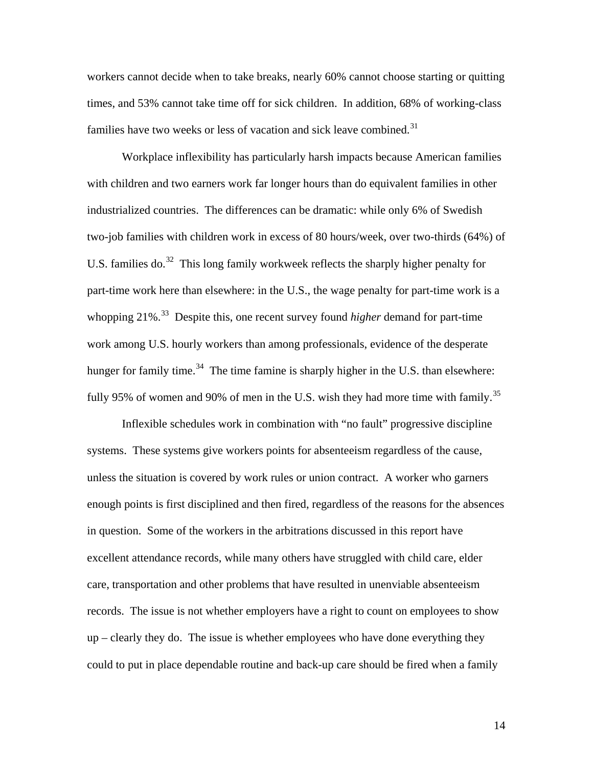workers cannot decide when to take breaks, nearly 60% cannot choose starting or quitting times, and 53% cannot take time off for sick children. In addition, 68% of working-class families have two weeks or less of vacation and sick leave combined.[31]

Workplace inflexibility has particularly harsh impacts because American families with children and two earners work far longer hours than do equivalent families in other industrialized countries. The differences can be dramatic: while only 6% of Swedish two-job families with children work in excess of 80 hours/week, over two-thirds (64%) of U.S. families do.[32] This long family workweek reflects the sharply higher penalty for part-time work here than elsewhere: in the U.S., the wage penalty for part-time work is a whopping 21%.[33] Despite this, one recent survey found *higher* demand for part-time work among U.S. hourly workers than among professionals, evidence of the desperate hunger for family time.[34] The time famine is sharply higher in the U.S. than elsewhere: fully 95% of women and 90% of men in the U.S. wish they had more time with family.[35]

Inflexible schedules work in combination with "no fault" progressive discipline systems. These systems give workers points for absenteeism regardless of the cause, unless the situation is covered by work rules or union contract. A worker who garners enough points is first disciplined and then fired, regardless of the reasons for the absences in question. Some of the workers in the arbitrations discussed in this report have excellent attendance records, while many others have struggled with child care, elder care, transportation and other problems that have resulted in unenviable absenteeism records. The issue is not whether employers have a right to count on employees to show up – clearly they do. The issue is whether employees who have done everything they could to put in place dependable routine and back-up care should be fired when a family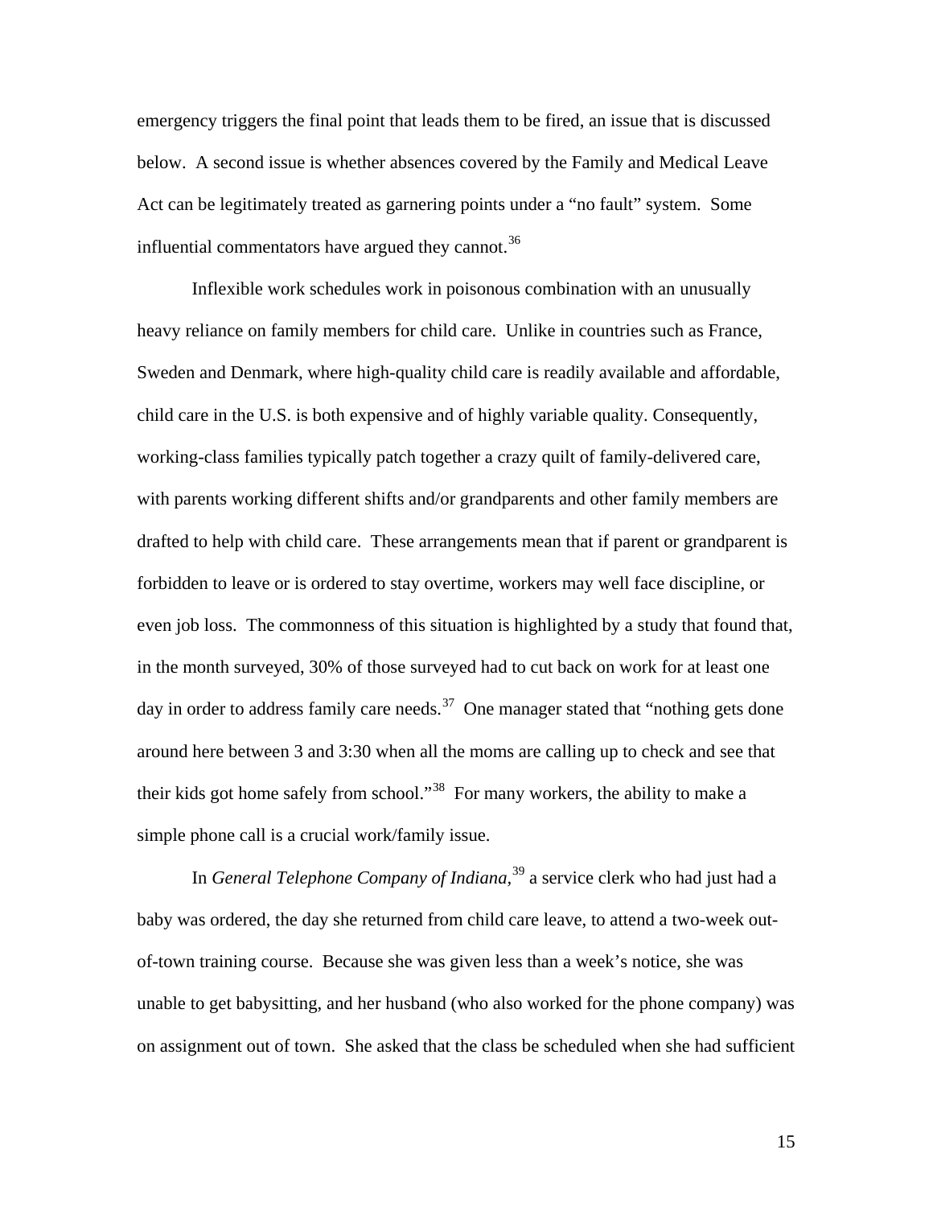emergency triggers the final point that leads them to be fired, an issue that is discussed below. A second issue is whether absences covered by the Family and Medical Leave Act can be legitimately treated as garnering points under a "no fault" system. Some influential commentators have argued they cannot.[36]

Inflexible work schedules work in poisonous combination with an unusually heavy reliance on family members for child care. Unlike in countries such as France, Sweden and Denmark, where high-quality child care is readily available and affordable, child care in the U.S. is both expensive and of highly variable quality. Consequently, working-class families typically patch together a crazy quilt of family-delivered care, with parents working different shifts and/or grandparents and other family members are drafted to help with child care. These arrangements mean that if parent or grandparent is forbidden to leave or is ordered to stay overtime, workers may well face discipline, or even job loss. The commonness of this situation is highlighted by a study that found that, in the month surveyed, 30% of those surveyed had to cut back on work for at least one day in order to address family care needs.[37] One manager stated that "nothing gets done around here between 3 and 3:30 when all the moms are calling up to check and see that their kids got home safely from school."[38] For many workers, the ability to make a simple phone call is a crucial work/family issue.

In *General Telephone Company of Indiana*,[39] a service clerk who had just had a baby was ordered, the day she returned from child care leave, to attend a two-week out-of-town training course. Because she was given less than a week's notice, she was unable to get babysitting, and her husband (who also worked for the phone company) was on assignment out of town. She asked that the class be scheduled when she had sufficient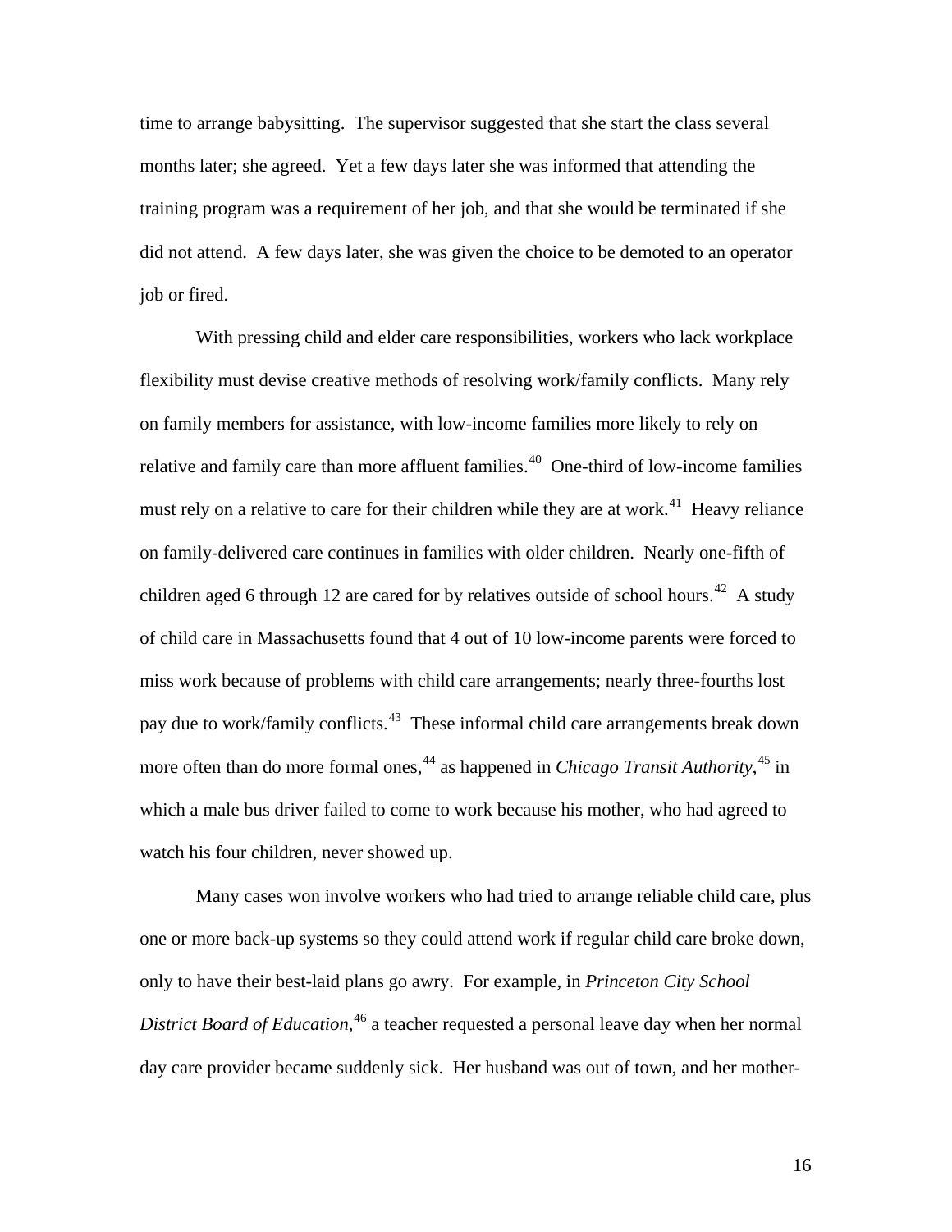time to arrange babysitting. The supervisor suggested that she start the class several months later; she agreed. Yet a few days later she was informed that attending the training program was a requirement of her job, and that she would be terminated if she did not attend. A few days later, she was given the choice to be demoted to an operator job or fired.

With pressing child and elder care responsibilities, workers who lack workplace flexibility must devise creative methods of resolving work/family conflicts. Many rely on family members for assistance, with low-income families more likely to rely on relative and family care than more affluent families.[40] One-third of low-income families must rely on a relative to care for their children while they are at work.[41] Heavy reliance on family-delivered care continues in families with older children. Nearly one-fifth of children aged 6 through 12 are cared for by relatives outside of school hours.[42] A study of child care in Massachusetts found that 4 out of 10 low-income parents were forced to miss work because of problems with child care arrangements; nearly three-fourths lost pay due to work/family conflicts.[43] These informal child care arrangements break down more often than do more formal ones,[44] as happened in *Chicago Transit Authority*,[45] in which a male bus driver failed to come to work because his mother, who had agreed to watch his four children, never showed up.

Many cases won involve workers who had tried to arrange reliable child care, plus one or more back-up systems so they could attend work if regular child care broke down, only to have their best-laid plans go awry. For example, in *Princeton City School District Board of Education*,[46] a teacher requested a personal leave day when her normal day care provider became suddenly sick. Her husband was out of town, and her mother-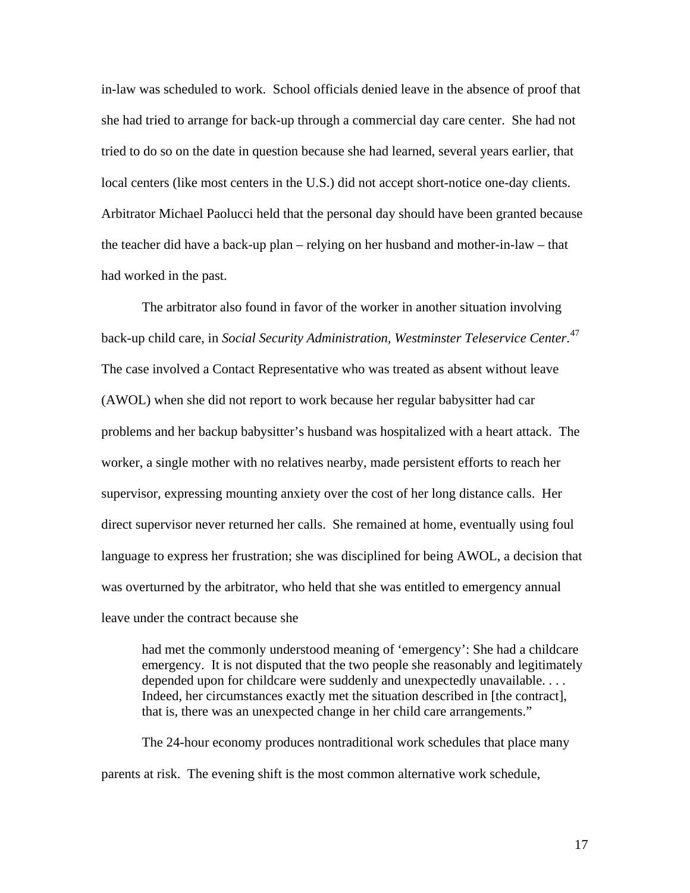in-law was scheduled to work. School officials denied leave in the absence of proof that she had tried to arrange for back-up through a commercial day care center. She had not tried to do so on the date in question because she had learned, several years earlier, that local centers (like most centers in the U.S.) did not accept short-notice one-day clients. Arbitrator Michael Paolucci held that the personal day should have been granted because the teacher did have a back-up plan – relying on her husband and mother-in-law – that had worked in the past.

The arbitrator also found in favor of the worker in another situation involving back-up child care, in *Social Security Administration, Westminster Teleservice Center*.[47] The case involved a Contact Representative who was treated as absent without leave (AWOL) when she did not report to work because her regular babysitter had car problems and her backup babysitter's husband was hospitalized with a heart attack. The worker, a single mother with no relatives nearby, made persistent efforts to reach her supervisor, expressing mounting anxiety over the cost of her long distance calls. Her direct supervisor never returned her calls. She remained at home, eventually using foul language to express her frustration; she was disciplined for being AWOL, a decision that was overturned by the arbitrator, who held that she was entitled to emergency annual leave under the contract because she

> had met the commonly understood meaning of 'emergency': She had a childcare emergency. It is not disputed that the two people she reasonably and legitimately depended upon for childcare were suddenly and unexpectedly unavailable. . . . Indeed, her circumstances exactly met the situation described in [the contract], that is, there was an unexpected change in her child care arrangements."

The 24-hour economy produces nontraditional work schedules that place many parents at risk. The evening shift is the most common alternative work schedule,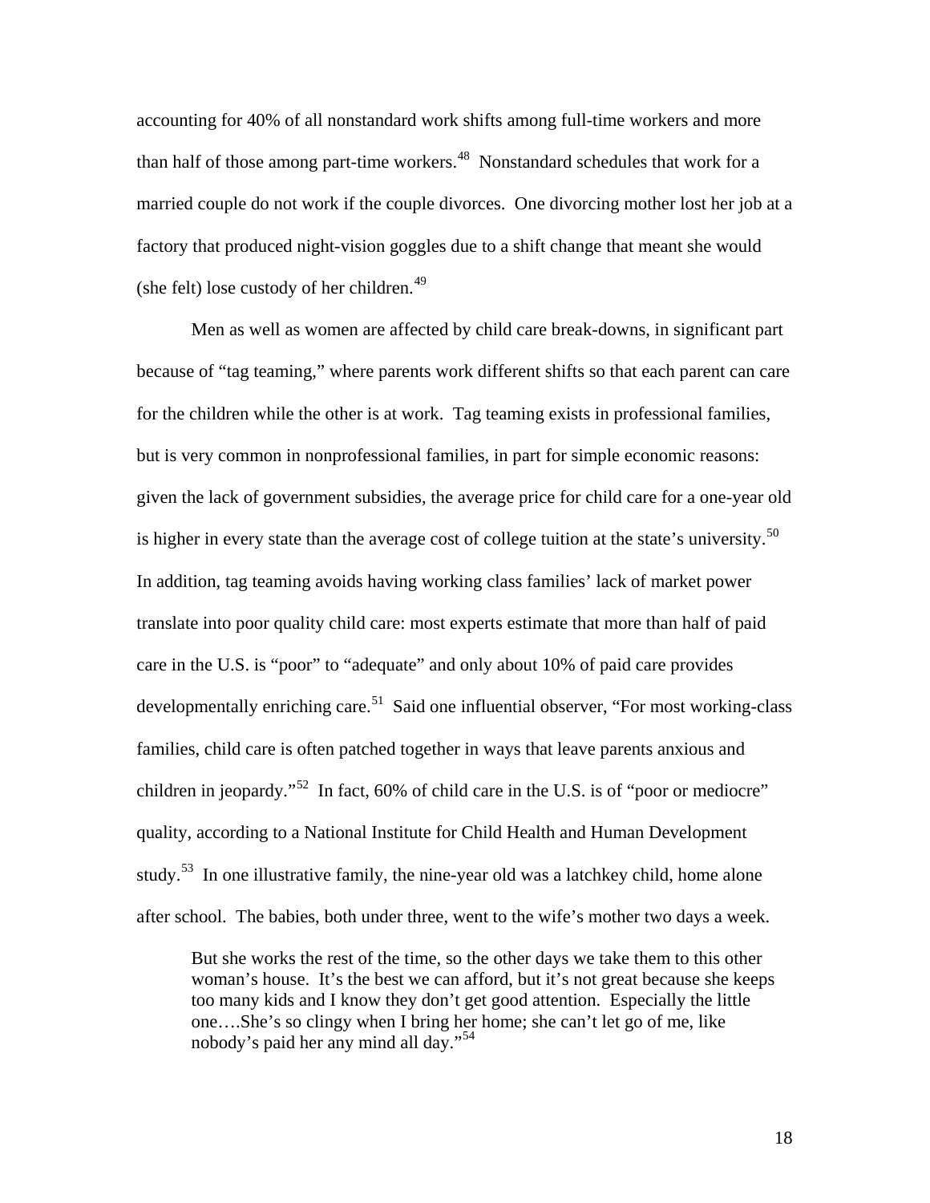accounting for 40% of all nonstandard work shifts among full-time workers and more than half of those among part-time workers.[48] Nonstandard schedules that work for a married couple do not work if the couple divorces. One divorcing mother lost her job at a factory that produced night-vision goggles due to a shift change that meant she would (she felt) lose custody of her children.[49]

Men as well as women are affected by child care break-downs, in significant part because of "tag teaming," where parents work different shifts so that each parent can care for the children while the other is at work. Tag teaming exists in professional families, but is very common in nonprofessional families, in part for simple economic reasons: given the lack of government subsidies, the average price for child care for a one-year old is higher in every state than the average cost of college tuition at the state's university.[50] In addition, tag teaming avoids having working class families' lack of market power translate into poor quality child care: most experts estimate that more than half of paid care in the U.S. is "poor" to "adequate" and only about 10% of paid care provides developmentally enriching care.[51] Said one influential observer, "For most working-class families, child care is often patched together in ways that leave parents anxious and children in jeopardy."[52] In fact, 60% of child care in the U.S. is of "poor or mediocre" quality, according to a National Institute for Child Health and Human Development study.[53] In one illustrative family, the nine-year old was a latchkey child, home alone after school. The babies, both under three, went to the wife's mother two days a week.

> But she works the rest of the time, so the other days we take them to this other woman's house. It's the best we can afford, but it's not great because she keeps too many kids and I know they don't get good attention. Especially the little one….She's so clingy when I bring her home; she can't let go of me, like nobody's paid her any mind all day."[54]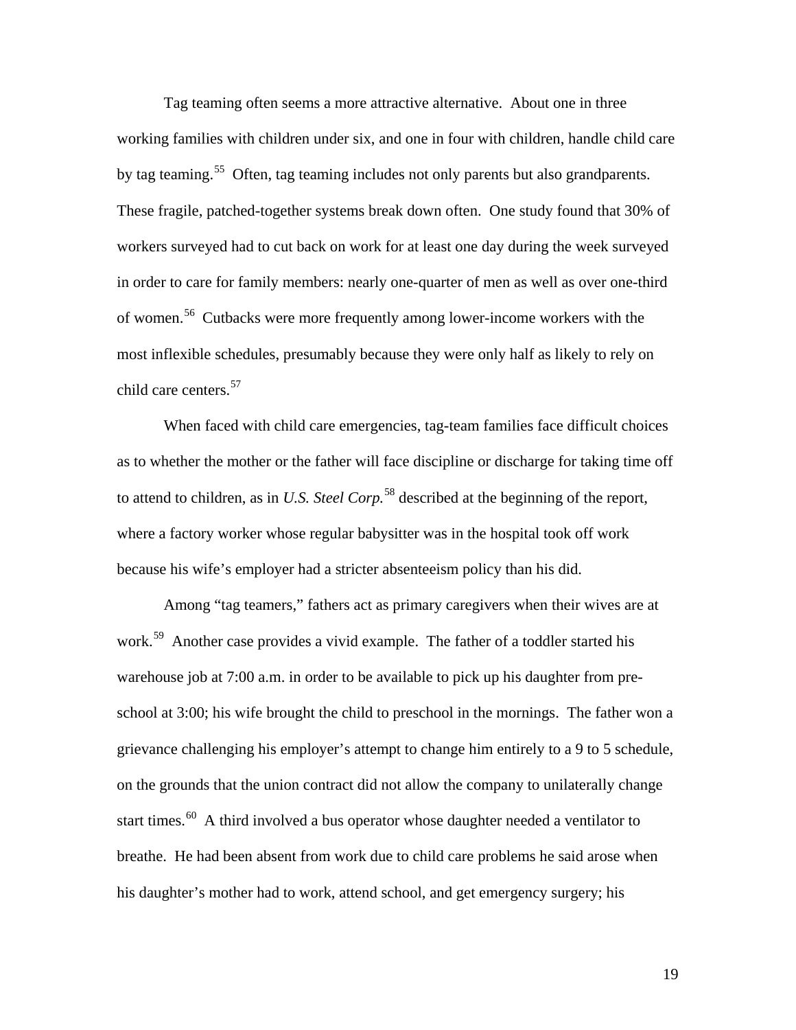Tag teaming often seems a more attractive alternative. About one in three working families with children under six, and one in four with children, handle child care by tag teaming.[55] Often, tag teaming includes not only parents but also grandparents. These fragile, patched-together systems break down often. One study found that 30% of workers surveyed had to cut back on work for at least one day during the week surveyed in order to care for family members: nearly one-quarter of men as well as over one-third of women.[56] Cutbacks were more frequently among lower-income workers with the most inflexible schedules, presumably because they were only half as likely to rely on child care centers.[57]

When faced with child care emergencies, tag-team families face difficult choices as to whether the mother or the father will face discipline or discharge for taking time off to attend to children, as in *U.S. Steel Corp.*[58] described at the beginning of the report, where a factory worker whose regular babysitter was in the hospital took off work because his wife's employer had a stricter absenteeism policy than his did.

Among "tag teamers," fathers act as primary caregivers when their wives are at work.[59] Another case provides a vivid example. The father of a toddler started his warehouse job at 7:00 a.m. in order to be available to pick up his daughter from pre-school at 3:00; his wife brought the child to preschool in the mornings. The father won a grievance challenging his employer's attempt to change him entirely to a 9 to 5 schedule, on the grounds that the union contract did not allow the company to unilaterally change start times.[60] A third involved a bus operator whose daughter needed a ventilator to breathe. He had been absent from work due to child care problems he said arose when his daughter's mother had to work, attend school, and get emergency surgery; his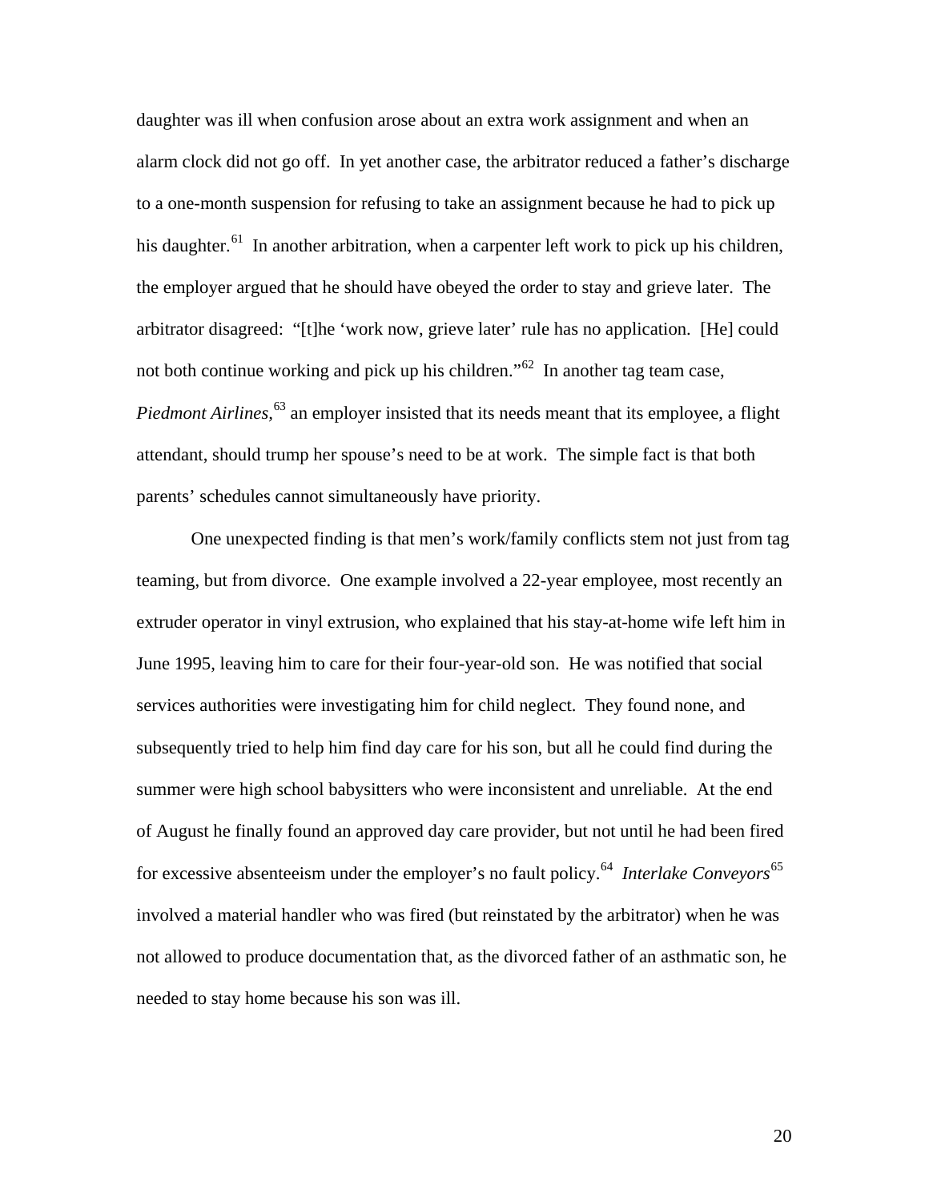daughter was ill when confusion arose about an extra work assignment and when an alarm clock did not go off. In yet another case, the arbitrator reduced a father's discharge to a one-month suspension for refusing to take an assignment because he had to pick up his daughter.[61] In another arbitration, when a carpenter left work to pick up his children, the employer argued that he should have obeyed the order to stay and grieve later. The arbitrator disagreed: "[t]he 'work now, grieve later' rule has no application. [He] could not both continue working and pick up his children."[62] In another tag team case, *Piedmont Airlines*,[63] an employer insisted that its needs meant that its employee, a flight attendant, should trump her spouse's need to be at work. The simple fact is that both parents' schedules cannot simultaneously have priority.

One unexpected finding is that men's work/family conflicts stem not just from tag teaming, but from divorce. One example involved a 22-year employee, most recently an extruder operator in vinyl extrusion, who explained that his stay-at-home wife left him in June 1995, leaving him to care for their four-year-old son. He was notified that social services authorities were investigating him for child neglect. They found none, and subsequently tried to help him find day care for his son, but all he could find during the summer were high school babysitters who were inconsistent and unreliable. At the end of August he finally found an approved day care provider, but not until he had been fired for excessive absenteeism under the employer's no fault policy.[64] *Interlake Conveyors*[65] involved a material handler who was fired (but reinstated by the arbitrator) when he was not allowed to produce documentation that, as the divorced father of an asthmatic son, he needed to stay home because his son was ill.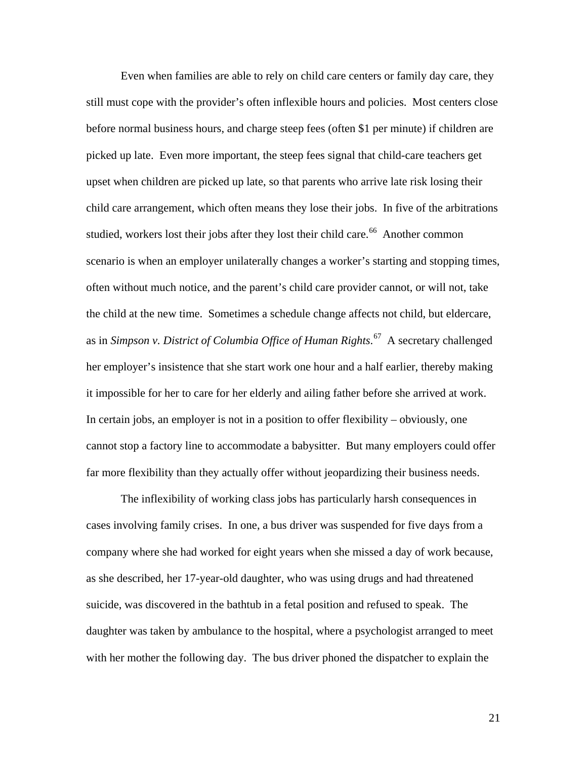Even when families are able to rely on child care centers or family day care, they still must cope with the provider's often inflexible hours and policies. Most centers close before normal business hours, and charge steep fees (often $1 per minute) if children are picked up late. Even more important, the steep fees signal that child-care teachers get upset when children are picked up late, so that parents who arrive late risk losing their child care arrangement, which often means they lose their jobs. In five of the arbitrations studied, workers lost their jobs after they lost their child care.[66] Another common scenario is when an employer unilaterally changes a worker's starting and stopping times, often without much notice, and the parent's child care provider cannot, or will not, take the child at the new time. Sometimes a schedule change affects not child, but eldercare, as in *Simpson v. District of Columbia Office of Human Rights*.[67] A secretary challenged her employer's insistence that she start work one hour and a half earlier, thereby making it impossible for her to care for her elderly and ailing father before she arrived at work. In certain jobs, an employer is not in a position to offer flexibility – obviously, one cannot stop a factory line to accommodate a babysitter. But many employers could offer far more flexibility than they actually offer without jeopardizing their business needs.

The inflexibility of working class jobs has particularly harsh consequences in cases involving family crises. In one, a bus driver was suspended for five days from a company where she had worked for eight years when she missed a day of work because, as she described, her 17-year-old daughter, who was using drugs and had threatened suicide, was discovered in the bathtub in a fetal position and refused to speak. The daughter was taken by ambulance to the hospital, where a psychologist arranged to meet with her mother the following day. The bus driver phoned the dispatcher to explain the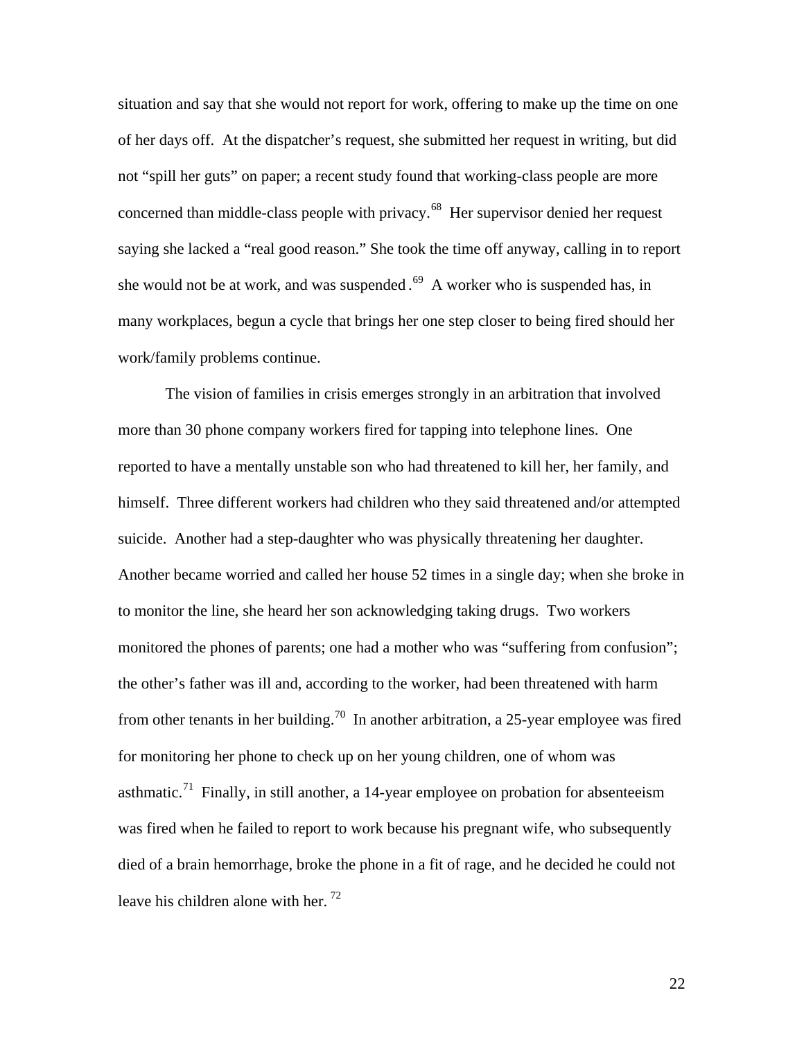situation and say that she would not report for work, offering to make up the time on one of her days off. At the dispatcher's request, she submitted her request in writing, but did not "spill her guts" on paper; a recent study found that working-class people are more concerned than middle-class people with privacy.[68] Her supervisor denied her request saying she lacked a "real good reason." She took the time off anyway, calling in to report she would not be at work, and was suspended.[69] A worker who is suspended has, in many workplaces, begun a cycle that brings her one step closer to being fired should her work/family problems continue.

The vision of families in crisis emerges strongly in an arbitration that involved more than 30 phone company workers fired for tapping into telephone lines. One reported to have a mentally unstable son who had threatened to kill her, her family, and himself. Three different workers had children who they said threatened and/or attempted suicide. Another had a step-daughter who was physically threatening her daughter. Another became worried and called her house 52 times in a single day; when she broke in to monitor the line, she heard her son acknowledging taking drugs. Two workers monitored the phones of parents; one had a mother who was "suffering from confusion"; the other's father was ill and, according to the worker, had been threatened with harm from other tenants in her building.[70] In another arbitration, a 25-year employee was fired for monitoring her phone to check up on her young children, one of whom was asthmatic.[71] Finally, in still another, a 14-year employee on probation for absenteeism was fired when he failed to report to work because his pregnant wife, who subsequently died of a brain hemorrhage, broke the phone in a fit of rage, and he decided he could not leave his children alone with her.[72]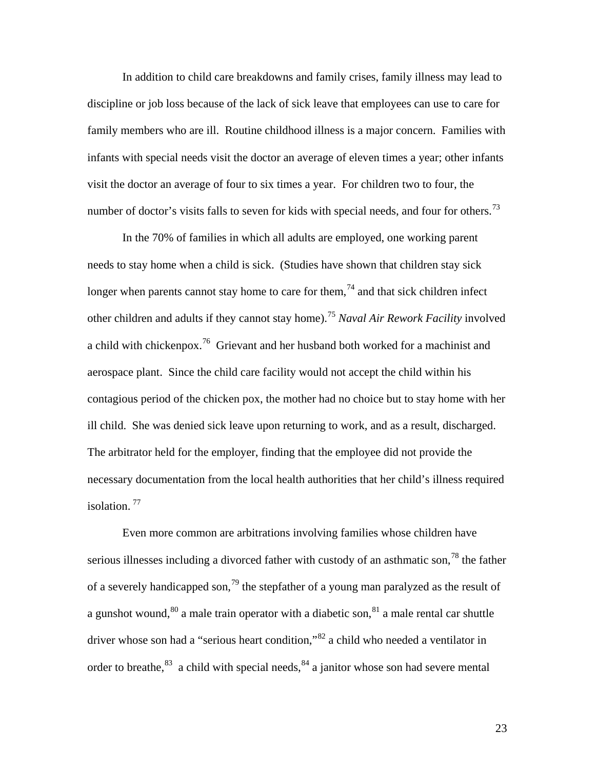In addition to child care breakdowns and family crises, family illness may lead to discipline or job loss because of the lack of sick leave that employees can use to care for family members who are ill. Routine childhood illness is a major concern. Families with infants with special needs visit the doctor an average of eleven times a year; other infants visit the doctor an average of four to six times a year. For children two to four, the number of doctor's visits falls to seven for kids with special needs, and four for others.[73]

In the 70% of families in which all adults are employed, one working parent needs to stay home when a child is sick. (Studies have shown that children stay sick longer when parents cannot stay home to care for them,[74] and that sick children infect other children and adults if they cannot stay home).[75] *Naval Air Rework Facility* involved a child with chickenpox.[76] Grievant and her husband both worked for a machinist and aerospace plant. Since the child care facility would not accept the child within his contagious period of the chicken pox, the mother had no choice but to stay home with her ill child. She was denied sick leave upon returning to work, and as a result, discharged. The arbitrator held for the employer, finding that the employee did not provide the necessary documentation from the local health authorities that her child's illness required isolation.[77]

Even more common are arbitrations involving families whose children have serious illnesses including a divorced father with custody of an asthmatic son,[78] the father of a severely handicapped son,[79] the stepfather of a young man paralyzed as the result of a gunshot wound,[80] a male train operator with a diabetic son,[81] a male rental car shuttle driver whose son had a "serious heart condition,"[82] a child who needed a ventilator in order to breathe,[83] a child with special needs,[84] a janitor whose son had severe mental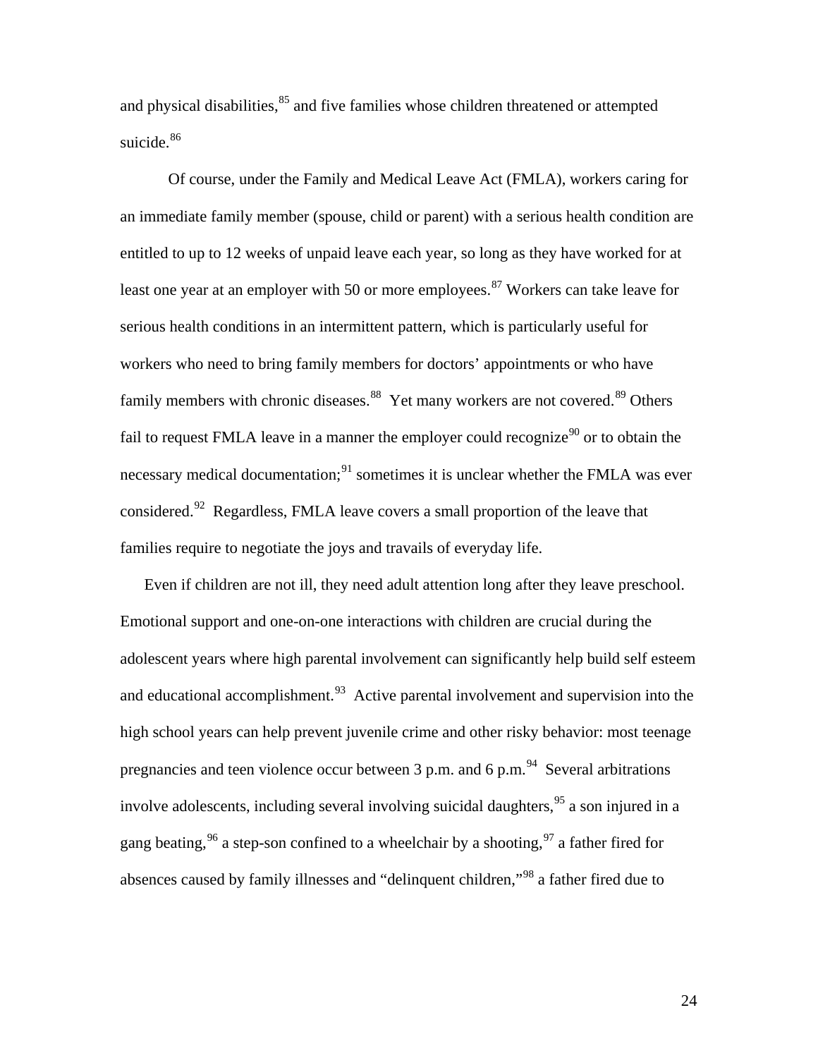and physical disabilities,[85] and five families whose children threatened or attempted suicide.[86]

Of course, under the Family and Medical Leave Act (FMLA), workers caring for an immediate family member (spouse, child or parent) with a serious health condition are entitled to up to 12 weeks of unpaid leave each year, so long as they have worked for at least one year at an employer with 50 or more employees.[87] Workers can take leave for serious health conditions in an intermittent pattern, which is particularly useful for workers who need to bring family members for doctors' appointments or who have family members with chronic diseases.[88] Yet many workers are not covered.[89] Others fail to request FMLA leave in a manner the employer could recognize[90] or to obtain the necessary medical documentation;[91] sometimes it is unclear whether the FMLA was ever considered.[92] Regardless, FMLA leave covers a small proportion of the leave that families require to negotiate the joys and travails of everyday life.

Even if children are not ill, they need adult attention long after they leave preschool. Emotional support and one-on-one interactions with children are crucial during the adolescent years where high parental involvement can significantly help build self esteem and educational accomplishment.[93] Active parental involvement and supervision into the high school years can help prevent juvenile crime and other risky behavior: most teenage pregnancies and teen violence occur between 3 p.m. and 6 p.m.[94] Several arbitrations involve adolescents, including several involving suicidal daughters,[95] a son injured in a gang beating,[96] a step-son confined to a wheelchair by a shooting,[97] a father fired for absences caused by family illnesses and "delinquent children,"[98] a father fired due to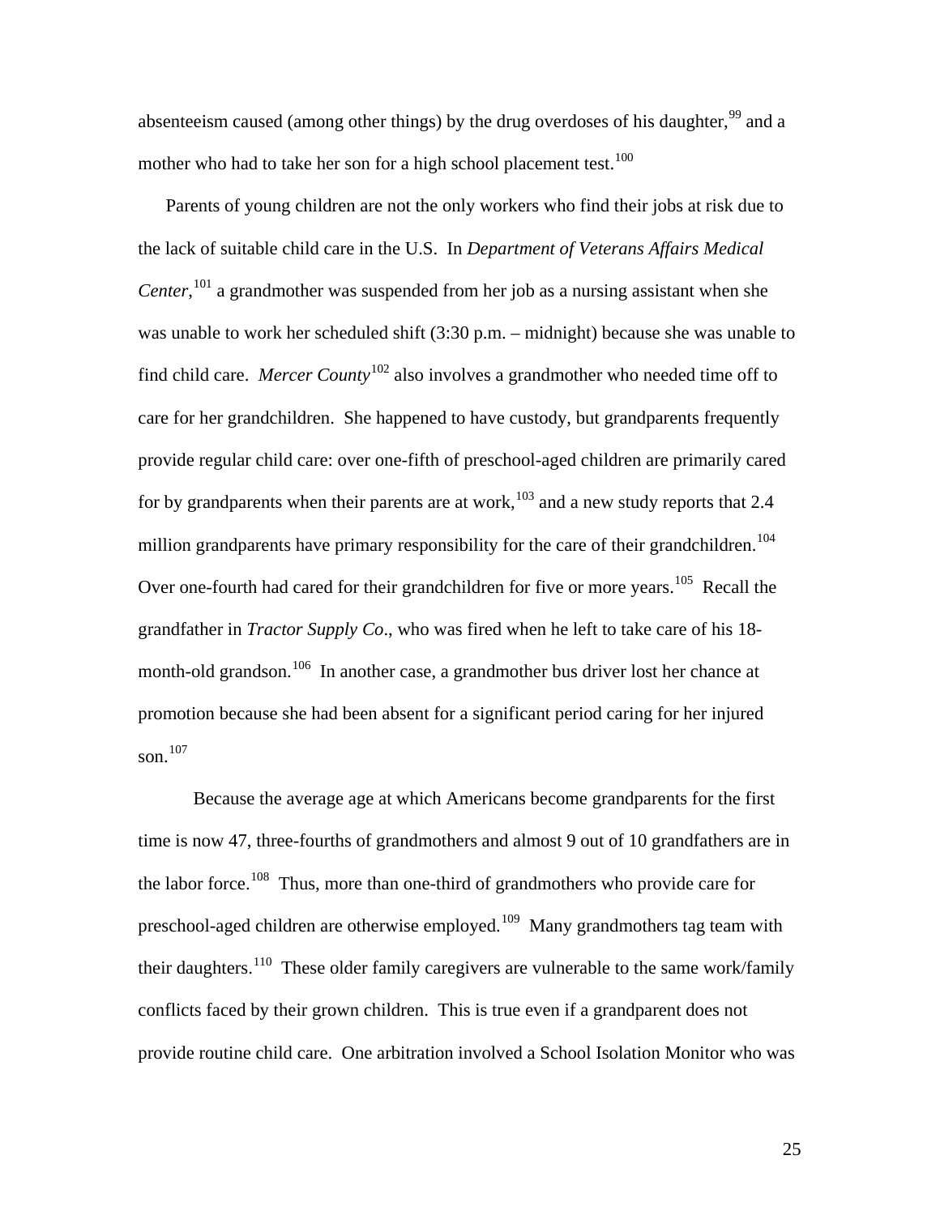absenteeism caused (among other things) by the drug overdoses of his daughter,[99] and a mother who had to take her son for a high school placement test.[100]

Parents of young children are not the only workers who find their jobs at risk due to the lack of suitable child care in the U.S. In *Department of Veterans Affairs Medical Center*,[101] a grandmother was suspended from her job as a nursing assistant when she was unable to work her scheduled shift (3:30 p.m. – midnight) because she was unable to find child care. *Mercer County*[102] also involves a grandmother who needed time off to care for her grandchildren. She happened to have custody, but grandparents frequently provide regular child care: over one-fifth of preschool-aged children are primarily cared for by grandparents when their parents are at work,[103] and a new study reports that 2.4 million grandparents have primary responsibility for the care of their grandchildren.[104] Over one-fourth had cared for their grandchildren for five or more years.[105] Recall the grandfather in *Tractor Supply Co*., who was fired when he left to take care of his 18-month-old grandson.[106] In another case, a grandmother bus driver lost her chance at promotion because she had been absent for a significant period caring for her injured son.[107]

Because the average age at which Americans become grandparents for the first time is now 47, three-fourths of grandmothers and almost 9 out of 10 grandfathers are in the labor force.[108] Thus, more than one-third of grandmothers who provide care for preschool-aged children are otherwise employed.[109] Many grandmothers tag team with their daughters.[110] These older family caregivers are vulnerable to the same work/family conflicts faced by their grown children. This is true even if a grandparent does not provide routine child care. One arbitration involved a School Isolation Monitor who was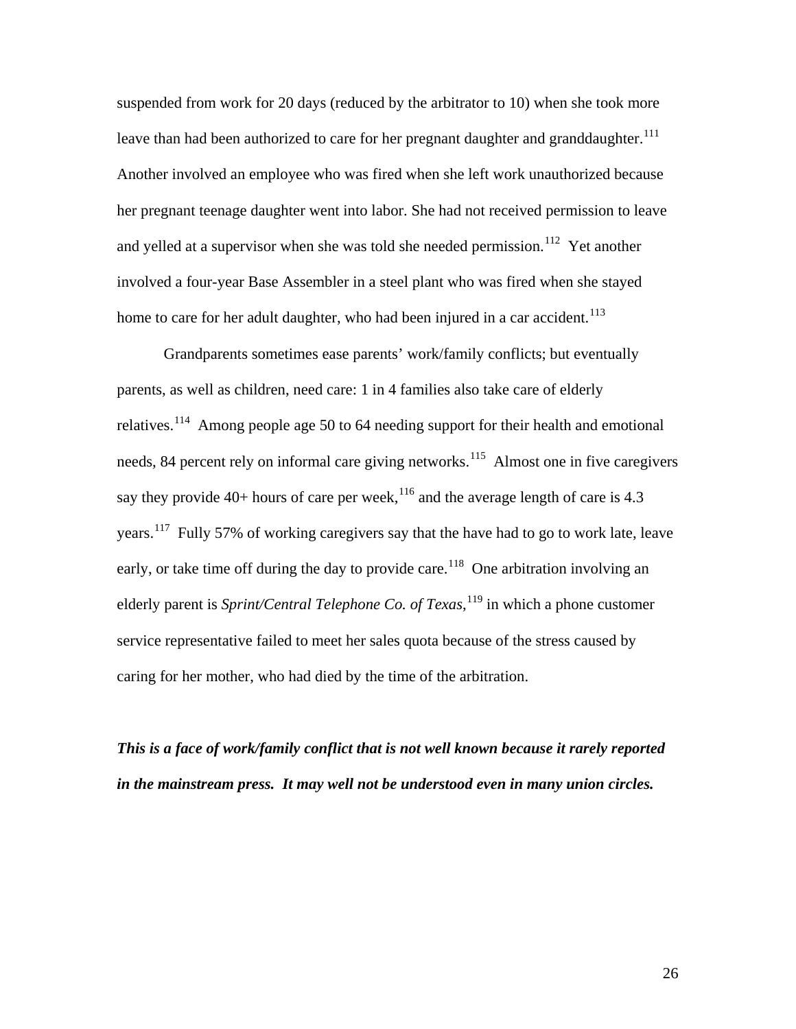suspended from work for 20 days (reduced by the arbitrator to 10) when she took more leave than had been authorized to care for her pregnant daughter and granddaughter.[111] Another involved an employee who was fired when she left work unauthorized because her pregnant teenage daughter went into labor. She had not received permission to leave and yelled at a supervisor when she was told she needed permission.[112] Yet another involved a four-year Base Assembler in a steel plant who was fired when she stayed home to care for her adult daughter, who had been injured in a car accident.[113]

Grandparents sometimes ease parents' work/family conflicts; but eventually parents, as well as children, need care: 1 in 4 families also take care of elderly relatives.[114] Among people age 50 to 64 needing support for their health and emotional needs, 84 percent rely on informal care giving networks.[115] Almost one in five caregivers say they provide 40+ hours of care per week,[116] and the average length of care is 4.3 years.[117] Fully 57% of working caregivers say that the have had to go to work late, leave early, or take time off during the day to provide care.[118] One arbitration involving an elderly parent is *Sprint/Central Telephone Co. of Texas*,[119] in which a phone customer service representative failed to meet her sales quota because of the stress caused by caring for her mother, who had died by the time of the arbitration.

***This is a face of work/family conflict that is not well known because it rarely reported in the mainstream press. It may well not be understood even in many union circles.***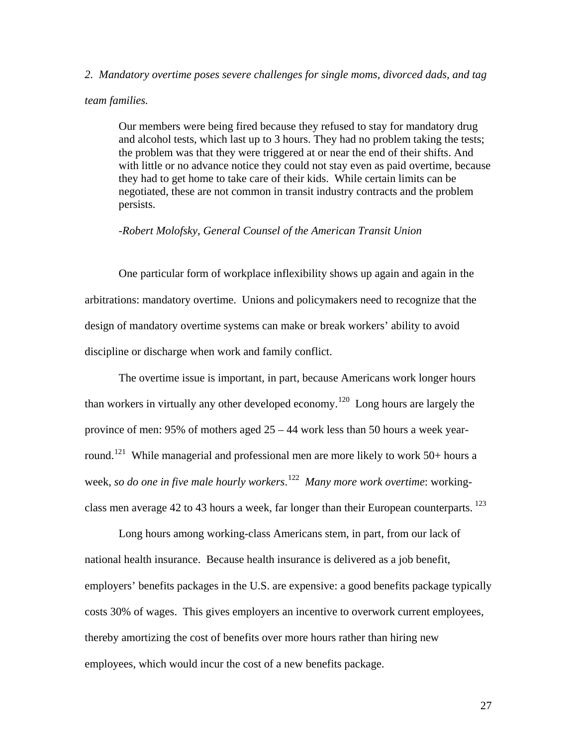*2. Mandatory overtime poses severe challenges for single moms, divorced dads, and tag team families.*

> Our members were being fired because they refused to stay for mandatory drug and alcohol tests, which last up to 3 hours. They had no problem taking the tests; the problem was that they were triggered at or near the end of their shifts. And with little or no advance notice they could not stay even as paid overtime, because they had to get home to take care of their kids. While certain limits can be negotiated, these are not common in transit industry contracts and the problem persists.
>
> *-Robert Molofsky, General Counsel of the American Transit Union*

One particular form of workplace inflexibility shows up again and again in the arbitrations: mandatory overtime. Unions and policymakers need to recognize that the design of mandatory overtime systems can make or break workers' ability to avoid discipline or discharge when work and family conflict.

The overtime issue is important, in part, because Americans work longer hours than workers in virtually any other developed economy.[120] Long hours are largely the province of men: 95% of mothers aged 25 – 44 work less than 50 hours a week year-round.[121] While managerial and professional men are more likely to work 50+ hours a week, *so do one in five male hourly workers*.[122] *Many more work overtime*: working-class men average 42 to 43 hours a week, far longer than their European counterparts.[123]

Long hours among working-class Americans stem, in part, from our lack of national health insurance. Because health insurance is delivered as a job benefit, employers' benefits packages in the U.S. are expensive: a good benefits package typically costs 30% of wages. This gives employers an incentive to overwork current employees, thereby amortizing the cost of benefits over more hours rather than hiring new employees, which would incur the cost of a new benefits package.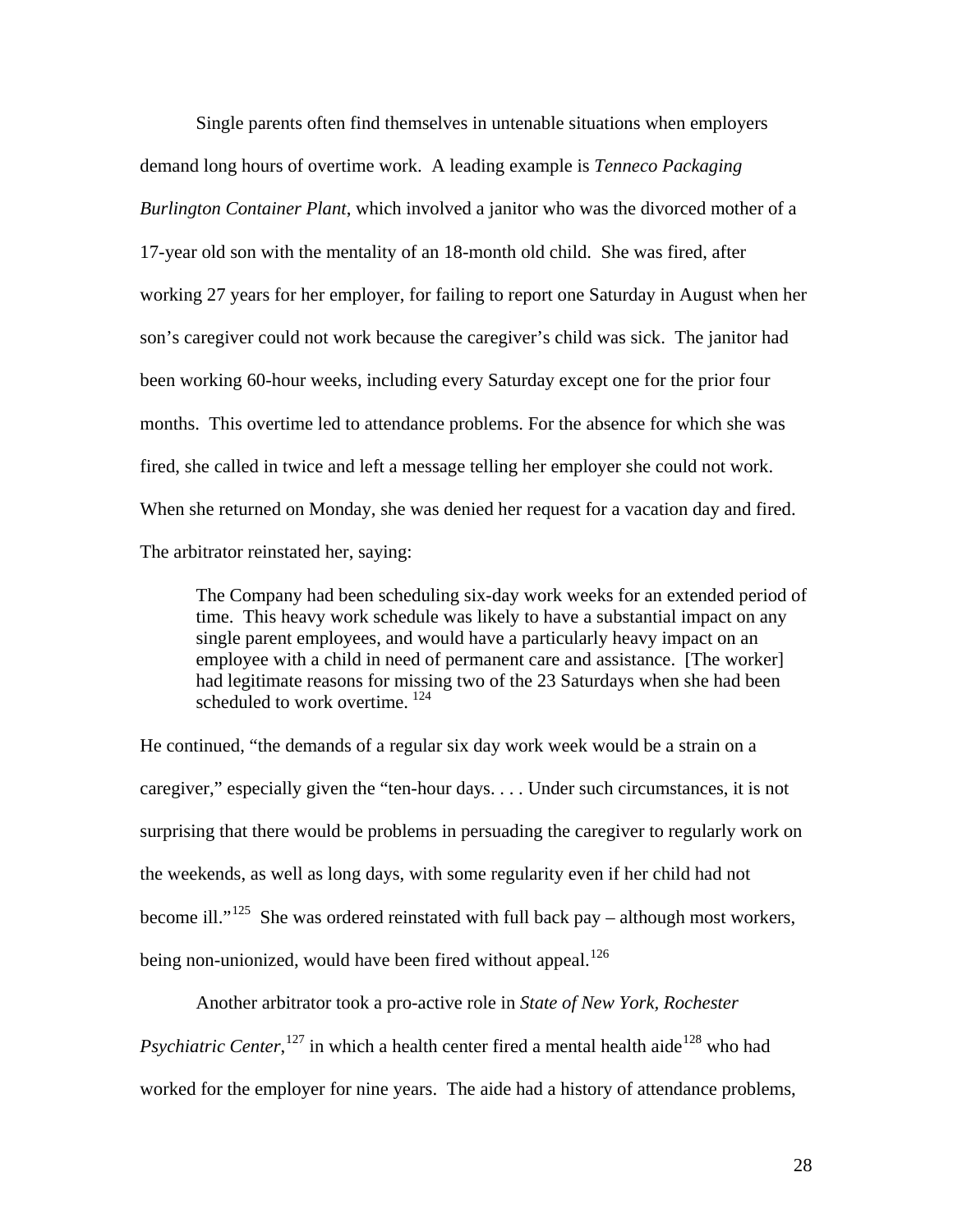Single parents often find themselves in untenable situations when employers demand long hours of overtime work. A leading example is *Tenneco Packaging Burlington Container Plant*, which involved a janitor who was the divorced mother of a 17-year old son with the mentality of an 18-month old child. She was fired, after working 27 years for her employer, for failing to report one Saturday in August when her son's caregiver could not work because the caregiver's child was sick. The janitor had been working 60-hour weeks, including every Saturday except one for the prior four months. This overtime led to attendance problems. For the absence for which she was fired, she called in twice and left a message telling her employer she could not work. When she returned on Monday, she was denied her request for a vacation day and fired. The arbitrator reinstated her, saying:

> The Company had been scheduling six-day work weeks for an extended period of time. This heavy work schedule was likely to have a substantial impact on any single parent employees, and would have a particularly heavy impact on an employee with a child in need of permanent care and assistance. [The worker] had legitimate reasons for missing two of the 23 Saturdays when she had been scheduled to work overtime. [124]

He continued, "the demands of a regular six day work week would be a strain on a caregiver," especially given the "ten-hour days. . . . Under such circumstances, it is not surprising that there would be problems in persuading the caregiver to regularly work on the weekends, as well as long days, with some regularity even if her child had not become ill."[125] She was ordered reinstated with full back pay – although most workers, being non-unionized, would have been fired without appeal.[126]

Another arbitrator took a pro-active role in *State of New York, Rochester Psychiatric Center*,[127] in which a health center fired a mental health aide[128] who had worked for the employer for nine years. The aide had a history of attendance problems,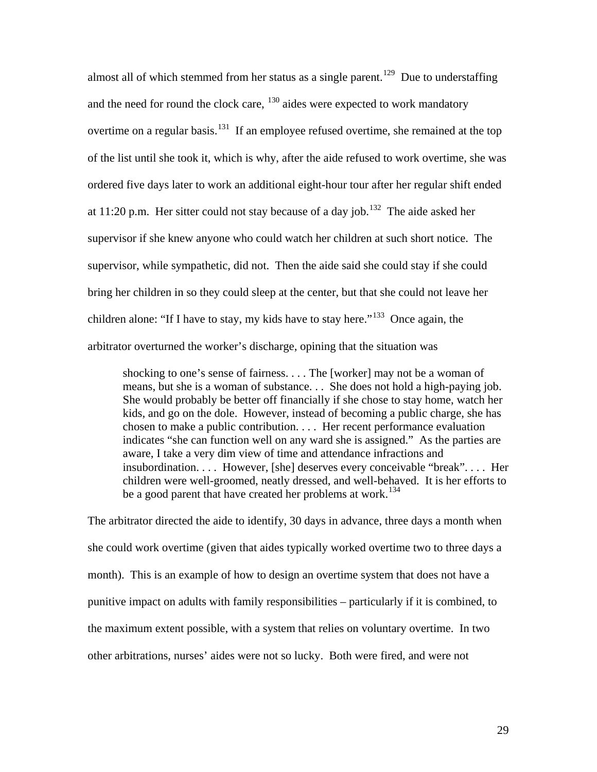almost all of which stemmed from her status as a single parent.[129] Due to understaffing and the need for round the clock care, [130] aides were expected to work mandatory overtime on a regular basis.[131] If an employee refused overtime, she remained at the top of the list until she took it, which is why, after the aide refused to work overtime, she was ordered five days later to work an additional eight-hour tour after her regular shift ended at 11:20 p.m. Her sitter could not stay because of a day job.[132] The aide asked her supervisor if she knew anyone who could watch her children at such short notice. The supervisor, while sympathetic, did not. Then the aide said she could stay if she could bring her children in so they could sleep at the center, but that she could not leave her children alone: "If I have to stay, my kids have to stay here."[133] Once again, the arbitrator overturned the worker's discharge, opining that the situation was

> shocking to one's sense of fairness. . . . The [worker] may not be a woman of means, but she is a woman of substance. . . She does not hold a high-paying job. She would probably be better off financially if she chose to stay home, watch her kids, and go on the dole. However, instead of becoming a public charge, she has chosen to make a public contribution. . . . Her recent performance evaluation indicates "she can function well on any ward she is assigned." As the parties are aware, I take a very dim view of time and attendance infractions and insubordination. . . . However, [she] deserves every conceivable "break". . . . Her children were well-groomed, neatly dressed, and well-behaved. It is her efforts to be a good parent that have created her problems at work.[134]

The arbitrator directed the aide to identify, 30 days in advance, three days a month when she could work overtime (given that aides typically worked overtime two to three days a month). This is an example of how to design an overtime system that does not have a punitive impact on adults with family responsibilities – particularly if it is combined, to the maximum extent possible, with a system that relies on voluntary overtime. In two other arbitrations, nurses' aides were not so lucky. Both were fired, and were not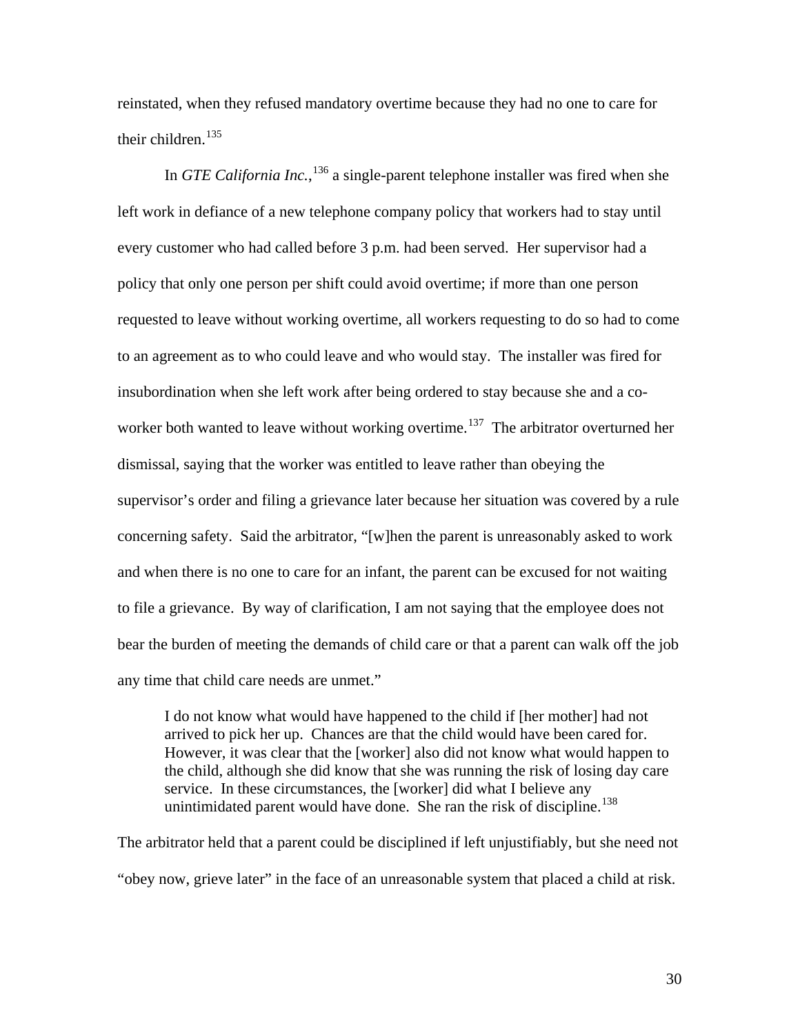reinstated, when they refused mandatory overtime because they had no one to care for their children.[135]

In *GTE California Inc.*,[136] a single-parent telephone installer was fired when she left work in defiance of a new telephone company policy that workers had to stay until every customer who had called before 3 p.m. had been served. Her supervisor had a policy that only one person per shift could avoid overtime; if more than one person requested to leave without working overtime, all workers requesting to do so had to come to an agreement as to who could leave and who would stay. The installer was fired for insubordination when she left work after being ordered to stay because she and a co-worker both wanted to leave without working overtime.[137] The arbitrator overturned her dismissal, saying that the worker was entitled to leave rather than obeying the supervisor's order and filing a grievance later because her situation was covered by a rule concerning safety. Said the arbitrator, "[w]hen the parent is unreasonably asked to work and when there is no one to care for an infant, the parent can be excused for not waiting to file a grievance. By way of clarification, I am not saying that the employee does not bear the burden of meeting the demands of child care or that a parent can walk off the job any time that child care needs are unmet."

> I do not know what would have happened to the child if [her mother] had not arrived to pick her up. Chances are that the child would have been cared for. However, it was clear that the [worker] also did not know what would happen to the child, although she did know that she was running the risk of losing day care service. In these circumstances, the [worker] did what I believe any unintimidated parent would have done. She ran the risk of discipline.[138]

The arbitrator held that a parent could be disciplined if left unjustifiably, but she need not "obey now, grieve later" in the face of an unreasonable system that placed a child at risk.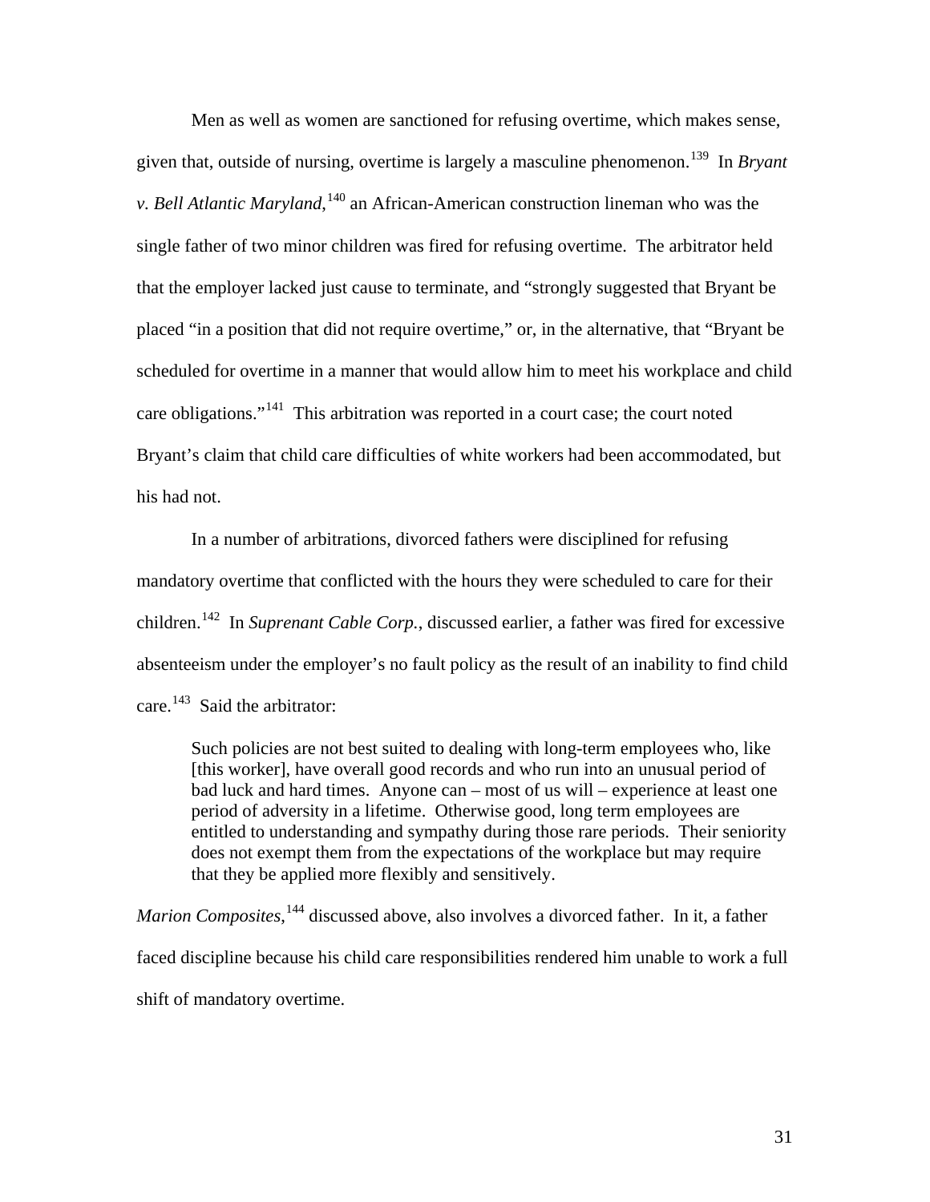Men as well as women are sanctioned for refusing overtime, which makes sense, given that, outside of nursing, overtime is largely a masculine phenomenon.[139] In *Bryant v. Bell Atlantic Maryland,*[140] an African-American construction lineman who was the single father of two minor children was fired for refusing overtime. The arbitrator held that the employer lacked just cause to terminate, and "strongly suggested that Bryant be placed "in a position that did not require overtime," or, in the alternative, that "Bryant be scheduled for overtime in a manner that would allow him to meet his workplace and child care obligations."[141] This arbitration was reported in a court case; the court noted Bryant's claim that child care difficulties of white workers had been accommodated, but his had not.

In a number of arbitrations, divorced fathers were disciplined for refusing mandatory overtime that conflicted with the hours they were scheduled to care for their children.[142] In *Suprenant Cable Corp.*, discussed earlier, a father was fired for excessive absenteeism under the employer's no fault policy as the result of an inability to find child care.[143] Said the arbitrator:

> Such policies are not best suited to dealing with long-term employees who, like [this worker], have overall good records and who run into an unusual period of bad luck and hard times. Anyone can – most of us will – experience at least one period of adversity in a lifetime. Otherwise good, long term employees are entitled to understanding and sympathy during those rare periods. Their seniority does not exempt them from the expectations of the workplace but may require that they be applied more flexibly and sensitively.

*Marion Composites*,[144] discussed above, also involves a divorced father. In it, a father faced discipline because his child care responsibilities rendered him unable to work a full shift of mandatory overtime.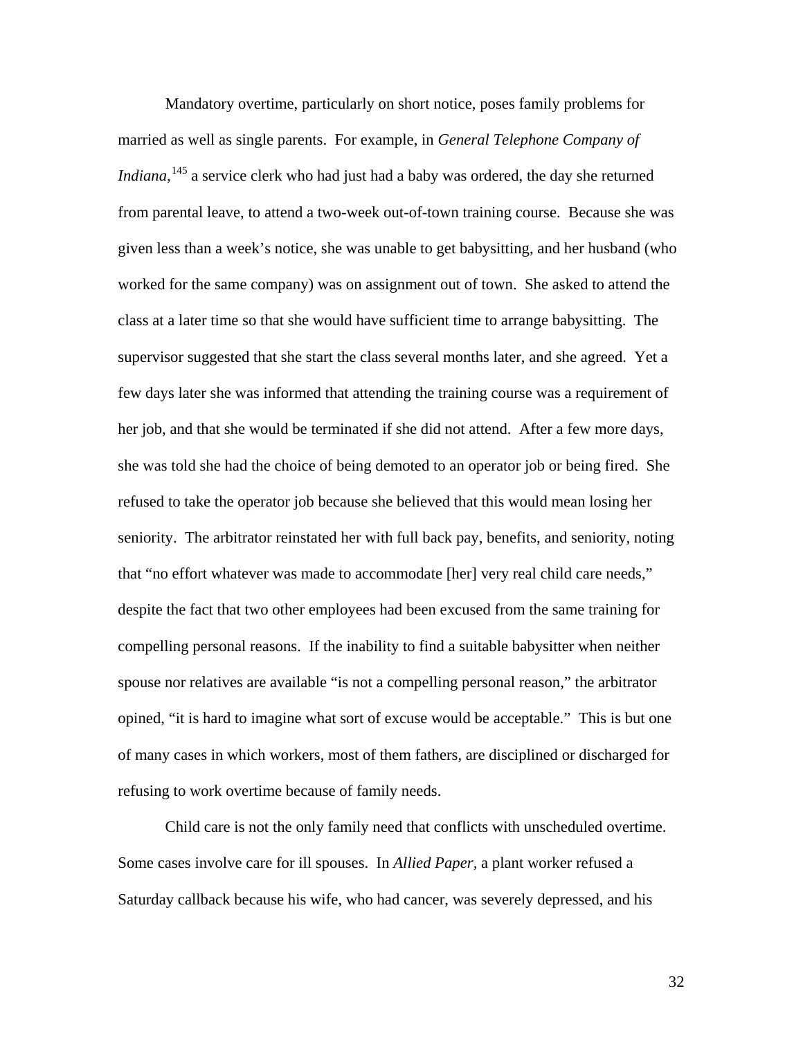Mandatory overtime, particularly on short notice, poses family problems for married as well as single parents. For example, in *General Telephone Company of Indiana*,[145] a service clerk who had just had a baby was ordered, the day she returned from parental leave, to attend a two-week out-of-town training course. Because she was given less than a week's notice, she was unable to get babysitting, and her husband (who worked for the same company) was on assignment out of town. She asked to attend the class at a later time so that she would have sufficient time to arrange babysitting. The supervisor suggested that she start the class several months later, and she agreed. Yet a few days later she was informed that attending the training course was a requirement of her job, and that she would be terminated if she did not attend. After a few more days, she was told she had the choice of being demoted to an operator job or being fired. She refused to take the operator job because she believed that this would mean losing her seniority. The arbitrator reinstated her with full back pay, benefits, and seniority, noting that "no effort whatever was made to accommodate [her] very real child care needs," despite the fact that two other employees had been excused from the same training for compelling personal reasons. If the inability to find a suitable babysitter when neither spouse nor relatives are available "is not a compelling personal reason," the arbitrator opined, "it is hard to imagine what sort of excuse would be acceptable." This is but one of many cases in which workers, most of them fathers, are disciplined or discharged for refusing to work overtime because of family needs.

Child care is not the only family need that conflicts with unscheduled overtime. Some cases involve care for ill spouses. In *Allied Paper*, a plant worker refused a Saturday callback because his wife, who had cancer, was severely depressed, and his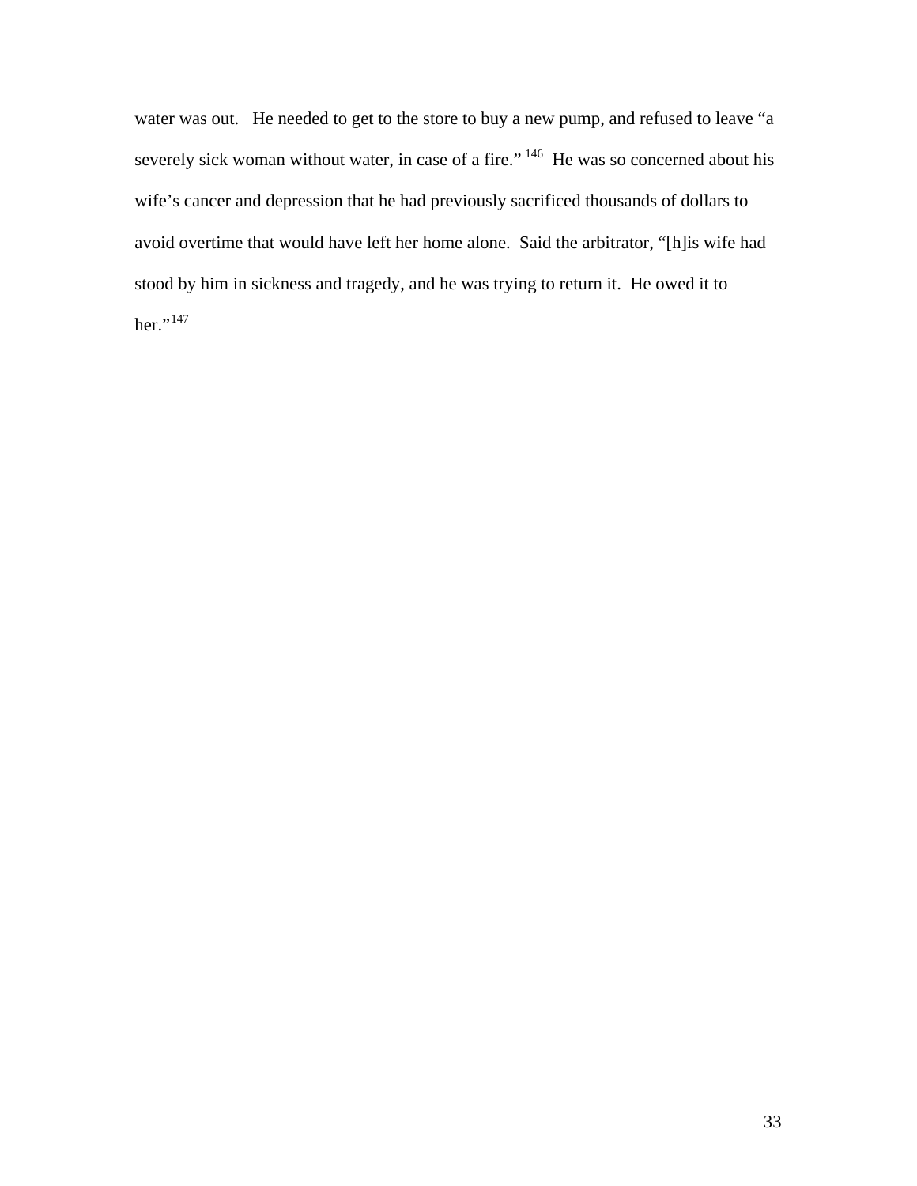water was out. He needed to get to the store to buy a new pump, and refused to leave "a severely sick woman without water, in case of a fire." [146] He was so concerned about his wife's cancer and depression that he had previously sacrificed thousands of dollars to avoid overtime that would have left her home alone. Said the arbitrator, "[h]is wife had stood by him in sickness and tragedy, and he was trying to return it. He owed it to her."[147]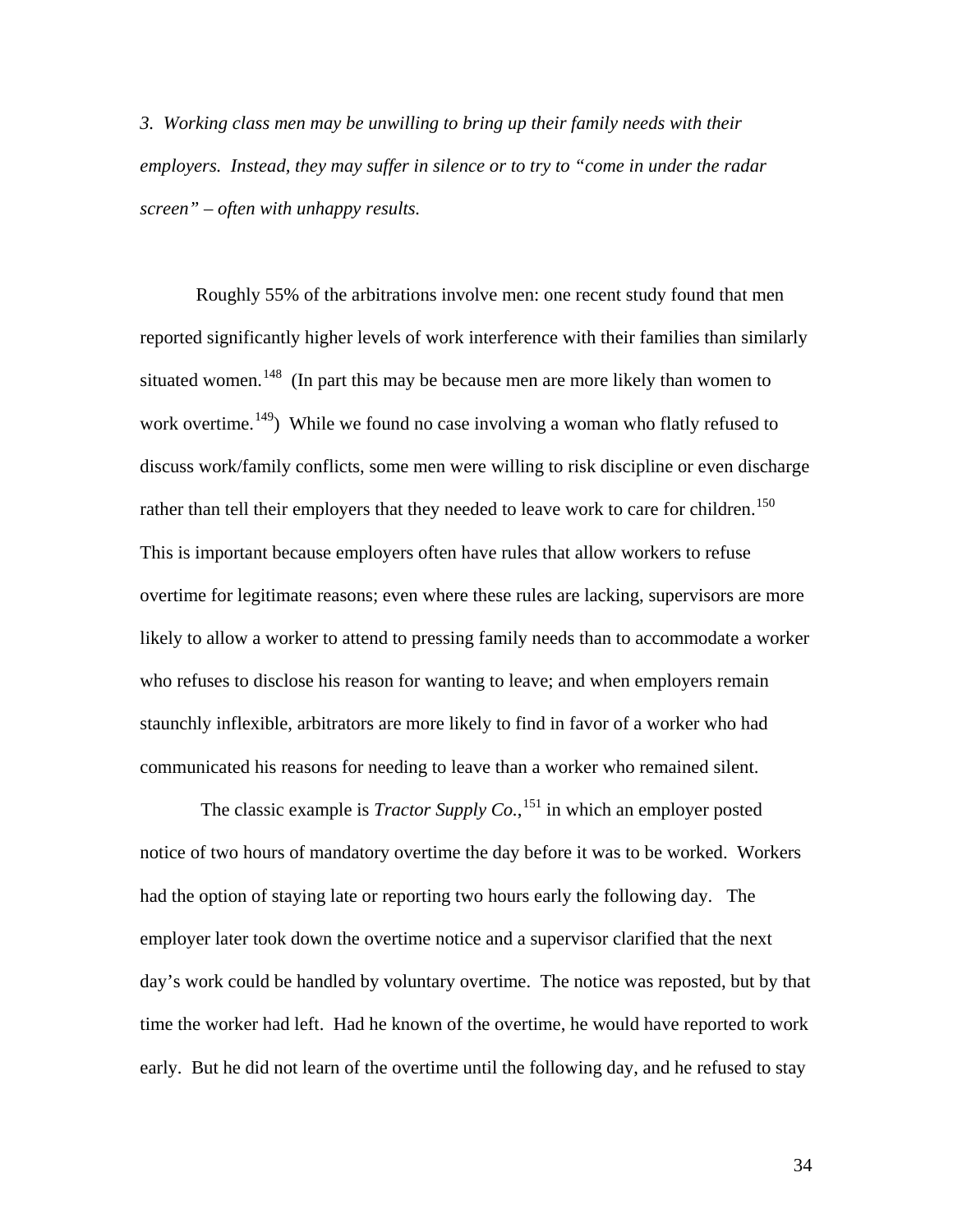*3. Working class men may be unwilling to bring up their family needs with their employers. Instead, they may suffer in silence or to try to "come in under the radar screen" – often with unhappy results.*

Roughly 55% of the arbitrations involve men: one recent study found that men reported significantly higher levels of work interference with their families than similarly situated women.[148] (In part this may be because men are more likely than women to work overtime.[149]) While we found no case involving a woman who flatly refused to discuss work/family conflicts, some men were willing to risk discipline or even discharge rather than tell their employers that they needed to leave work to care for children.[150] This is important because employers often have rules that allow workers to refuse overtime for legitimate reasons; even where these rules are lacking, supervisors are more likely to allow a worker to attend to pressing family needs than to accommodate a worker who refuses to disclose his reason for wanting to leave; and when employers remain staunchly inflexible, arbitrators are more likely to find in favor of a worker who had communicated his reasons for needing to leave than a worker who remained silent.

The classic example is *Tractor Supply Co.*,[151] in which an employer posted notice of two hours of mandatory overtime the day before it was to be worked. Workers had the option of staying late or reporting two hours early the following day. The employer later took down the overtime notice and a supervisor clarified that the next day's work could be handled by voluntary overtime. The notice was reposted, but by that time the worker had left. Had he known of the overtime, he would have reported to work early. But he did not learn of the overtime until the following day, and he refused to stay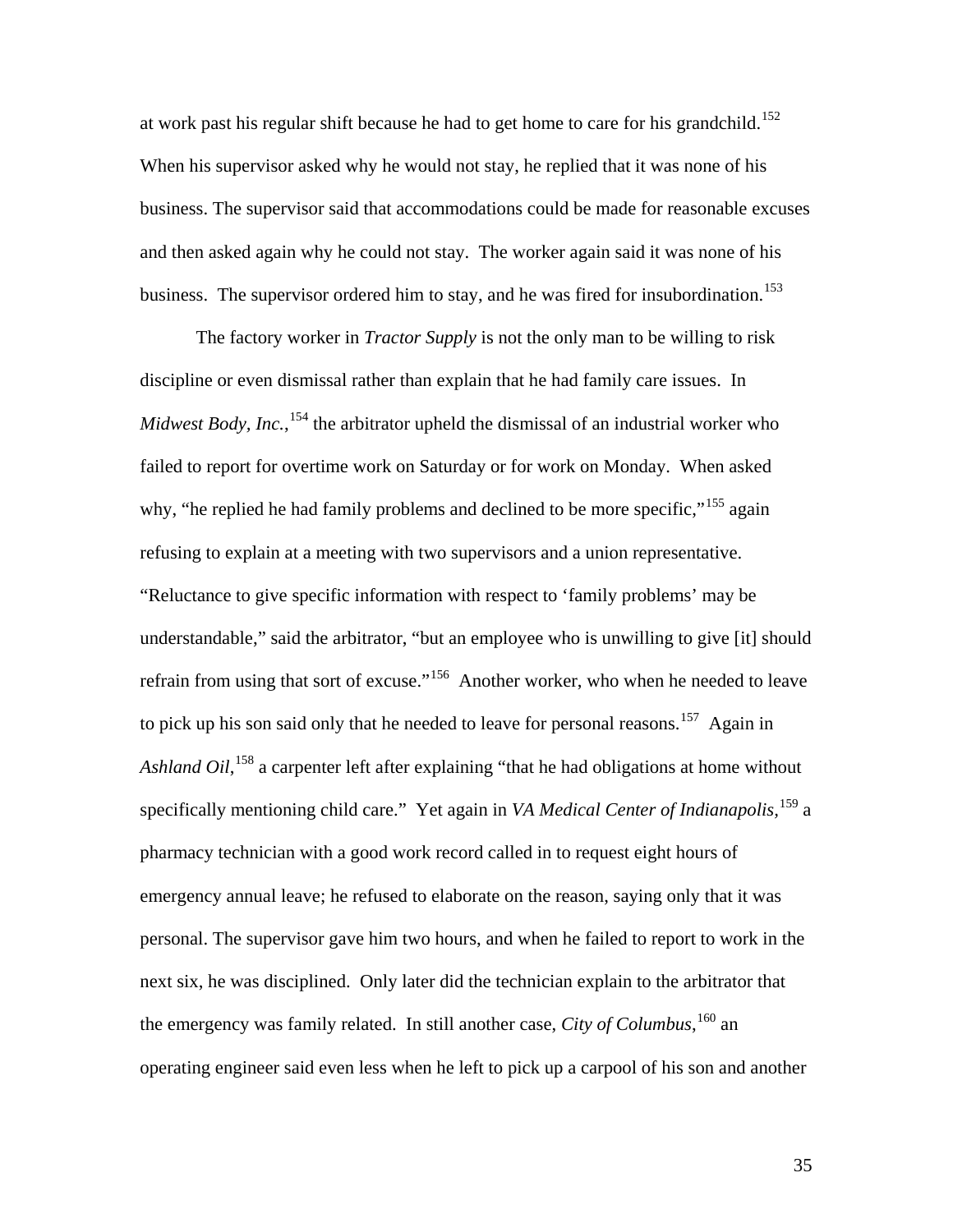at work past his regular shift because he had to get home to care for his grandchild.[152] When his supervisor asked why he would not stay, he replied that it was none of his business. The supervisor said that accommodations could be made for reasonable excuses and then asked again why he could not stay. The worker again said it was none of his business. The supervisor ordered him to stay, and he was fired for insubordination.[153]

The factory worker in *Tractor Supply* is not the only man to be willing to risk discipline or even dismissal rather than explain that he had family care issues. In *Midwest Body, Inc.*,[154] the arbitrator upheld the dismissal of an industrial worker who failed to report for overtime work on Saturday or for work on Monday. When asked why, "he replied he had family problems and declined to be more specific,"[155] again refusing to explain at a meeting with two supervisors and a union representative. "Reluctance to give specific information with respect to 'family problems' may be understandable," said the arbitrator, "but an employee who is unwilling to give [it] should refrain from using that sort of excuse."[156] Another worker, who when he needed to leave to pick up his son said only that he needed to leave for personal reasons.[157] Again in *Ashland Oil*,[158] a carpenter left after explaining "that he had obligations at home without specifically mentioning child care." Yet again in *VA Medical Center of Indianapolis*,[159] a pharmacy technician with a good work record called in to request eight hours of emergency annual leave; he refused to elaborate on the reason, saying only that it was personal. The supervisor gave him two hours, and when he failed to report to work in the next six, he was disciplined. Only later did the technician explain to the arbitrator that the emergency was family related. In still another case, *City of Columbus*,[160] an operating engineer said even less when he left to pick up a carpool of his son and another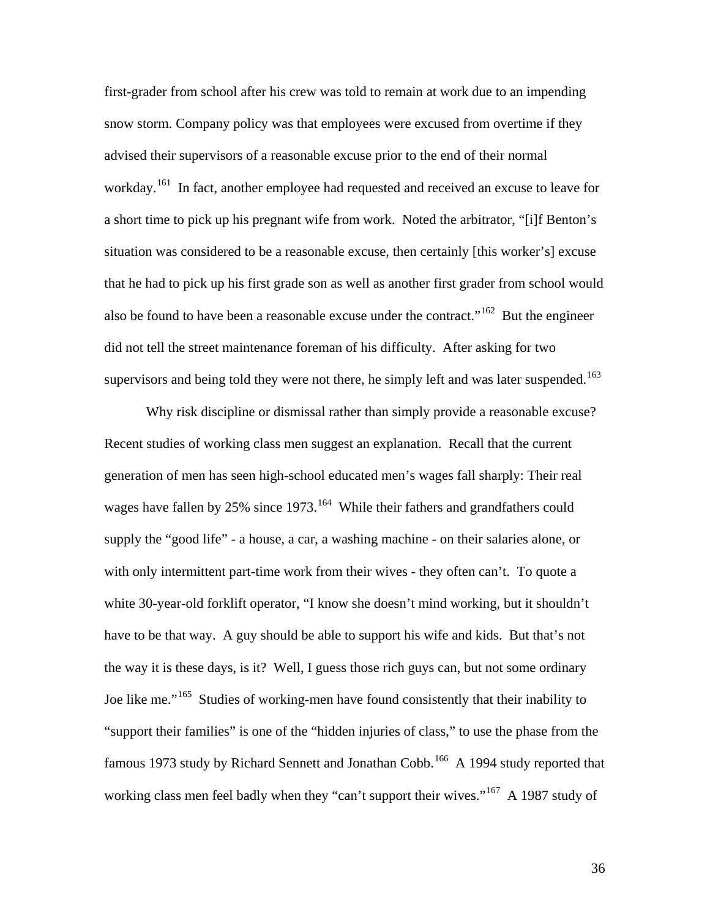first-grader from school after his crew was told to remain at work due to an impending snow storm. Company policy was that employees were excused from overtime if they advised their supervisors of a reasonable excuse prior to the end of their normal workday.[161] In fact, another employee had requested and received an excuse to leave for a short time to pick up his pregnant wife from work. Noted the arbitrator, "[i]f Benton's situation was considered to be a reasonable excuse, then certainly [this worker's] excuse that he had to pick up his first grade son as well as another first grader from school would also be found to have been a reasonable excuse under the contract."[162] But the engineer did not tell the street maintenance foreman of his difficulty. After asking for two supervisors and being told they were not there, he simply left and was later suspended.[163]

Why risk discipline or dismissal rather than simply provide a reasonable excuse? Recent studies of working class men suggest an explanation. Recall that the current generation of men has seen high-school educated men's wages fall sharply: Their real wages have fallen by 25% since 1973.[164] While their fathers and grandfathers could supply the "good life" - a house, a car, a washing machine - on their salaries alone, or with only intermittent part-time work from their wives - they often can't. To quote a white 30-year-old forklift operator, "I know she doesn't mind working, but it shouldn't have to be that way. A guy should be able to support his wife and kids. But that's not the way it is these days, is it? Well, I guess those rich guys can, but not some ordinary Joe like me."[165] Studies of working-men have found consistently that their inability to "support their families" is one of the "hidden injuries of class," to use the phase from the famous 1973 study by Richard Sennett and Jonathan Cobb.[166] A 1994 study reported that working class men feel badly when they "can't support their wives."[167] A 1987 study of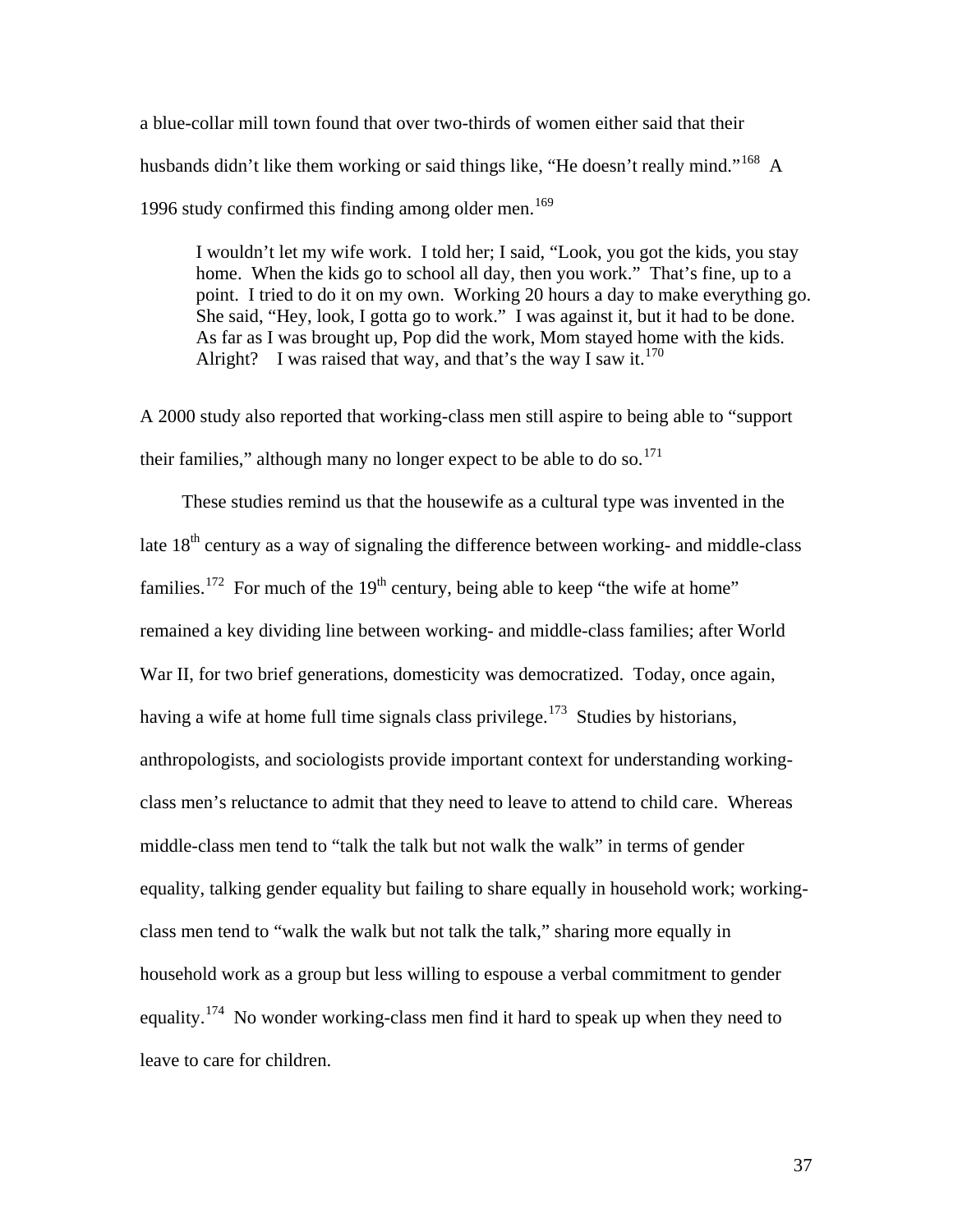a blue-collar mill town found that over two-thirds of women either said that their husbands didn't like them working or said things like, "He doesn't really mind."[168] A 1996 study confirmed this finding among older men.[169]

> I wouldn't let my wife work. I told her; I said, "Look, you got the kids, you stay home. When the kids go to school all day, then you work." That's fine, up to a point. I tried to do it on my own. Working 20 hours a day to make everything go. She said, "Hey, look, I gotta go to work." I was against it, but it had to be done. As far as I was brought up, Pop did the work, Mom stayed home with the kids. Alright? I was raised that way, and that's the way I saw it.[170]

A 2000 study also reported that working-class men still aspire to being able to "support their families," although many no longer expect to be able to do so.[171]

These studies remind us that the housewife as a cultural type was invented in the late 18th century as a way of signaling the difference between working- and middle-class families.[172] For much of the 19th century, being able to keep "the wife at home" remained a key dividing line between working- and middle-class families; after World War II, for two brief generations, domesticity was democratized. Today, once again, having a wife at home full time signals class privilege.[173] Studies by historians, anthropologists, and sociologists provide important context for understanding working-class men's reluctance to admit that they need to leave to attend to child care. Whereas middle-class men tend to "talk the talk but not walk the walk" in terms of gender equality, talking gender equality but failing to share equally in household work; working-class men tend to "walk the walk but not talk the talk," sharing more equally in household work as a group but less willing to espouse a verbal commitment to gender equality.[174] No wonder working-class men find it hard to speak up when they need to leave to care for children.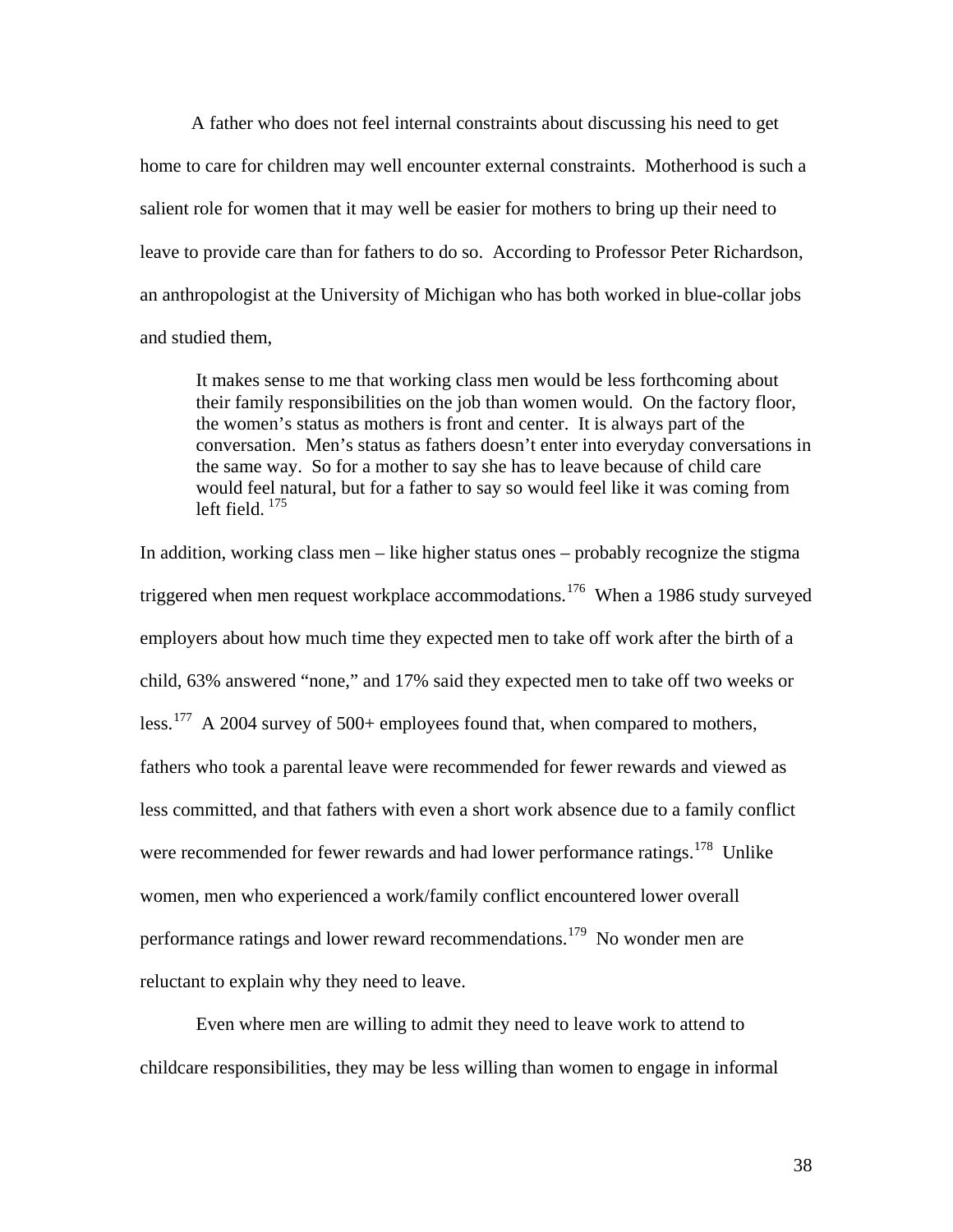A father who does not feel internal constraints about discussing his need to get home to care for children may well encounter external constraints. Motherhood is such a salient role for women that it may well be easier for mothers to bring up their need to leave to provide care than for fathers to do so. According to Professor Peter Richardson, an anthropologist at the University of Michigan who has both worked in blue-collar jobs and studied them,

> It makes sense to me that working class men would be less forthcoming about their family responsibilities on the job than women would. On the factory floor, the women's status as mothers is front and center. It is always part of the conversation. Men's status as fathers doesn't enter into everyday conversations in the same way. So for a mother to say she has to leave because of child care would feel natural, but for a father to say so would feel like it was coming from left field. [175]

In addition, working class men – like higher status ones – probably recognize the stigma triggered when men request workplace accommodations.[176] When a 1986 study surveyed employers about how much time they expected men to take off work after the birth of a child, 63% answered "none," and 17% said they expected men to take off two weeks or less.[177] A 2004 survey of 500+ employees found that, when compared to mothers, fathers who took a parental leave were recommended for fewer rewards and viewed as less committed, and that fathers with even a short work absence due to a family conflict were recommended for fewer rewards and had lower performance ratings.[178] Unlike women, men who experienced a work/family conflict encountered lower overall performance ratings and lower reward recommendations.[179] No wonder men are reluctant to explain why they need to leave.

Even where men are willing to admit they need to leave work to attend to childcare responsibilities, they may be less willing than women to engage in informal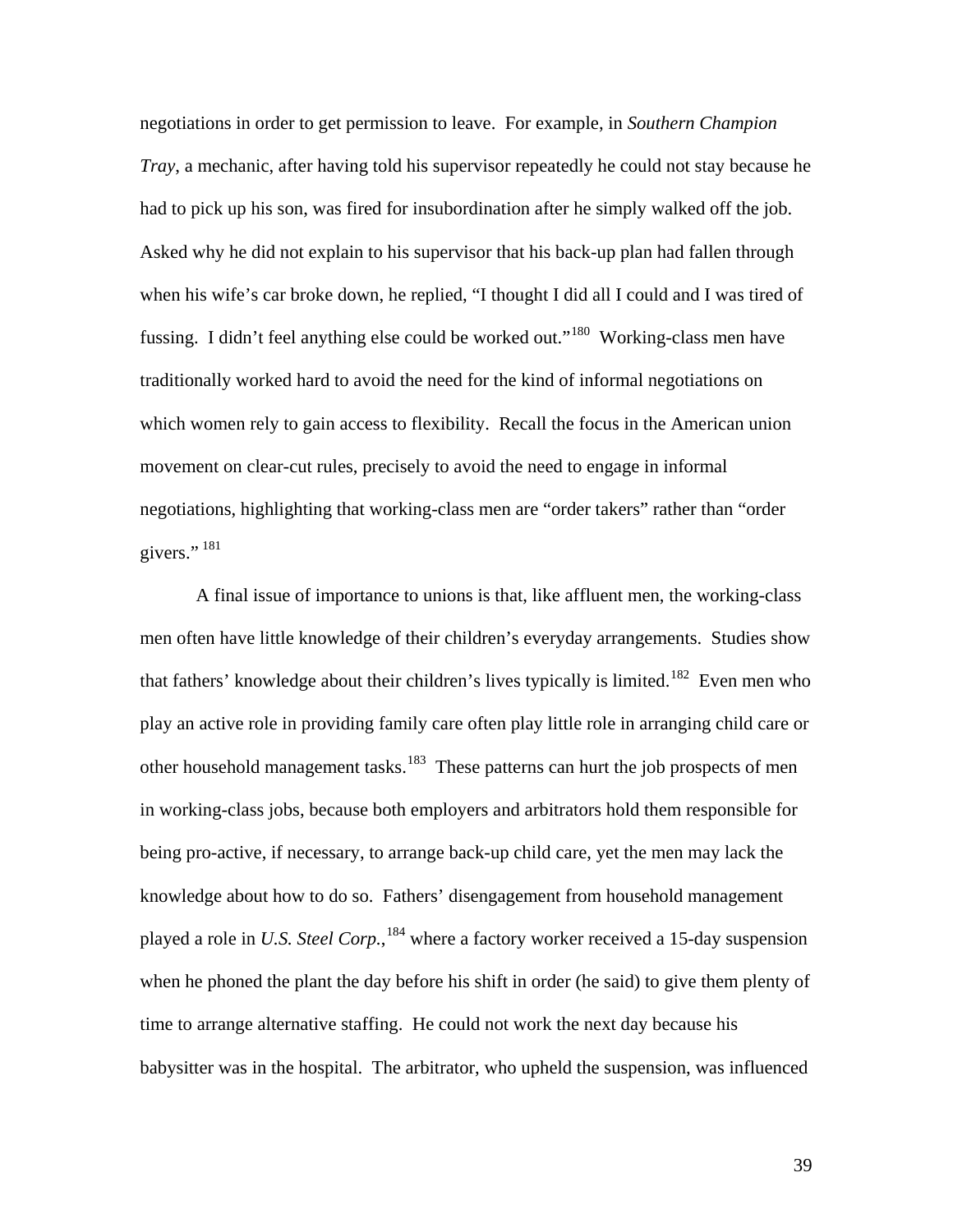negotiations in order to get permission to leave. For example, in *Southern Champion Tray*, a mechanic, after having told his supervisor repeatedly he could not stay because he had to pick up his son, was fired for insubordination after he simply walked off the job. Asked why he did not explain to his supervisor that his back-up plan had fallen through when his wife's car broke down, he replied, "I thought I did all I could and I was tired of fussing. I didn't feel anything else could be worked out."[180] Working-class men have traditionally worked hard to avoid the need for the kind of informal negotiations on which women rely to gain access to flexibility. Recall the focus in the American union movement on clear-cut rules, precisely to avoid the need to engage in informal negotiations, highlighting that working-class men are "order takers" rather than "order givers."[181]

A final issue of importance to unions is that, like affluent men, the working-class men often have little knowledge of their children's everyday arrangements. Studies show that fathers' knowledge about their children's lives typically is limited.[182] Even men who play an active role in providing family care often play little role in arranging child care or other household management tasks.[183] These patterns can hurt the job prospects of men in working-class jobs, because both employers and arbitrators hold them responsible for being pro-active, if necessary, to arrange back-up child care, yet the men may lack the knowledge about how to do so. Fathers' disengagement from household management played a role in *U.S. Steel Corp.*,[184] where a factory worker received a 15-day suspension when he phoned the plant the day before his shift in order (he said) to give them plenty of time to arrange alternative staffing. He could not work the next day because his babysitter was in the hospital. The arbitrator, who upheld the suspension, was influenced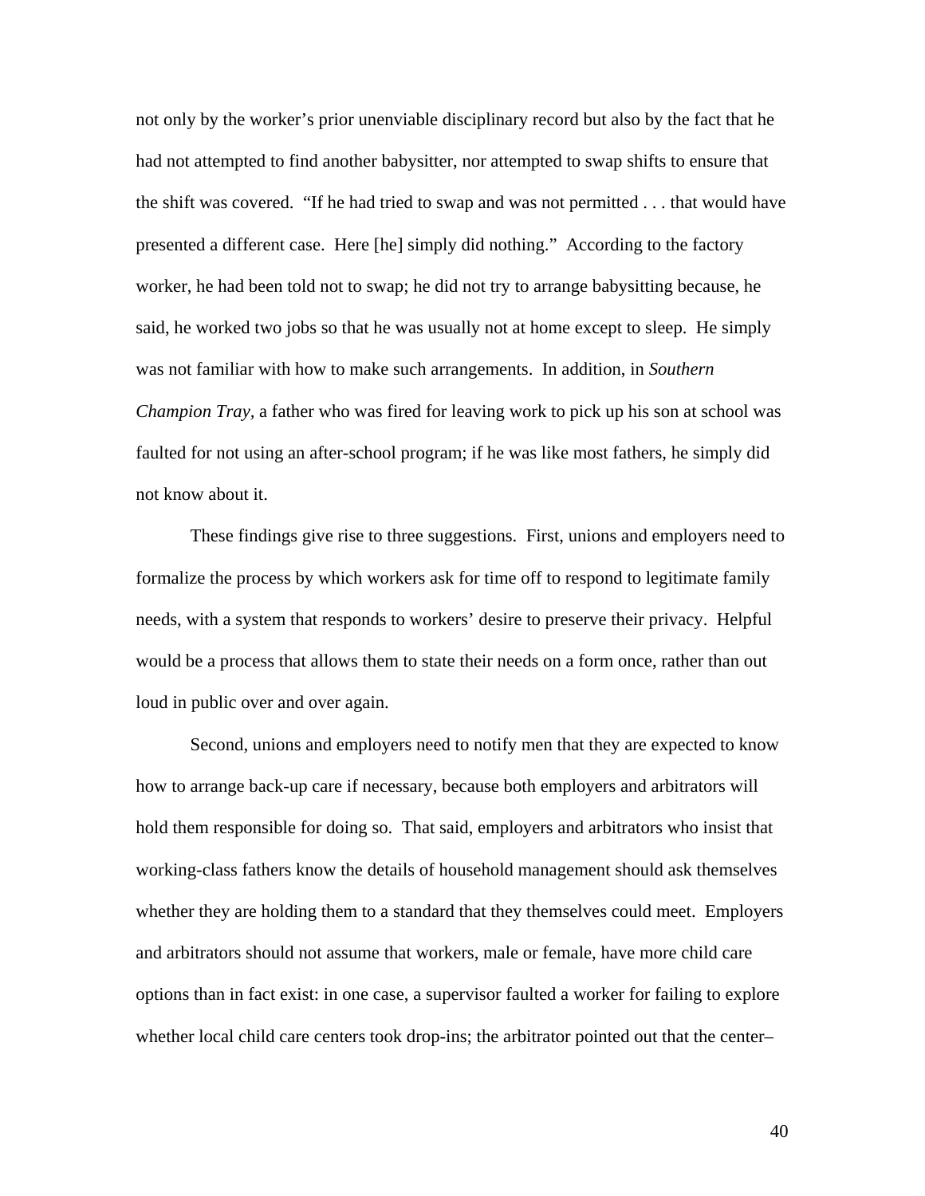not only by the worker's prior unenviable disciplinary record but also by the fact that he had not attempted to find another babysitter, nor attempted to swap shifts to ensure that the shift was covered. "If he had tried to swap and was not permitted . . . that would have presented a different case. Here [he] simply did nothing." According to the factory worker, he had been told not to swap; he did not try to arrange babysitting because, he said, he worked two jobs so that he was usually not at home except to sleep. He simply was not familiar with how to make such arrangements. In addition, in *Southern Champion Tray*, a father who was fired for leaving work to pick up his son at school was faulted for not using an after-school program; if he was like most fathers, he simply did not know about it.

These findings give rise to three suggestions. First, unions and employers need to formalize the process by which workers ask for time off to respond to legitimate family needs, with a system that responds to workers' desire to preserve their privacy. Helpful would be a process that allows them to state their needs on a form once, rather than out loud in public over and over again.

Second, unions and employers need to notify men that they are expected to know how to arrange back-up care if necessary, because both employers and arbitrators will hold them responsible for doing so. That said, employers and arbitrators who insist that working-class fathers know the details of household management should ask themselves whether they are holding them to a standard that they themselves could meet. Employers and arbitrators should not assume that workers, male or female, have more child care options than in fact exist: in one case, a supervisor faulted a worker for failing to explore whether local child care centers took drop-ins; the arbitrator pointed out that the center–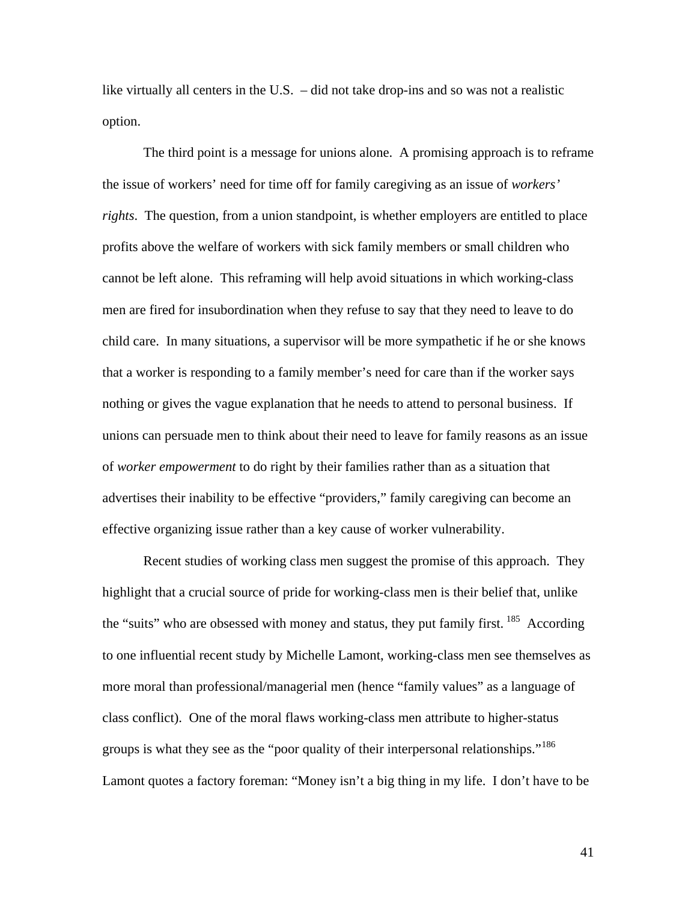like virtually all centers in the U.S. – did not take drop-ins and so was not a realistic option.

The third point is a message for unions alone. A promising approach is to reframe the issue of workers' need for time off for family caregiving as an issue of *workers' rights*. The question, from a union standpoint, is whether employers are entitled to place profits above the welfare of workers with sick family members or small children who cannot be left alone. This reframing will help avoid situations in which working-class men are fired for insubordination when they refuse to say that they need to leave to do child care. In many situations, a supervisor will be more sympathetic if he or she knows that a worker is responding to a family member's need for care than if the worker says nothing or gives the vague explanation that he needs to attend to personal business. If unions can persuade men to think about their need to leave for family reasons as an issue of *worker empowerment* to do right by their families rather than as a situation that advertises their inability to be effective "providers," family caregiving can become an effective organizing issue rather than a key cause of worker vulnerability.

Recent studies of working class men suggest the promise of this approach. They highlight that a crucial source of pride for working-class men is their belief that, unlike the "suits" who are obsessed with money and status, they put family first. [185] According to one influential recent study by Michelle Lamont, working-class men see themselves as more moral than professional/managerial men (hence "family values" as a language of class conflict). One of the moral flaws working-class men attribute to higher-status groups is what they see as the "poor quality of their interpersonal relationships."[186] Lamont quotes a factory foreman: "Money isn't a big thing in my life. I don't have to be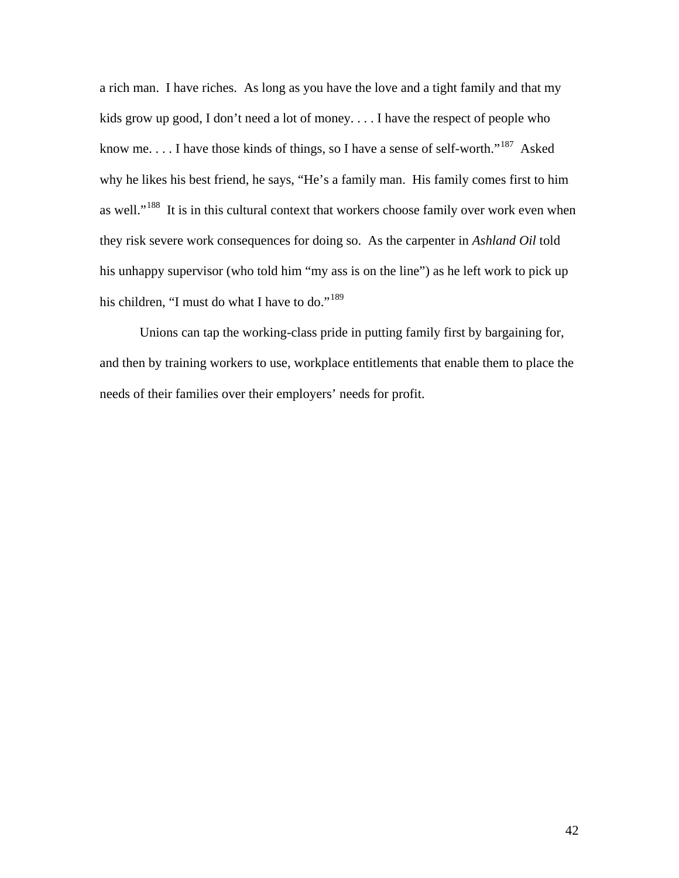a rich man. I have riches. As long as you have the love and a tight family and that my kids grow up good, I don't need a lot of money. . . . I have the respect of people who know me. . . . I have those kinds of things, so I have a sense of self-worth."[187] Asked why he likes his best friend, he says, "He's a family man. His family comes first to him as well."[188] It is in this cultural context that workers choose family over work even when they risk severe work consequences for doing so. As the carpenter in *Ashland Oil* told his unhappy supervisor (who told him "my ass is on the line") as he left work to pick up his children, "I must do what I have to do."[189]

Unions can tap the working-class pride in putting family first by bargaining for, and then by training workers to use, workplace entitlements that enable them to place the needs of their families over their employers' needs for profit.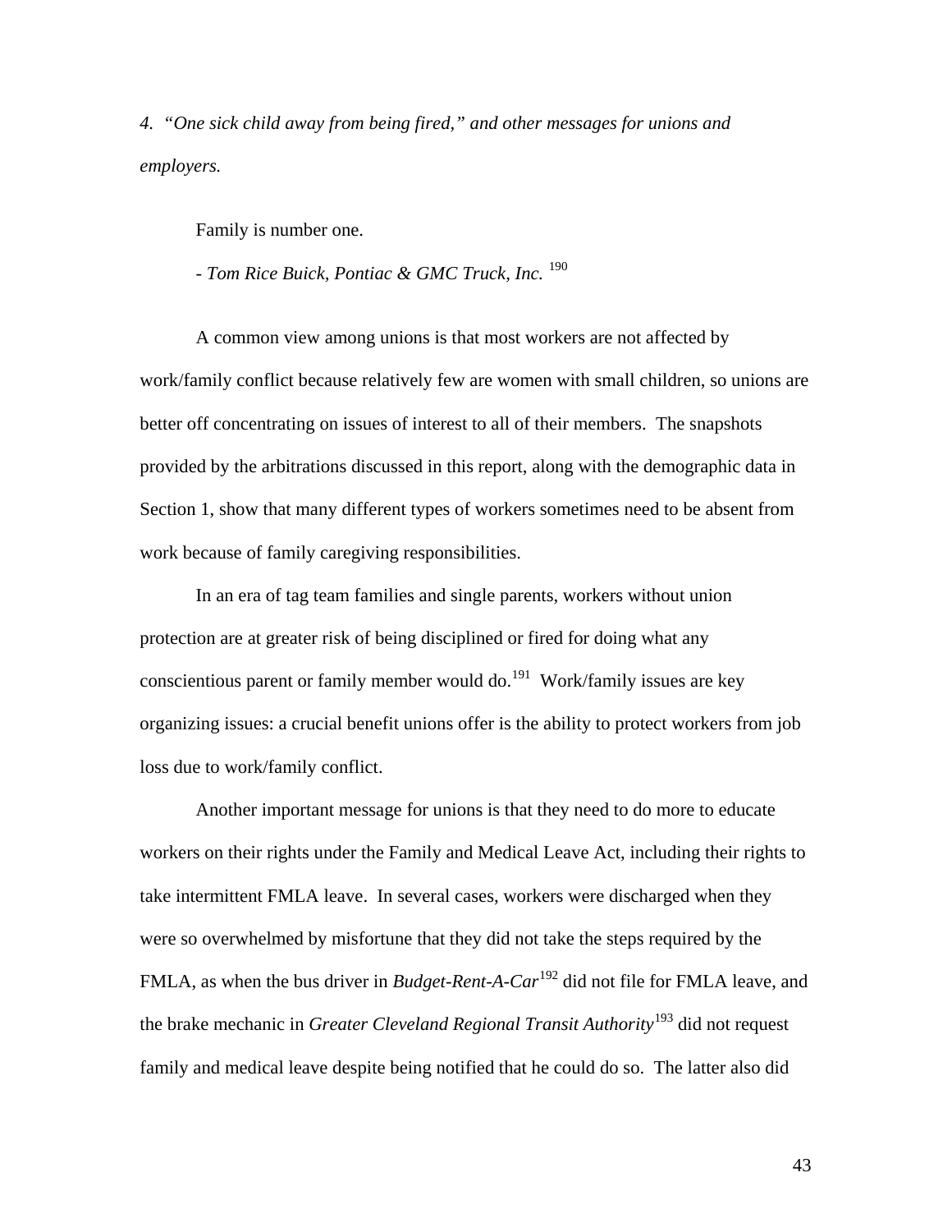*4. "One sick child away from being fired," and other messages for unions and employers.*

Family is number one.

- *Tom Rice Buick, Pontiac & GMC Truck, Inc.* [190]

A common view among unions is that most workers are not affected by work/family conflict because relatively few are women with small children, so unions are better off concentrating on issues of interest to all of their members. The snapshots provided by the arbitrations discussed in this report, along with the demographic data in Section 1, show that many different types of workers sometimes need to be absent from work because of family caregiving responsibilities.

In an era of tag team families and single parents, workers without union protection are at greater risk of being disciplined or fired for doing what any conscientious parent or family member would do.[191] Work/family issues are key organizing issues: a crucial benefit unions offer is the ability to protect workers from job loss due to work/family conflict.

Another important message for unions is that they need to do more to educate workers on their rights under the Family and Medical Leave Act, including their rights to take intermittent FMLA leave. In several cases, workers were discharged when they were so overwhelmed by misfortune that they did not take the steps required by the FMLA, as when the bus driver in *Budget-Rent-A-Car*[192] did not file for FMLA leave, and the brake mechanic in *Greater Cleveland Regional Transit Authority*[193] did not request family and medical leave despite being notified that he could do so. The latter also did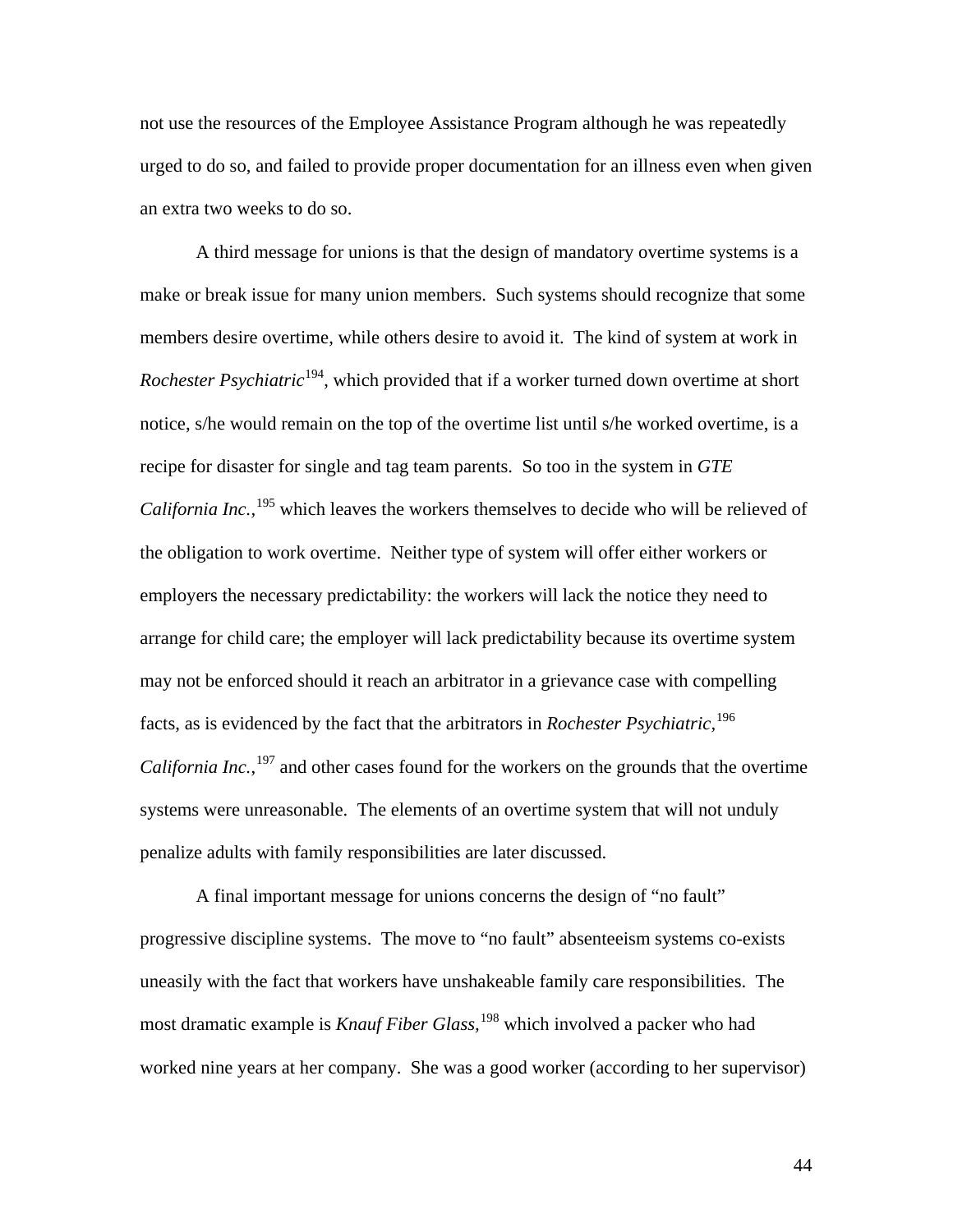not use the resources of the Employee Assistance Program although he was repeatedly urged to do so, and failed to provide proper documentation for an illness even when given an extra two weeks to do so.

A third message for unions is that the design of mandatory overtime systems is a make or break issue for many union members. Such systems should recognize that some members desire overtime, while others desire to avoid it. The kind of system at work in *Rochester Psychiatric*[194], which provided that if a worker turned down overtime at short notice, s/he would remain on the top of the overtime list until s/he worked overtime, is a recipe for disaster for single and tag team parents. So too in the system in *GTE California Inc.,*[195] which leaves the workers themselves to decide who will be relieved of the obligation to work overtime. Neither type of system will offer either workers or employers the necessary predictability: the workers will lack the notice they need to arrange for child care; the employer will lack predictability because its overtime system may not be enforced should it reach an arbitrator in a grievance case with compelling facts, as is evidenced by the fact that the arbitrators in *Rochester Psychiatric,*[196] *California Inc.,*[197] and other cases found for the workers on the grounds that the overtime systems were unreasonable. The elements of an overtime system that will not unduly penalize adults with family responsibilities are later discussed.

A final important message for unions concerns the design of "no fault" progressive discipline systems. The move to "no fault" absenteeism systems co-exists uneasily with the fact that workers have unshakeable family care responsibilities. The most dramatic example is *Knauf Fiber Glass,*[198] which involved a packer who had worked nine years at her company. She was a good worker (according to her supervisor)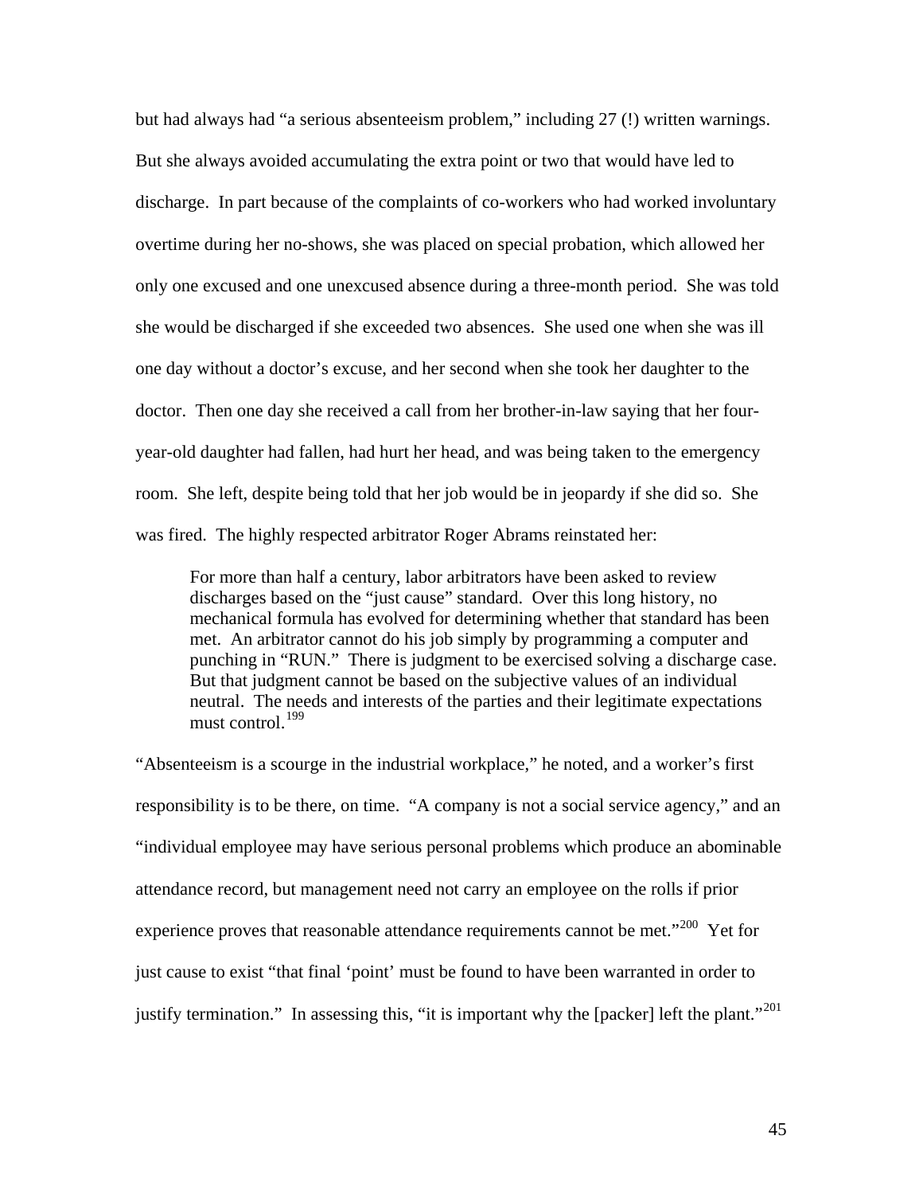but had always had "a serious absenteeism problem," including 27 (!) written warnings. But she always avoided accumulating the extra point or two that would have led to discharge. In part because of the complaints of co-workers who had worked involuntary overtime during her no-shows, she was placed on special probation, which allowed her only one excused and one unexcused absence during a three-month period. She was told she would be discharged if she exceeded two absences. She used one when she was ill one day without a doctor's excuse, and her second when she took her daughter to the doctor. Then one day she received a call from her brother-in-law saying that her four-year-old daughter had fallen, had hurt her head, and was being taken to the emergency room. She left, despite being told that her job would be in jeopardy if she did so. She was fired. The highly respected arbitrator Roger Abrams reinstated her:

> For more than half a century, labor arbitrators have been asked to review discharges based on the "just cause" standard. Over this long history, no mechanical formula has evolved for determining whether that standard has been met. An arbitrator cannot do his job simply by programming a computer and punching in "RUN." There is judgment to be exercised solving a discharge case. But that judgment cannot be based on the subjective values of an individual neutral. The needs and interests of the parties and their legitimate expectations must control.[199]

"Absenteeism is a scourge in the industrial workplace," he noted, and a worker's first responsibility is to be there, on time. "A company is not a social service agency," and an "individual employee may have serious personal problems which produce an abominable attendance record, but management need not carry an employee on the rolls if prior experience proves that reasonable attendance requirements cannot be met."[200] Yet for just cause to exist "that final 'point' must be found to have been warranted in order to justify termination." In assessing this, "it is important why the [packer] left the plant."[201]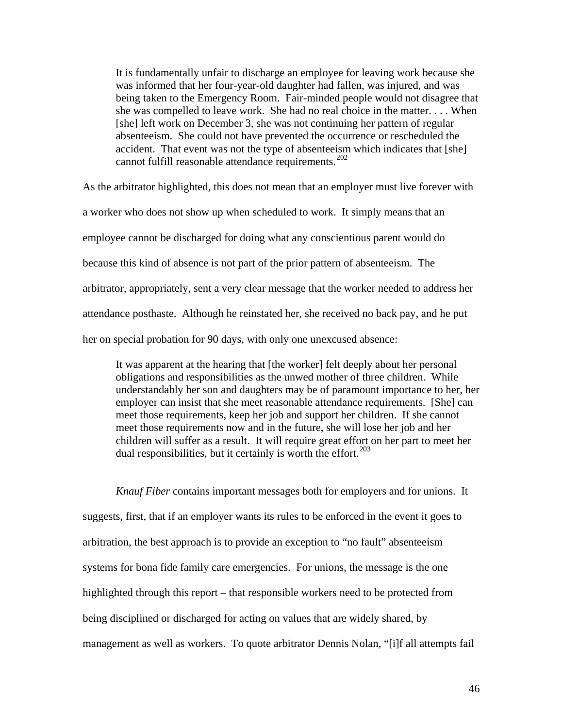> It is fundamentally unfair to discharge an employee for leaving work because she was informed that her four-year-old daughter had fallen, was injured, and was being taken to the Emergency Room. Fair-minded people would not disagree that she was compelled to leave work. She had no real choice in the matter. . . . When [she] left work on December 3, she was not continuing her pattern of regular absenteeism. She could not have prevented the occurrence or rescheduled the accident. That event was not the type of absenteeism which indicates that [she] cannot fulfill reasonable attendance requirements.[202]

As the arbitrator highlighted, this does not mean that an employer must live forever with a worker who does not show up when scheduled to work. It simply means that an employee cannot be discharged for doing what any conscientious parent would do because this kind of absence is not part of the prior pattern of absenteeism. The arbitrator, appropriately, sent a very clear message that the worker needed to address her attendance posthaste. Although he reinstated her, she received no back pay, and he put her on special probation for 90 days, with only one unexcused absence:

> It was apparent at the hearing that [the worker] felt deeply about her personal obligations and responsibilities as the unwed mother of three children. While understandably her son and daughters may be of paramount importance to her, her employer can insist that she meet reasonable attendance requirements. [She] can meet those requirements, keep her job and support her children. If she cannot meet those requirements now and in the future, she will lose her job and her children will suffer as a result. It will require great effort on her part to meet her dual responsibilities, but it certainly is worth the effort.[203]

*Knauf Fiber* contains important messages both for employers and for unions. It suggests, first, that if an employer wants its rules to be enforced in the event it goes to arbitration, the best approach is to provide an exception to "no fault" absenteeism systems for bona fide family care emergencies. For unions, the message is the one highlighted through this report – that responsible workers need to be protected from being disciplined or discharged for acting on values that are widely shared, by management as well as workers. To quote arbitrator Dennis Nolan, "[i]f all attempts fail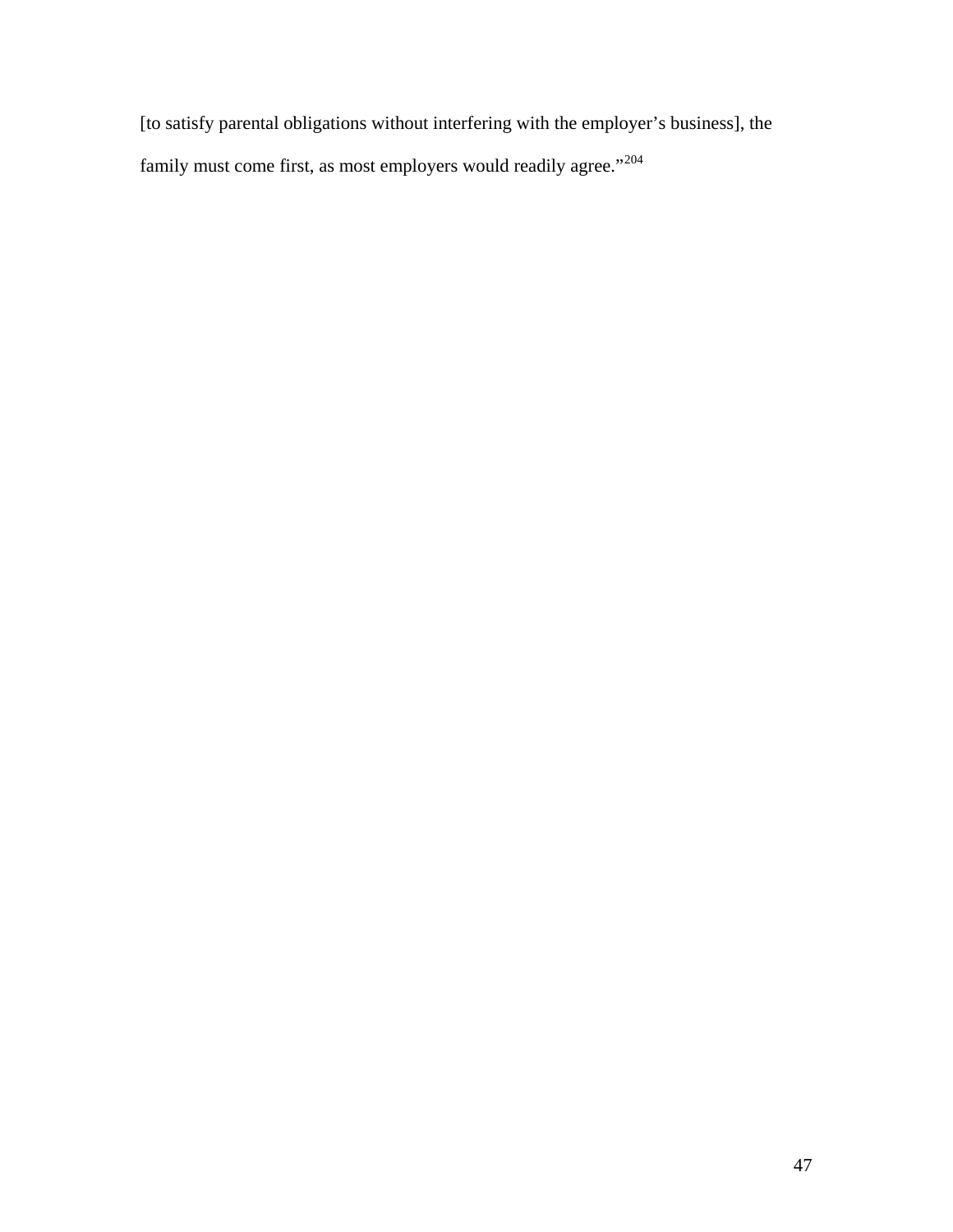[to satisfy parental obligations without interfering with the employer's business], the family must come first, as most employers would readily agree."[204]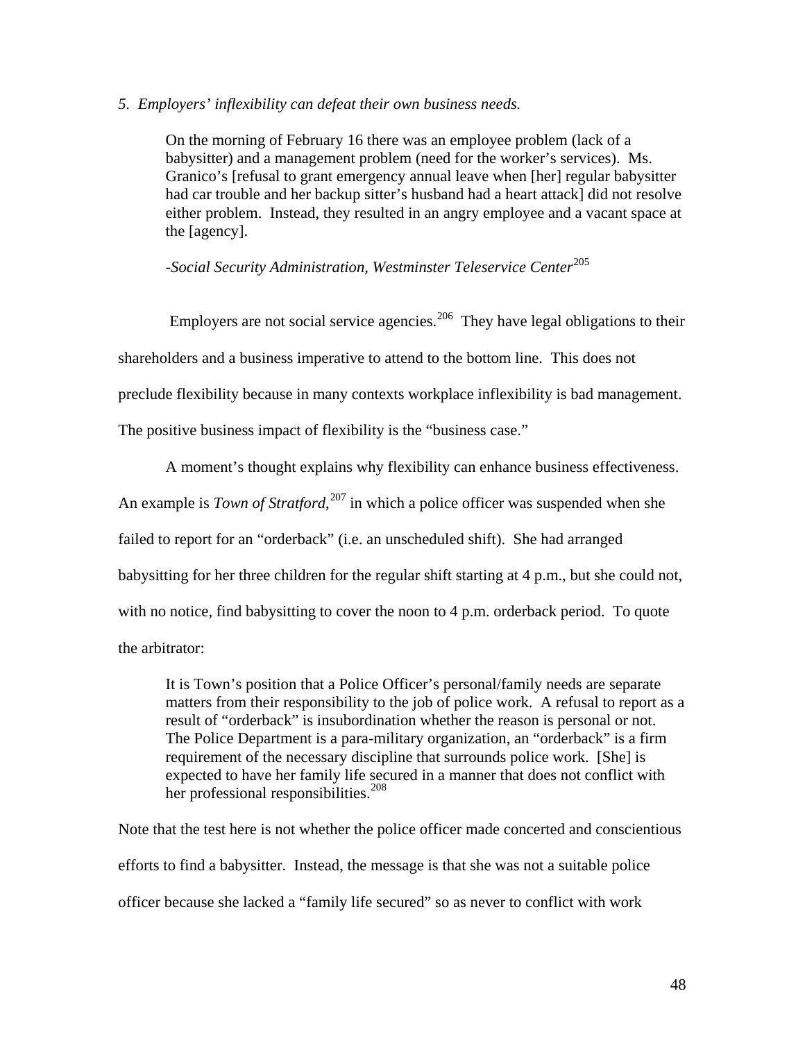*5. Employers' inflexibility can defeat their own business needs.*

> On the morning of February 16 there was an employee problem (lack of a babysitter) and a management problem (need for the worker's services). Ms. Granico's [refusal to grant emergency annual leave when [her] regular babysitter had car trouble and her backup sitter's husband had a heart attack] did not resolve either problem. Instead, they resulted in an angry employee and a vacant space at the [agency].
>
> *-Social Security Administration, Westminster Teleservice Center*[205]

Employers are not social service agencies.[206] They have legal obligations to their shareholders and a business imperative to attend to the bottom line. This does not preclude flexibility because in many contexts workplace inflexibility is bad management. The positive business impact of flexibility is the "business case."

A moment's thought explains why flexibility can enhance business effectiveness. An example is *Town of Stratford*,[207] in which a police officer was suspended when she failed to report for an "orderback" (i.e. an unscheduled shift). She had arranged babysitting for her three children for the regular shift starting at 4 p.m., but she could not, with no notice, find babysitting to cover the noon to 4 p.m. orderback period. To quote the arbitrator:

> It is Town's position that a Police Officer's personal/family needs are separate matters from their responsibility to the job of police work. A refusal to report as a result of "orderback" is insubordination whether the reason is personal or not. The Police Department is a para-military organization, an "orderback" is a firm requirement of the necessary discipline that surrounds police work. [She] is expected to have her family life secured in a manner that does not conflict with her professional responsibilities.[208]

Note that the test here is not whether the police officer made concerted and conscientious efforts to find a babysitter. Instead, the message is that she was not a suitable police officer because she lacked a "family life secured" so as never to conflict with work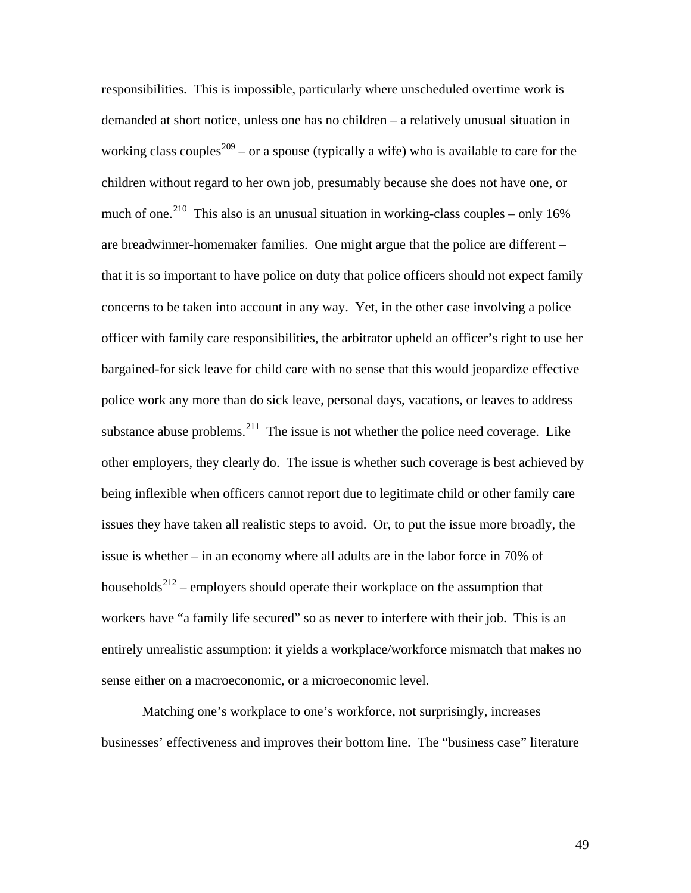responsibilities. This is impossible, particularly where unscheduled overtime work is demanded at short notice, unless one has no children – a relatively unusual situation in working class couples[209] – or a spouse (typically a wife) who is available to care for the children without regard to her own job, presumably because she does not have one, or much of one.[210] This also is an unusual situation in working-class couples – only 16% are breadwinner-homemaker families. One might argue that the police are different – that it is so important to have police on duty that police officers should not expect family concerns to be taken into account in any way. Yet, in the other case involving a police officer with family care responsibilities, the arbitrator upheld an officer's right to use her bargained-for sick leave for child care with no sense that this would jeopardize effective police work any more than do sick leave, personal days, vacations, or leaves to address substance abuse problems.[211] The issue is not whether the police need coverage. Like other employers, they clearly do. The issue is whether such coverage is best achieved by being inflexible when officers cannot report due to legitimate child or other family care issues they have taken all realistic steps to avoid. Or, to put the issue more broadly, the issue is whether – in an economy where all adults are in the labor force in 70% of households[212] – employers should operate their workplace on the assumption that workers have "a family life secured" so as never to interfere with their job. This is an entirely unrealistic assumption: it yields a workplace/workforce mismatch that makes no sense either on a macroeconomic, or a microeconomic level.

Matching one's workplace to one's workforce, not surprisingly, increases businesses' effectiveness and improves their bottom line. The "business case" literature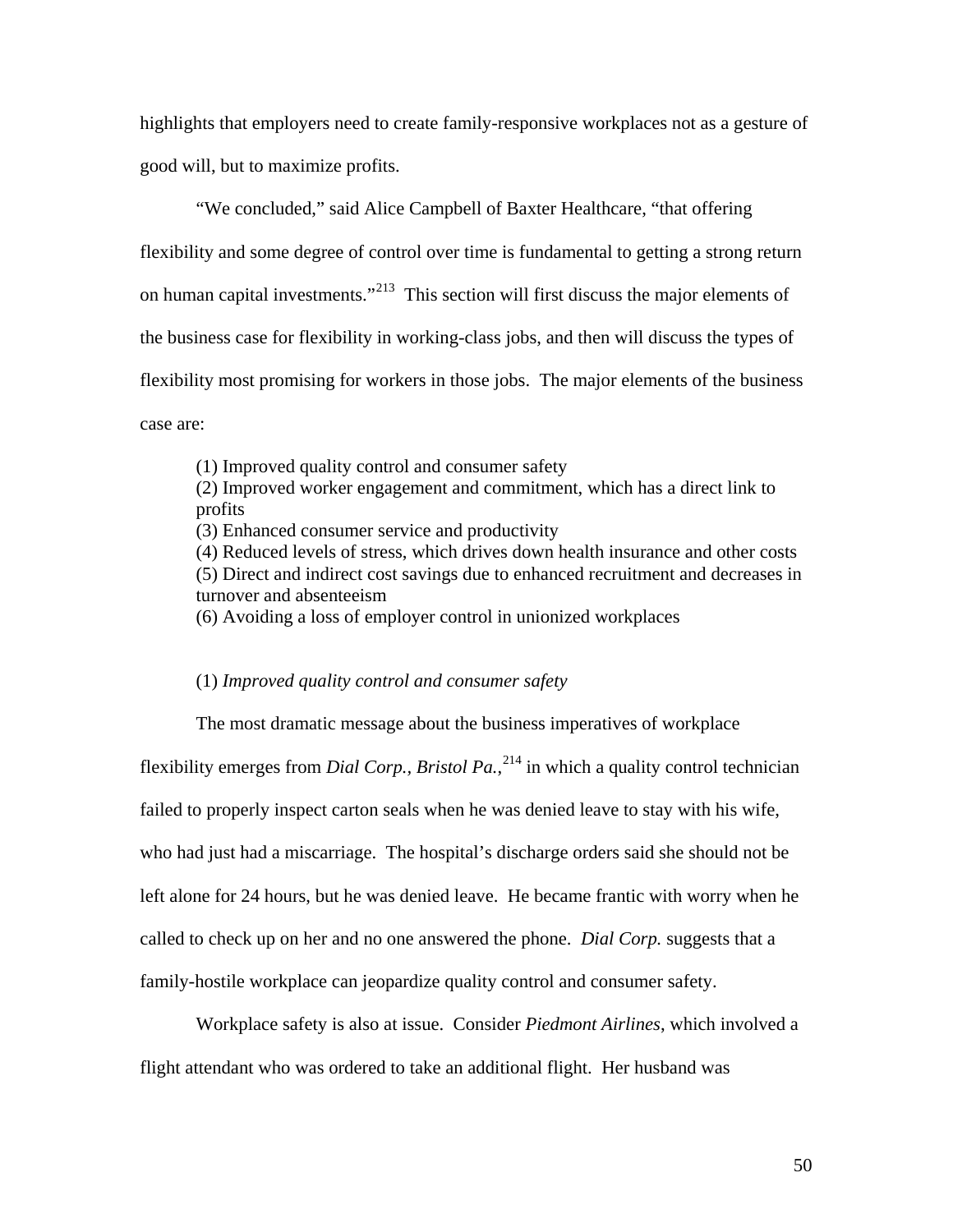highlights that employers need to create family-responsive workplaces not as a gesture of good will, but to maximize profits.

"We concluded," said Alice Campbell of Baxter Healthcare, "that offering flexibility and some degree of control over time is fundamental to getting a strong return on human capital investments."[213] This section will first discuss the major elements of the business case for flexibility in working-class jobs, and then will discuss the types of flexibility most promising for workers in those jobs. The major elements of the business case are:

> (1) Improved quality control and consumer safety
> (2) Improved worker engagement and commitment, which has a direct link to profits
> (3) Enhanced consumer service and productivity
> (4) Reduced levels of stress, which drives down health insurance and other costs
> (5) Direct and indirect cost savings due to enhanced recruitment and decreases in turnover and absenteeism
> (6) Avoiding a loss of employer control in unionized workplaces

(1) *Improved quality control and consumer safety*

The most dramatic message about the business imperatives of workplace flexibility emerges from *Dial Corp., Bristol Pa.*,[214] in which a quality control technician failed to properly inspect carton seals when he was denied leave to stay with his wife, who had just had a miscarriage. The hospital's discharge orders said she should not be left alone for 24 hours, but he was denied leave. He became frantic with worry when he called to check up on her and no one answered the phone. *Dial Corp.* suggests that a family-hostile workplace can jeopardize quality control and consumer safety.

Workplace safety is also at issue. Consider *Piedmont Airlines*, which involved a flight attendant who was ordered to take an additional flight. Her husband was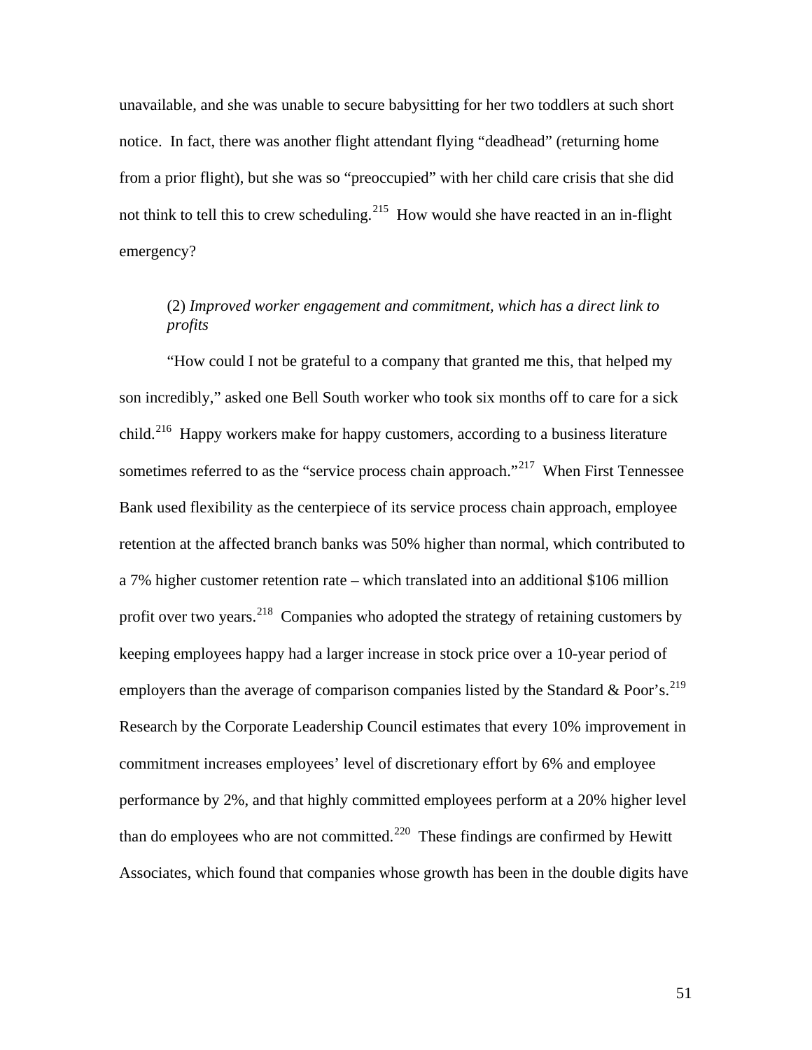unavailable, and she was unable to secure babysitting for her two toddlers at such short notice. In fact, there was another flight attendant flying "deadhead" (returning home from a prior flight), but she was so "preoccupied" with her child care crisis that she did not think to tell this to crew scheduling.[215] How would she have reacted in an in-flight emergency?

(2) *Improved worker engagement and commitment, which has a direct link to profits*

"How could I not be grateful to a company that granted me this, that helped my son incredibly," asked one Bell South worker who took six months off to care for a sick child.[216] Happy workers make for happy customers, according to a business literature sometimes referred to as the "service process chain approach."[217] When First Tennessee Bank used flexibility as the centerpiece of its service process chain approach, employee retention at the affected branch banks was 50% higher than normal, which contributed to a 7% higher customer retention rate – which translated into an additional $106 million profit over two years.[218] Companies who adopted the strategy of retaining customers by keeping employees happy had a larger increase in stock price over a 10-year period of employers than the average of comparison companies listed by the Standard & Poor's.[219] Research by the Corporate Leadership Council estimates that every 10% improvement in commitment increases employees' level of discretionary effort by 6% and employee performance by 2%, and that highly committed employees perform at a 20% higher level than do employees who are not committed.[220] These findings are confirmed by Hewitt Associates, which found that companies whose growth has been in the double digits have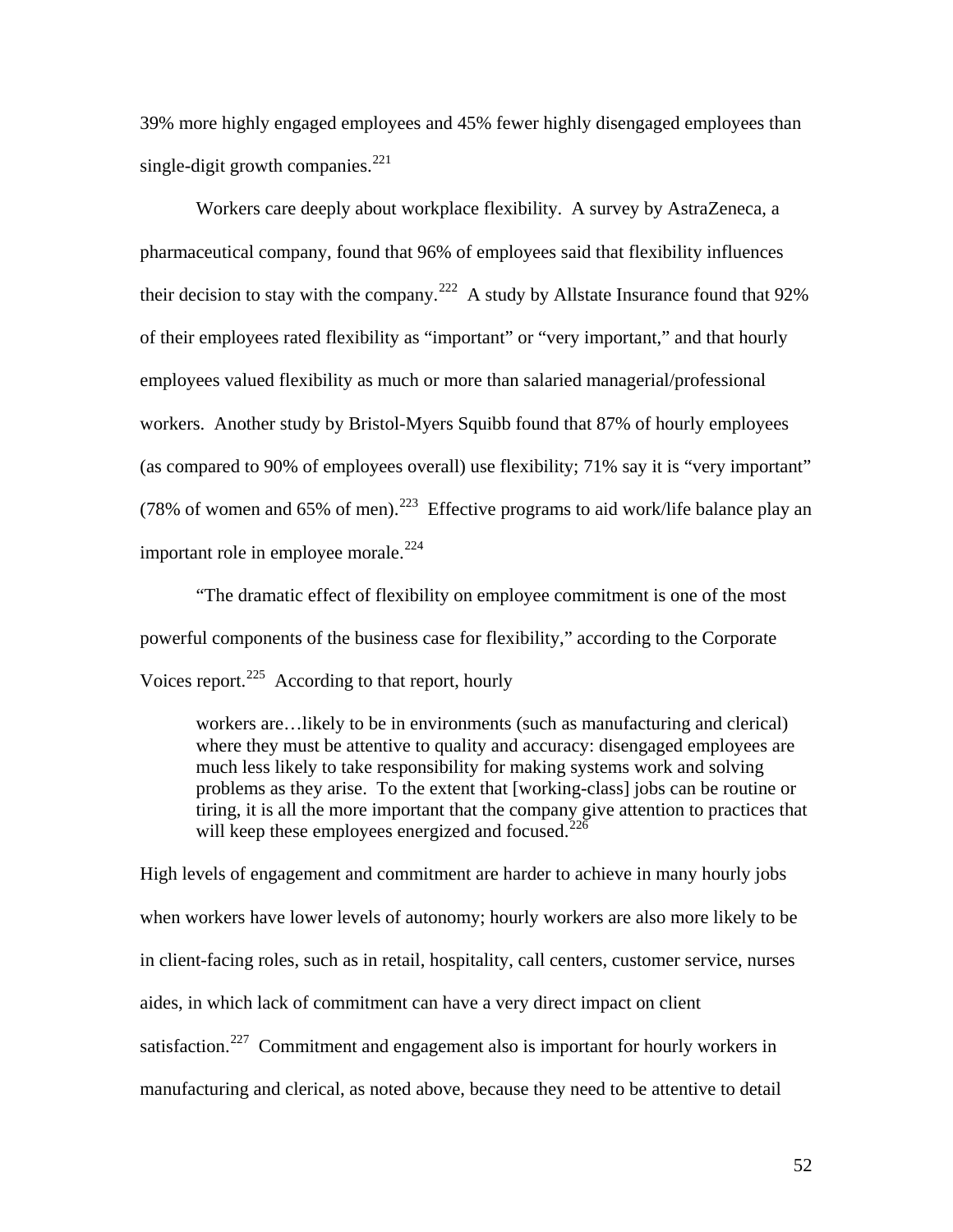39% more highly engaged employees and 45% fewer highly disengaged employees than single-digit growth companies.[221]

Workers care deeply about workplace flexibility. A survey by AstraZeneca, a pharmaceutical company, found that 96% of employees said that flexibility influences their decision to stay with the company.[222] A study by Allstate Insurance found that 92% of their employees rated flexibility as "important" or "very important," and that hourly employees valued flexibility as much or more than salaried managerial/professional workers. Another study by Bristol-Myers Squibb found that 87% of hourly employees (as compared to 90% of employees overall) use flexibility; 71% say it is "very important" (78% of women and 65% of men).[223] Effective programs to aid work/life balance play an important role in employee morale.[224]

"The dramatic effect of flexibility on employee commitment is one of the most powerful components of the business case for flexibility," according to the Corporate Voices report.[225] According to that report, hourly

> workers are…likely to be in environments (such as manufacturing and clerical) where they must be attentive to quality and accuracy: disengaged employees are much less likely to take responsibility for making systems work and solving problems as they arise. To the extent that [working-class] jobs can be routine or tiring, it is all the more important that the company give attention to practices that will keep these employees energized and focused.[226]

High levels of engagement and commitment are harder to achieve in many hourly jobs when workers have lower levels of autonomy; hourly workers are also more likely to be in client-facing roles, such as in retail, hospitality, call centers, customer service, nurses aides, in which lack of commitment can have a very direct impact on client satisfaction.[227] Commitment and engagement also is important for hourly workers in manufacturing and clerical, as noted above, because they need to be attentive to detail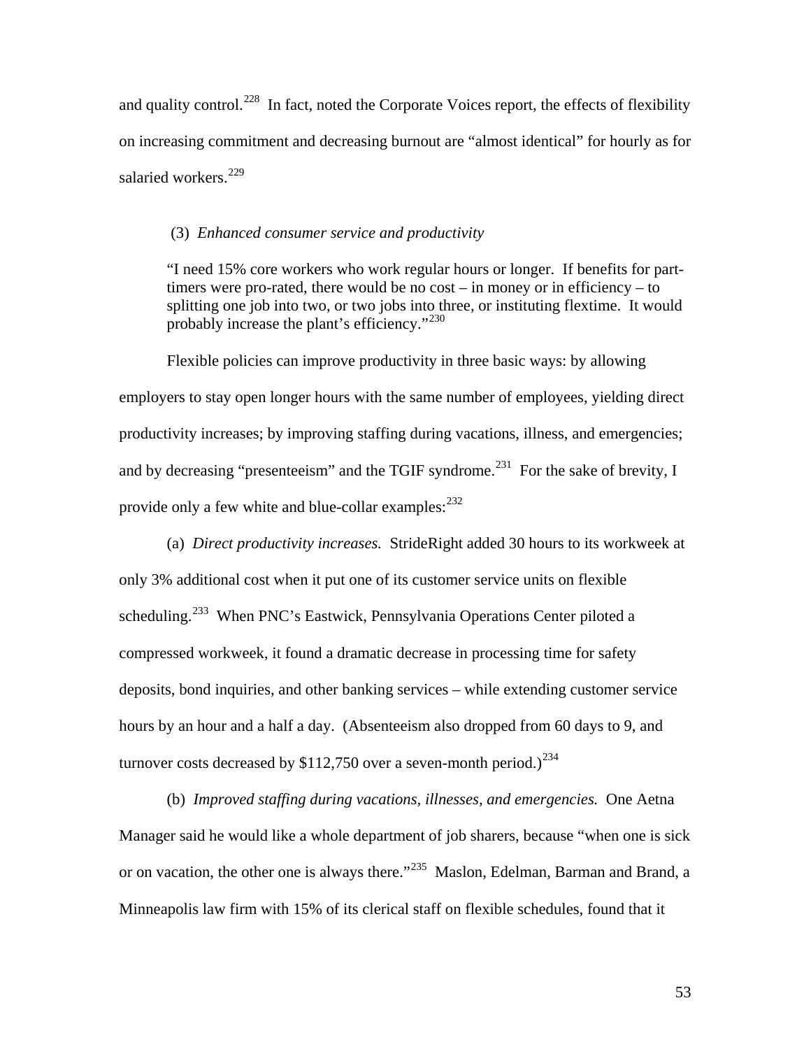and quality control.[228] In fact, noted the Corporate Voices report, the effects of flexibility on increasing commitment and decreasing burnout are "almost identical" for hourly as for salaried workers.[229]

(3) *Enhanced consumer service and productivity*

> "I need 15% core workers who work regular hours or longer. If benefits for part-timers were pro-rated, there would be no cost – in money or in efficiency – to splitting one job into two, or two jobs into three, or instituting flextime. It would probably increase the plant's efficiency."[230]

Flexible policies can improve productivity in three basic ways: by allowing employers to stay open longer hours with the same number of employees, yielding direct productivity increases; by improving staffing during vacations, illness, and emergencies; and by decreasing "presenteeism" and the TGIF syndrome.[231] For the sake of brevity, I provide only a few white and blue-collar examples:[232]

(a) *Direct productivity increases.* StrideRight added 30 hours to its workweek at only 3% additional cost when it put one of its customer service units on flexible scheduling.[233] When PNC's Eastwick, Pennsylvania Operations Center piloted a compressed workweek, it found a dramatic decrease in processing time for safety deposits, bond inquiries, and other banking services – while extending customer service hours by an hour and a half a day. (Absenteeism also dropped from 60 days to 9, and turnover costs decreased by $112,750 over a seven-month period.)[234]

(b) *Improved staffing during vacations, illnesses, and emergencies.* One Aetna Manager said he would like a whole department of job sharers, because "when one is sick or on vacation, the other one is always there."[235] Maslon, Edelman, Barman and Brand, a Minneapolis law firm with 15% of its clerical staff on flexible schedules, found that it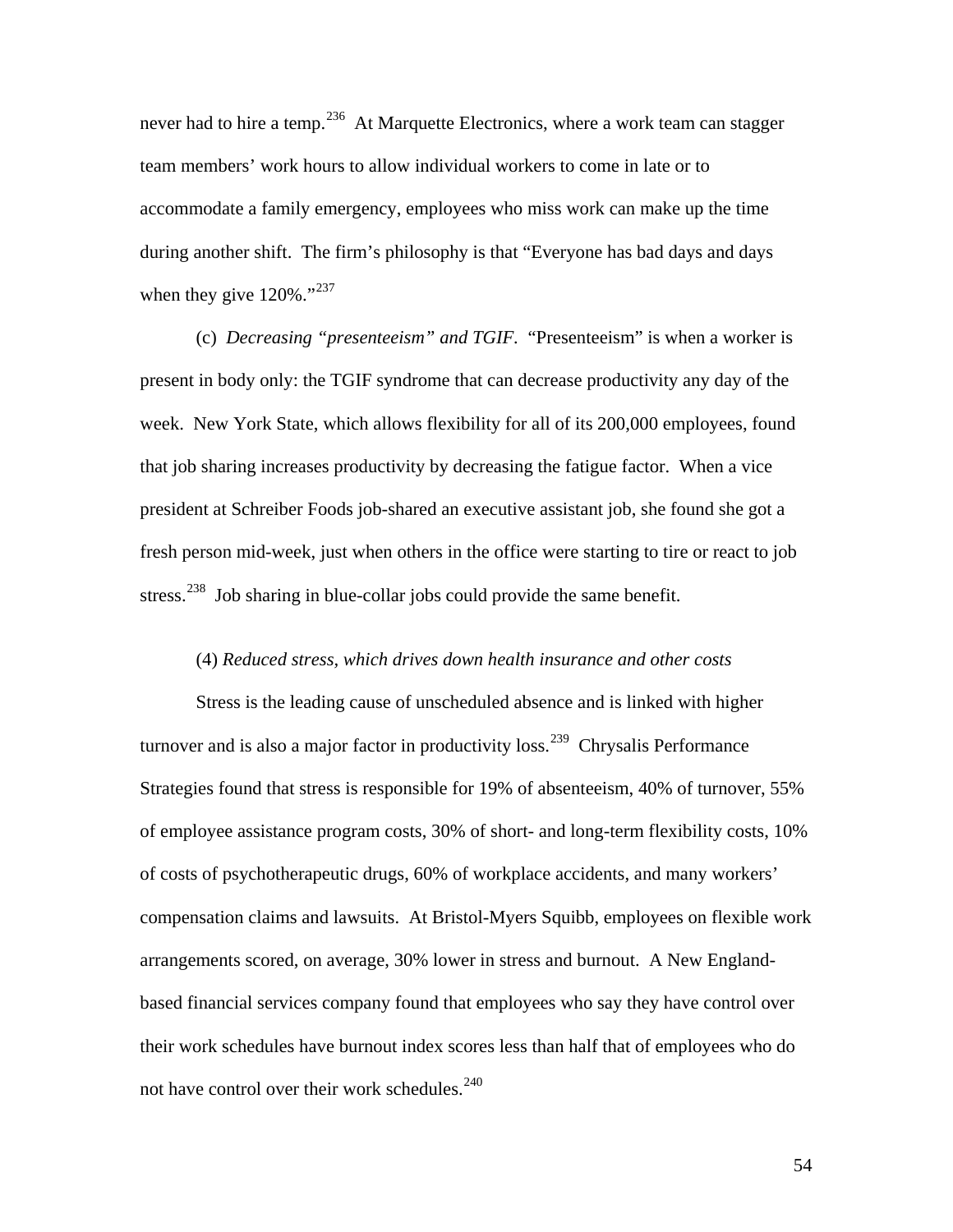never had to hire a temp.[236] At Marquette Electronics, where a work team can stagger team members' work hours to allow individual workers to come in late or to accommodate a family emergency, employees who miss work can make up the time during another shift. The firm's philosophy is that "Everyone has bad days and days when they give 120%."[237]

(c) *Decreasing "presenteeism" and TGIF.* "Presenteeism" is when a worker is present in body only: the TGIF syndrome that can decrease productivity any day of the week. New York State, which allows flexibility for all of its 200,000 employees, found that job sharing increases productivity by decreasing the fatigue factor. When a vice president at Schreiber Foods job-shared an executive assistant job, she found she got a fresh person mid-week, just when others in the office were starting to tire or react to job stress.[238] Job sharing in blue-collar jobs could provide the same benefit.

(4) *Reduced stress, which drives down health insurance and other costs*

Stress is the leading cause of unscheduled absence and is linked with higher turnover and is also a major factor in productivity loss.[239] Chrysalis Performance Strategies found that stress is responsible for 19% of absenteeism, 40% of turnover, 55% of employee assistance program costs, 30% of short- and long-term flexibility costs, 10% of costs of psychotherapeutic drugs, 60% of workplace accidents, and many workers' compensation claims and lawsuits. At Bristol-Myers Squibb, employees on flexible work arrangements scored, on average, 30% lower in stress and burnout. A New England-based financial services company found that employees who say they have control over their work schedules have burnout index scores less than half that of employees who do not have control over their work schedules.[240]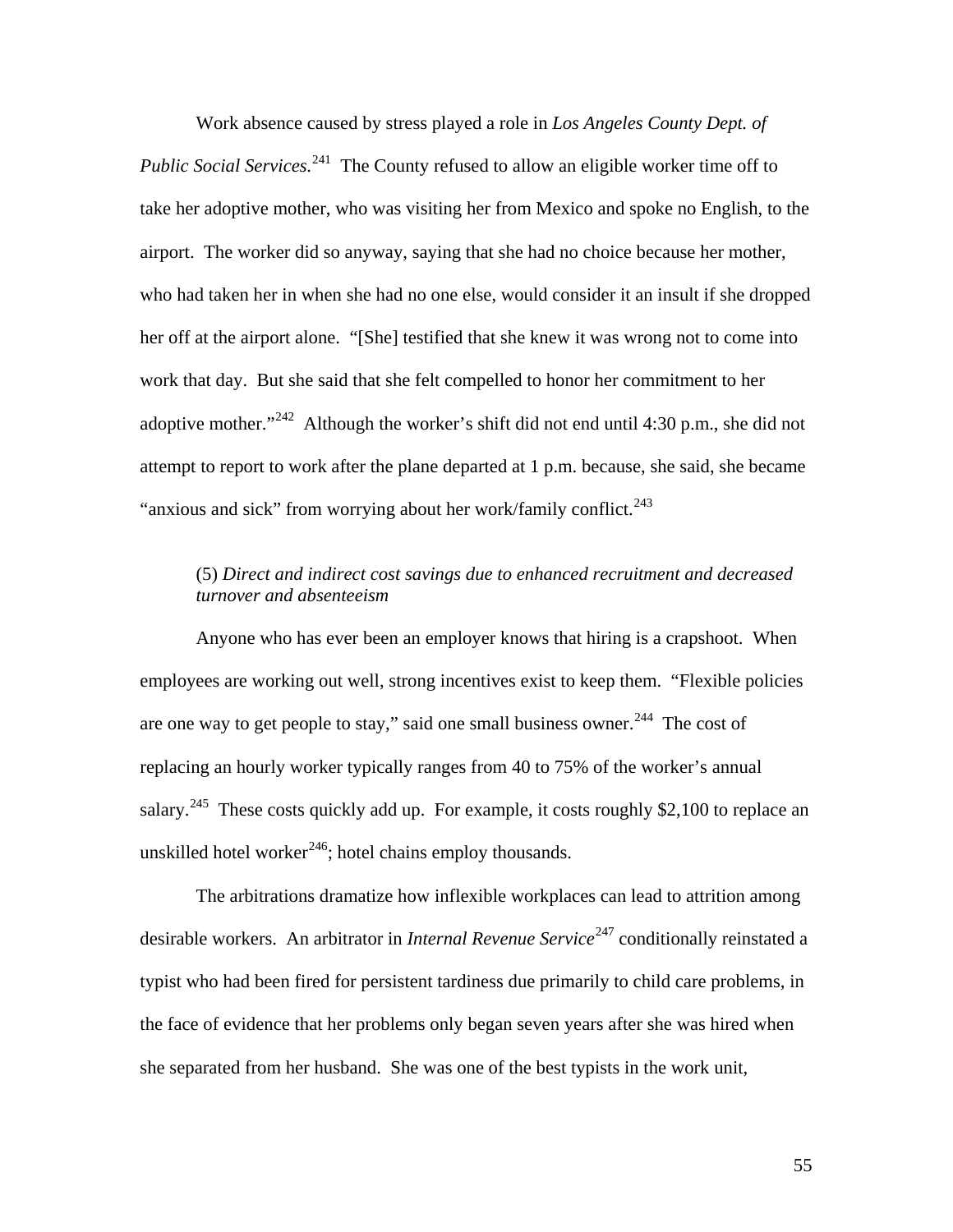Work absence caused by stress played a role in *Los Angeles County Dept. of Public Social Services.*[241] The County refused to allow an eligible worker time off to take her adoptive mother, who was visiting her from Mexico and spoke no English, to the airport. The worker did so anyway, saying that she had no choice because her mother, who had taken her in when she had no one else, would consider it an insult if she dropped her off at the airport alone. "[She] testified that she knew it was wrong not to come into work that day. But she said that she felt compelled to honor her commitment to her adoptive mother."[242] Although the worker's shift did not end until 4:30 p.m., she did not attempt to report to work after the plane departed at 1 p.m. because, she said, she became "anxious and sick" from worrying about her work/family conflict.[243]

(5) *Direct and indirect cost savings due to enhanced recruitment and decreased turnover and absenteeism*

Anyone who has ever been an employer knows that hiring is a crapshoot. When employees are working out well, strong incentives exist to keep them. "Flexible policies are one way to get people to stay," said one small business owner.[244] The cost of replacing an hourly worker typically ranges from 40 to 75% of the worker's annual salary.[245] These costs quickly add up. For example, it costs roughly $2,100 to replace an unskilled hotel worker[246]; hotel chains employ thousands.

The arbitrations dramatize how inflexible workplaces can lead to attrition among desirable workers. An arbitrator in *Internal Revenue Service*[247] conditionally reinstated a typist who had been fired for persistent tardiness due primarily to child care problems, in the face of evidence that her problems only began seven years after she was hired when she separated from her husband. She was one of the best typists in the work unit,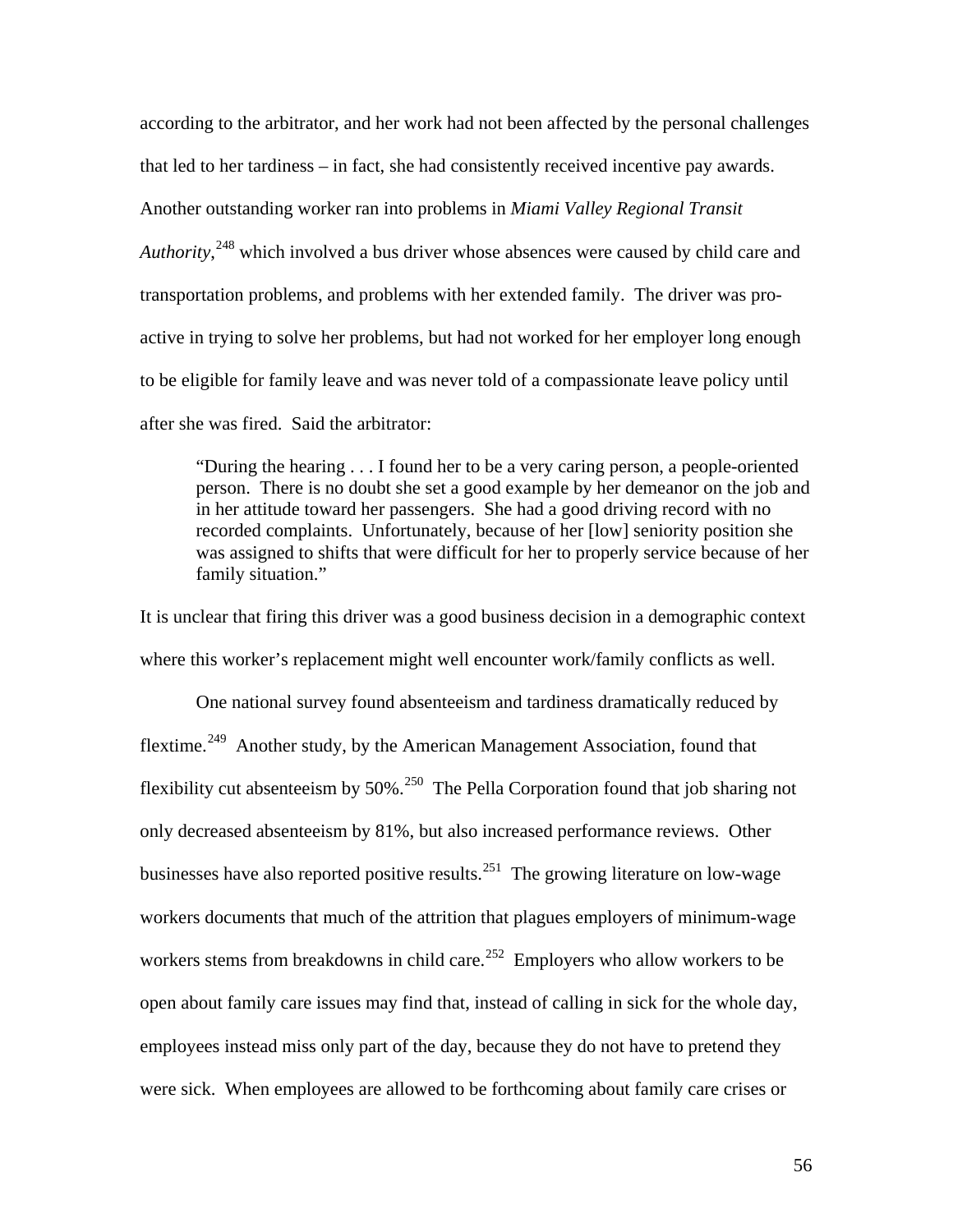according to the arbitrator, and her work had not been affected by the personal challenges that led to her tardiness – in fact, she had consistently received incentive pay awards. Another outstanding worker ran into problems in *Miami Valley Regional Transit Authority*,[248] which involved a bus driver whose absences were caused by child care and transportation problems, and problems with her extended family. The driver was pro-active in trying to solve her problems, but had not worked for her employer long enough to be eligible for family leave and was never told of a compassionate leave policy until after she was fired. Said the arbitrator:

> "During the hearing . . . I found her to be a very caring person, a people-oriented person. There is no doubt she set a good example by her demeanor on the job and in her attitude toward her passengers. She had a good driving record with no recorded complaints. Unfortunately, because of her [low] seniority position she was assigned to shifts that were difficult for her to properly service because of her family situation."

It is unclear that firing this driver was a good business decision in a demographic context where this worker's replacement might well encounter work/family conflicts as well.

One national survey found absenteeism and tardiness dramatically reduced by flextime.[249] Another study, by the American Management Association, found that flexibility cut absenteeism by 50%.[250] The Pella Corporation found that job sharing not only decreased absenteeism by 81%, but also increased performance reviews. Other businesses have also reported positive results.[251] The growing literature on low-wage workers documents that much of the attrition that plagues employers of minimum-wage workers stems from breakdowns in child care.[252] Employers who allow workers to be open about family care issues may find that, instead of calling in sick for the whole day, employees instead miss only part of the day, because they do not have to pretend they were sick. When employees are allowed to be forthcoming about family care crises or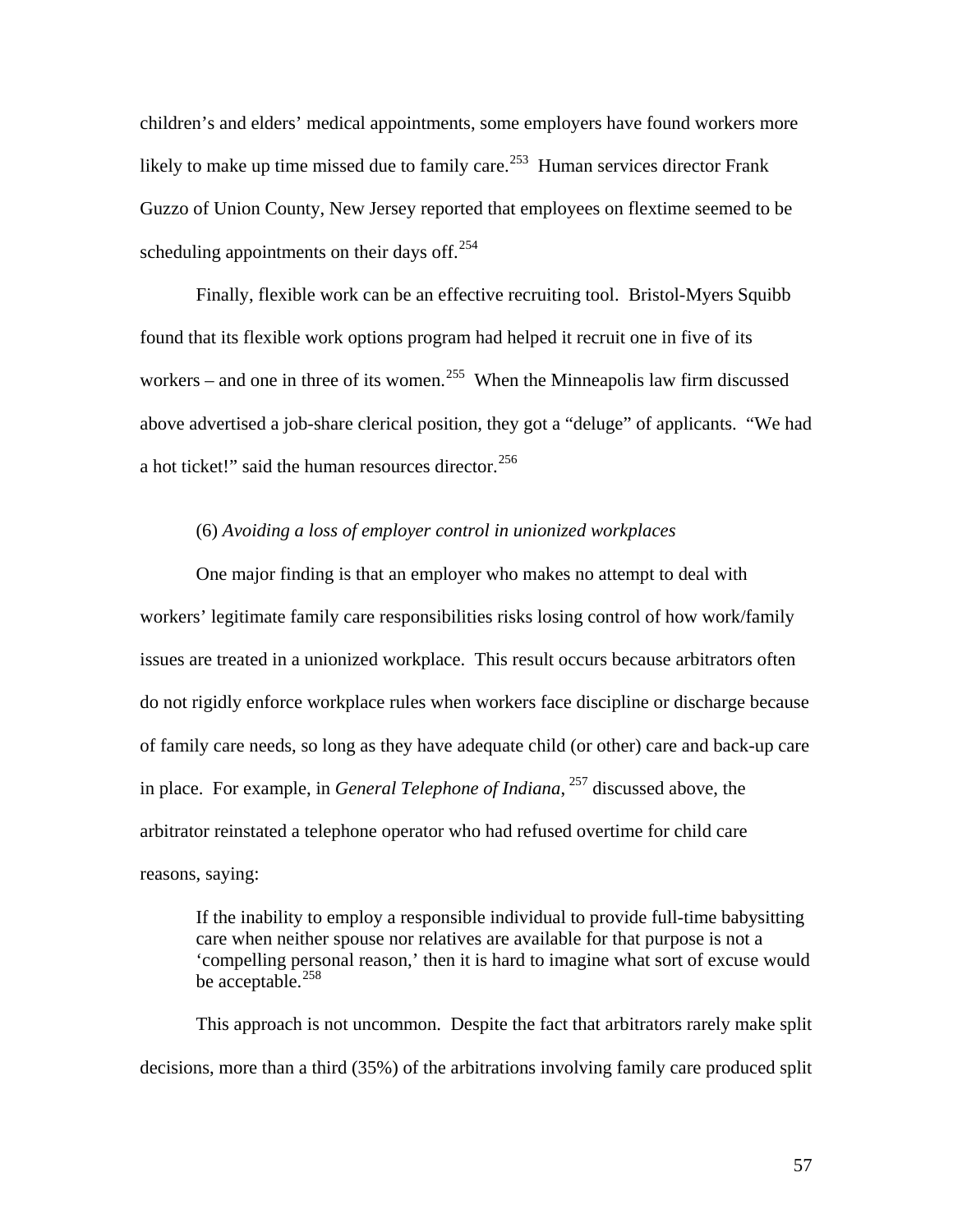children's and elders' medical appointments, some employers have found workers more likely to make up time missed due to family care.[253] Human services director Frank Guzzo of Union County, New Jersey reported that employees on flextime seemed to be scheduling appointments on their days off.[254]

Finally, flexible work can be an effective recruiting tool. Bristol-Myers Squibb found that its flexible work options program had helped it recruit one in five of its workers – and one in three of its women.[255] When the Minneapolis law firm discussed above advertised a job-share clerical position, they got a "deluge" of applicants. "We had a hot ticket!" said the human resources director.[256]

(6) *Avoiding a loss of employer control in unionized workplaces*

One major finding is that an employer who makes no attempt to deal with workers' legitimate family care responsibilities risks losing control of how work/family issues are treated in a unionized workplace. This result occurs because arbitrators often do not rigidly enforce workplace rules when workers face discipline or discharge because of family care needs, so long as they have adequate child (or other) care and back-up care in place. For example, in *General Telephone of Indiana*,[257] discussed above, the arbitrator reinstated a telephone operator who had refused overtime for child care reasons, saying:

> If the inability to employ a responsible individual to provide full-time babysitting care when neither spouse nor relatives are available for that purpose is not a 'compelling personal reason,' then it is hard to imagine what sort of excuse would be acceptable.[258]

This approach is not uncommon. Despite the fact that arbitrators rarely make split decisions, more than a third (35%) of the arbitrations involving family care produced split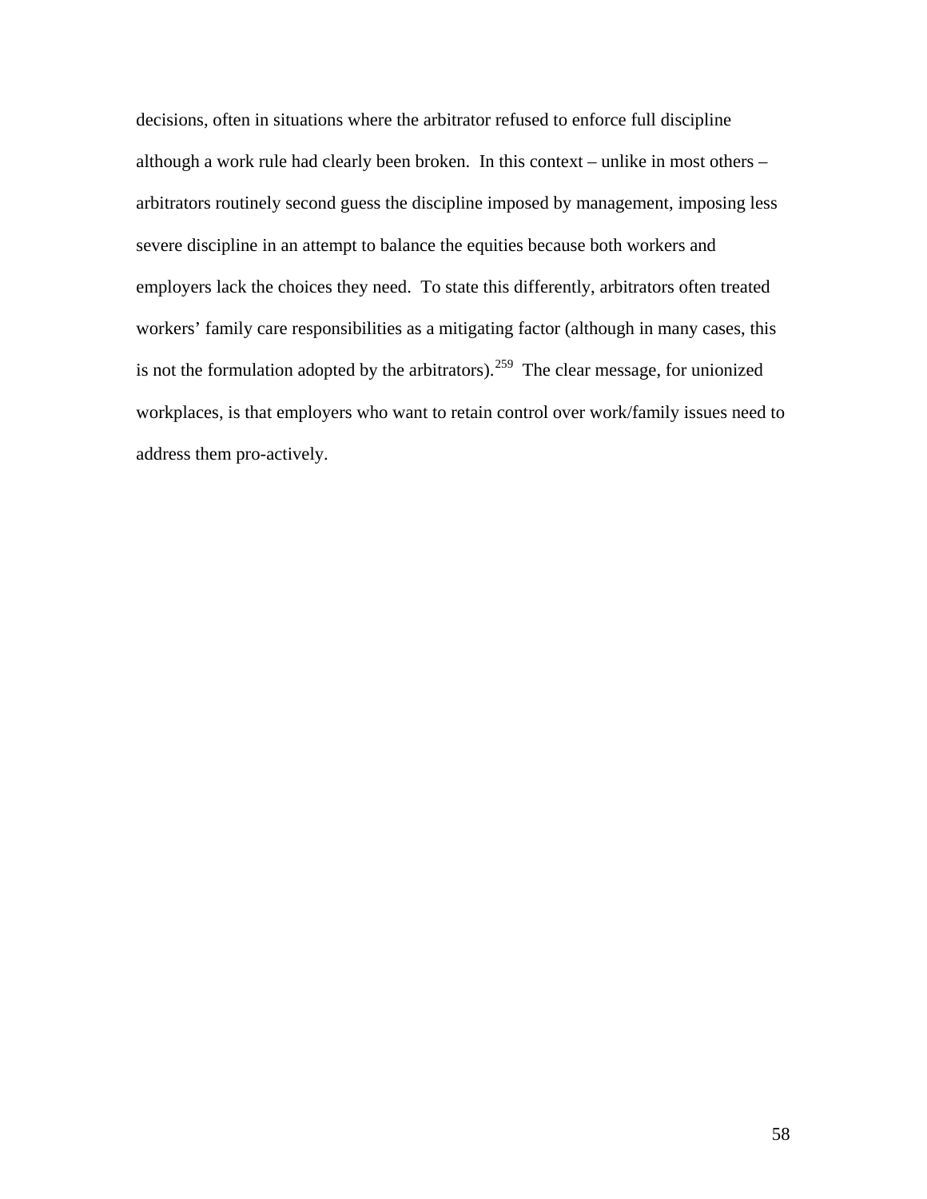decisions, often in situations where the arbitrator refused to enforce full discipline although a work rule had clearly been broken. In this context – unlike in most others – arbitrators routinely second guess the discipline imposed by management, imposing less severe discipline in an attempt to balance the equities because both workers and employers lack the choices they need. To state this differently, arbitrators often treated workers' family care responsibilities as a mitigating factor (although in many cases, this is not the formulation adopted by the arbitrators).[259] The clear message, for unionized workplaces, is that employers who want to retain control over work/family issues need to address them pro-actively.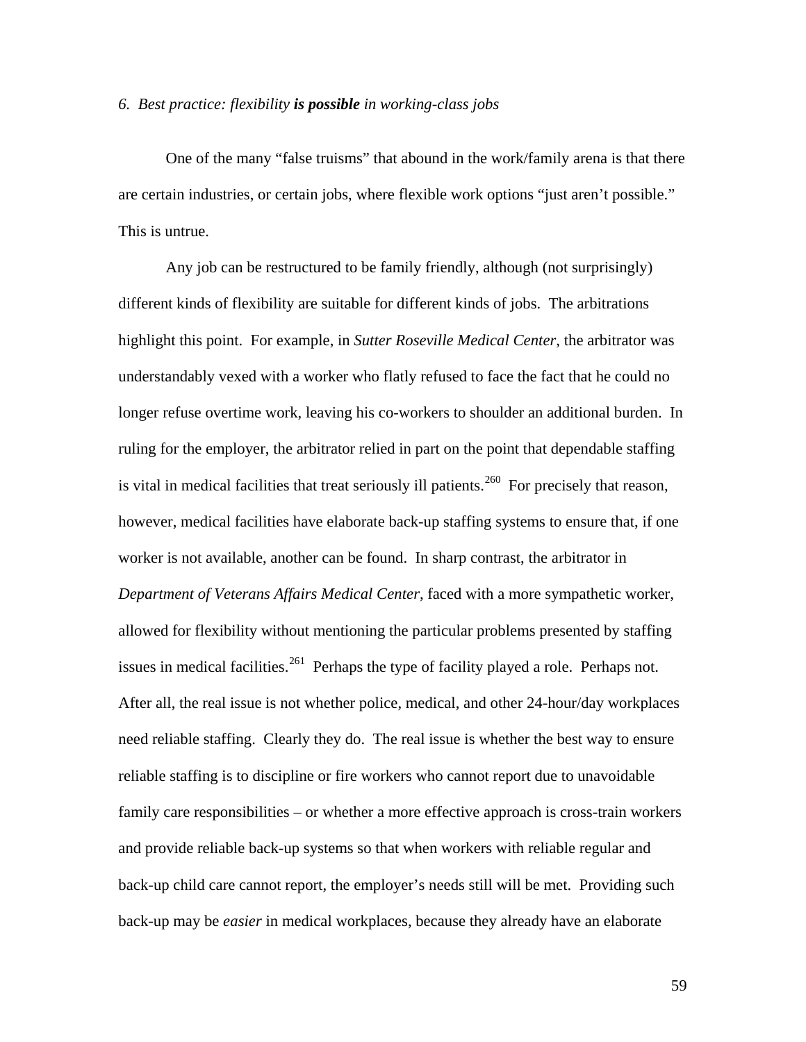*6. Best practice: flexibility* ***is possible*** *in working-class jobs*

One of the many "false truisms" that abound in the work/family arena is that there are certain industries, or certain jobs, where flexible work options "just aren't possible." This is untrue.

Any job can be restructured to be family friendly, although (not surprisingly) different kinds of flexibility are suitable for different kinds of jobs. The arbitrations highlight this point. For example, in *Sutter Roseville Medical Center*, the arbitrator was understandably vexed with a worker who flatly refused to face the fact that he could no longer refuse overtime work, leaving his co-workers to shoulder an additional burden. In ruling for the employer, the arbitrator relied in part on the point that dependable staffing is vital in medical facilities that treat seriously ill patients.[260] For precisely that reason, however, medical facilities have elaborate back-up staffing systems to ensure that, if one worker is not available, another can be found. In sharp contrast, the arbitrator in *Department of Veterans Affairs Medical Center*, faced with a more sympathetic worker, allowed for flexibility without mentioning the particular problems presented by staffing issues in medical facilities.[261] Perhaps the type of facility played a role. Perhaps not. After all, the real issue is not whether police, medical, and other 24-hour/day workplaces need reliable staffing. Clearly they do. The real issue is whether the best way to ensure reliable staffing is to discipline or fire workers who cannot report due to unavoidable family care responsibilities – or whether a more effective approach is cross-train workers and provide reliable back-up systems so that when workers with reliable regular and back-up child care cannot report, the employer's needs still will be met. Providing such back-up may be *easier* in medical workplaces, because they already have an elaborate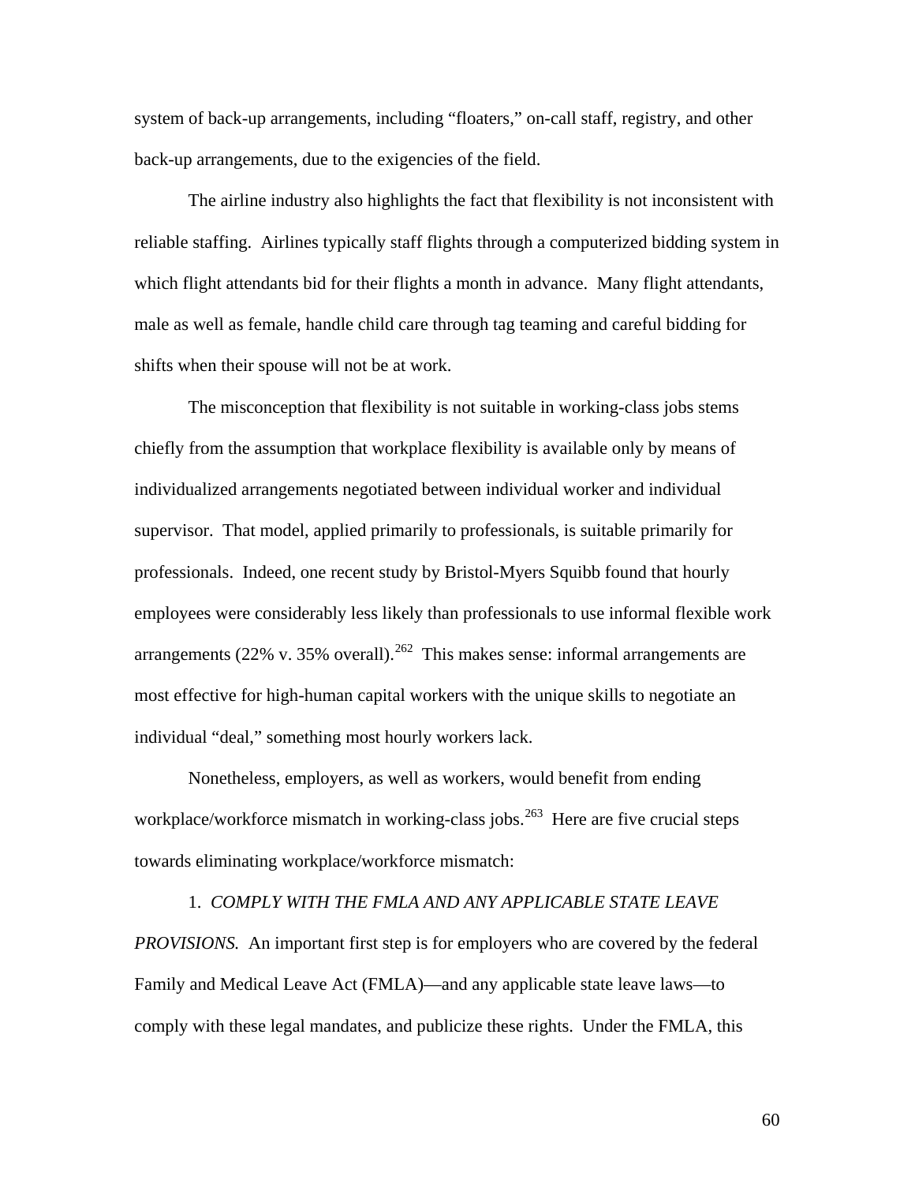system of back-up arrangements, including "floaters," on-call staff, registry, and other back-up arrangements, due to the exigencies of the field.

The airline industry also highlights the fact that flexibility is not inconsistent with reliable staffing. Airlines typically staff flights through a computerized bidding system in which flight attendants bid for their flights a month in advance. Many flight attendants, male as well as female, handle child care through tag teaming and careful bidding for shifts when their spouse will not be at work.

The misconception that flexibility is not suitable in working-class jobs stems chiefly from the assumption that workplace flexibility is available only by means of individualized arrangements negotiated between individual worker and individual supervisor. That model, applied primarily to professionals, is suitable primarily for professionals. Indeed, one recent study by Bristol-Myers Squibb found that hourly employees were considerably less likely than professionals to use informal flexible work arrangements (22% v. 35% overall).[262] This makes sense: informal arrangements are most effective for high-human capital workers with the unique skills to negotiate an individual "deal," something most hourly workers lack.

Nonetheless, employers, as well as workers, would benefit from ending workplace/workforce mismatch in working-class jobs.[263] Here are five crucial steps towards eliminating workplace/workforce mismatch:

1. *COMPLY WITH THE FMLA AND ANY APPLICABLE STATE LEAVE PROVISIONS.* An important first step is for employers who are covered by the federal Family and Medical Leave Act (FMLA)—and any applicable state leave laws—to comply with these legal mandates, and publicize these rights. Under the FMLA, this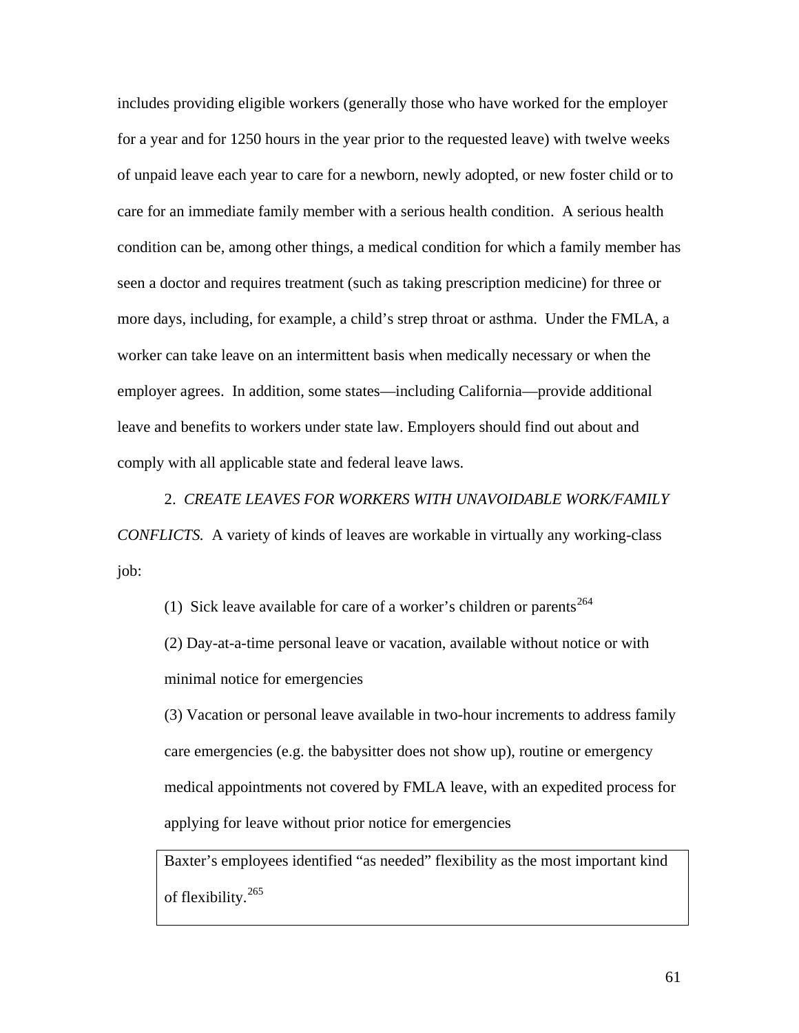includes providing eligible workers (generally those who have worked for the employer for a year and for 1250 hours in the year prior to the requested leave) with twelve weeks of unpaid leave each year to care for a newborn, newly adopted, or new foster child or to care for an immediate family member with a serious health condition. A serious health condition can be, among other things, a medical condition for which a family member has seen a doctor and requires treatment (such as taking prescription medicine) for three or more days, including, for example, a child's strep throat or asthma. Under the FMLA, a worker can take leave on an intermittent basis when medically necessary or when the employer agrees. In addition, some states—including California—provide additional leave and benefits to workers under state law. Employers should find out about and comply with all applicable state and federal leave laws.

2. *CREATE LEAVES FOR WORKERS WITH UNAVOIDABLE WORK/FAMILY CONFLICTS.* A variety of kinds of leaves are workable in virtually any working-class job:

(1) Sick leave available for care of a worker's children or parents[264]

(2) Day-at-a-time personal leave or vacation, available without notice or with minimal notice for emergencies

(3) Vacation or personal leave available in two-hour increments to address family care emergencies (e.g. the babysitter does not show up), routine or emergency medical appointments not covered by FMLA leave, with an expedited process for applying for leave without prior notice for emergencies

> Baxter's employees identified "as needed" flexibility as the most important kind of flexibility.[265]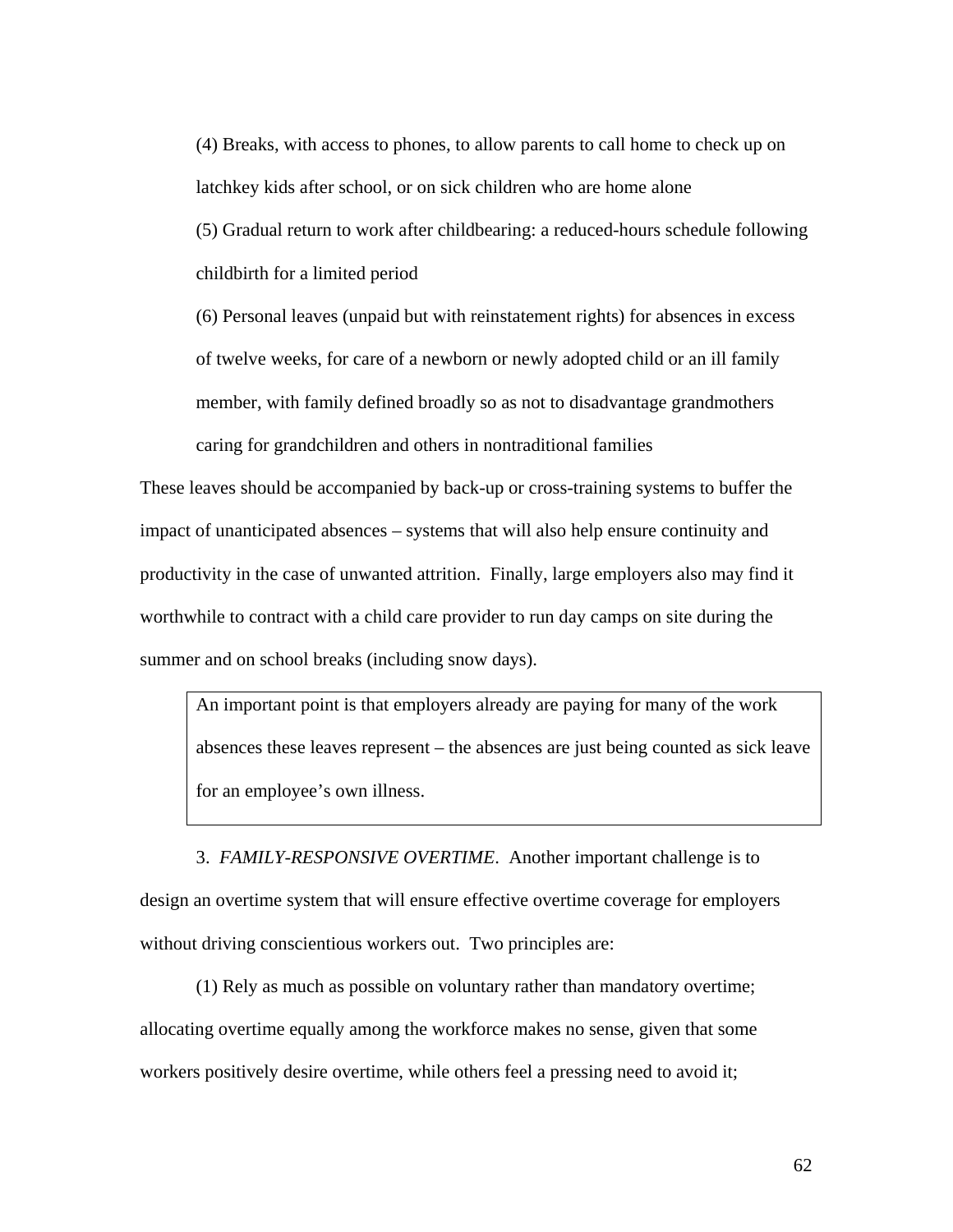(4) Breaks, with access to phones, to allow parents to call home to check up on latchkey kids after school, or on sick children who are home alone

(5) Gradual return to work after childbearing: a reduced-hours schedule following childbirth for a limited period

(6) Personal leaves (unpaid but with reinstatement rights) for absences in excess of twelve weeks, for care of a newborn or newly adopted child or an ill family member, with family defined broadly so as not to disadvantage grandmothers caring for grandchildren and others in nontraditional families

These leaves should be accompanied by back-up or cross-training systems to buffer the impact of unanticipated absences – systems that will also help ensure continuity and productivity in the case of unwanted attrition. Finally, large employers also may find it worthwhile to contract with a child care provider to run day camps on site during the summer and on school breaks (including snow days).

> An important point is that employers already are paying for many of the work absences these leaves represent – the absences are just being counted as sick leave for an employee's own illness.

3. *FAMILY-RESPONSIVE OVERTIME*. Another important challenge is to design an overtime system that will ensure effective overtime coverage for employers without driving conscientious workers out. Two principles are:

(1) Rely as much as possible on voluntary rather than mandatory overtime; allocating overtime equally among the workforce makes no sense, given that some workers positively desire overtime, while others feel a pressing need to avoid it;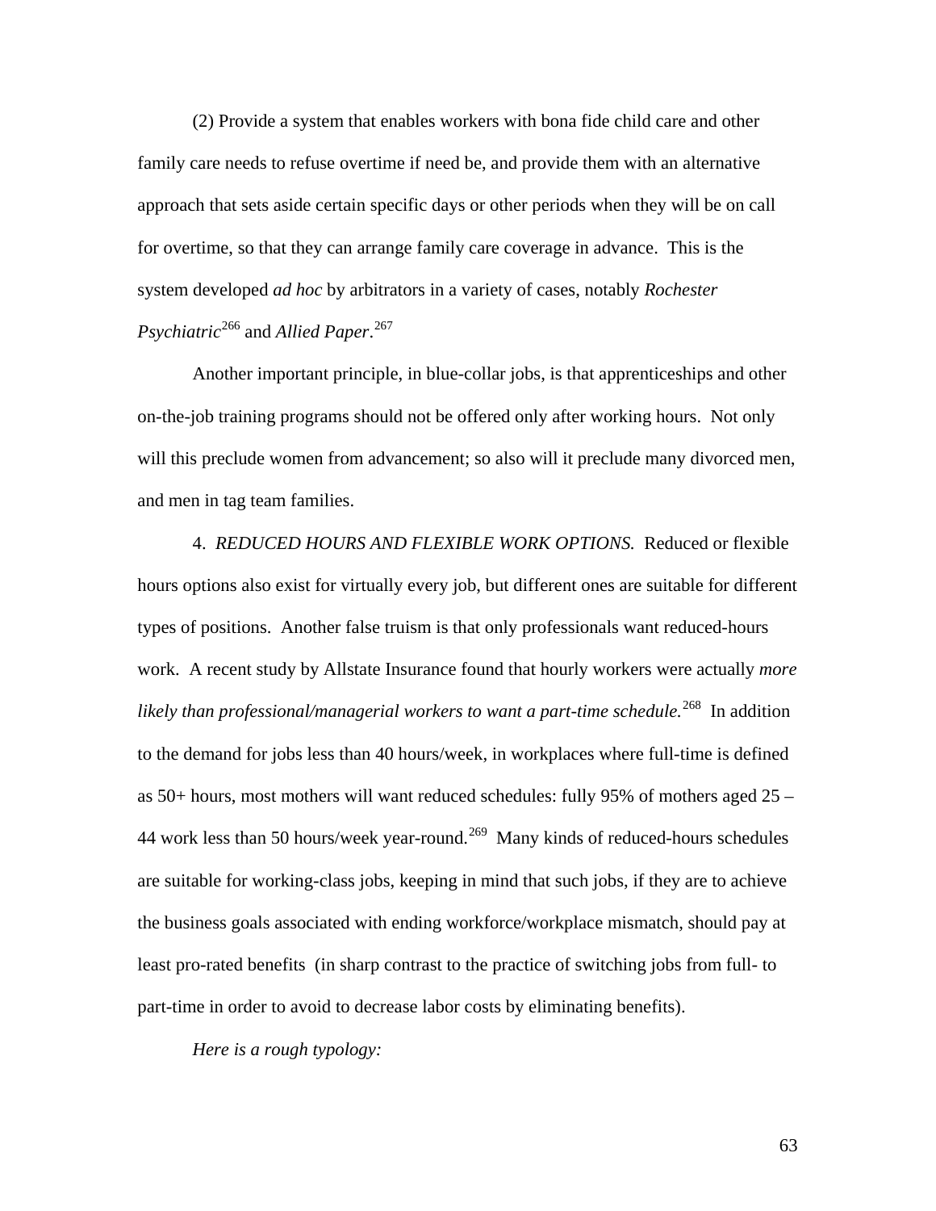(2) Provide a system that enables workers with bona fide child care and other family care needs to refuse overtime if need be, and provide them with an alternative approach that sets aside certain specific days or other periods when they will be on call for overtime, so that they can arrange family care coverage in advance. This is the system developed *ad hoc* by arbitrators in a variety of cases, notably *Rochester Psychiatric*[266] and *Allied Paper*.[267]

Another important principle, in blue-collar jobs, is that apprenticeships and other on-the-job training programs should not be offered only after working hours. Not only will this preclude women from advancement; so also will it preclude many divorced men, and men in tag team families.

4. *REDUCED HOURS AND FLEXIBLE WORK OPTIONS.* Reduced or flexible hours options also exist for virtually every job, but different ones are suitable for different types of positions. Another false truism is that only professionals want reduced-hours work. A recent study by Allstate Insurance found that hourly workers were actually *more likely than professional/managerial workers to want a part-time schedule.*[268] In addition to the demand for jobs less than 40 hours/week, in workplaces where full-time is defined as 50+ hours, most mothers will want reduced schedules: fully 95% of mothers aged 25 – 44 work less than 50 hours/week year-round.[269] Many kinds of reduced-hours schedules are suitable for working-class jobs, keeping in mind that such jobs, if they are to achieve the business goals associated with ending workforce/workplace mismatch, should pay at least pro-rated benefits (in sharp contrast to the practice of switching jobs from full- to part-time in order to avoid to decrease labor costs by eliminating benefits).

*Here is a rough typology:*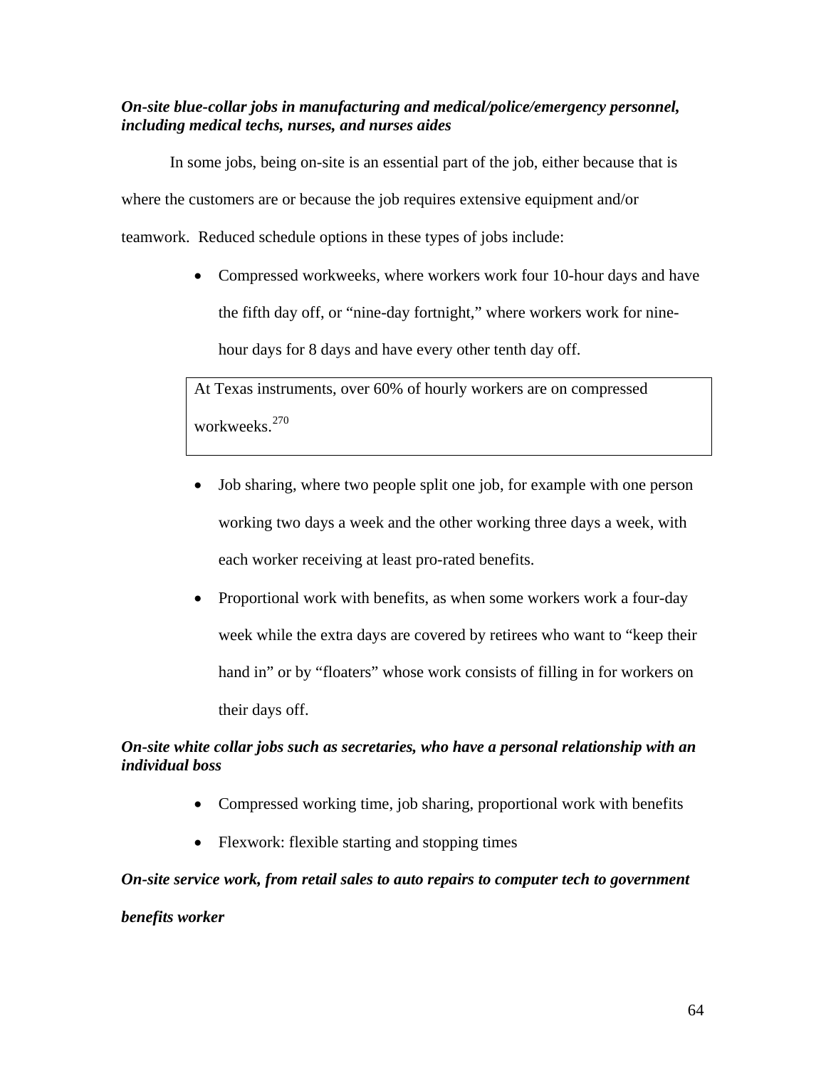***On-site blue-collar jobs in manufacturing and medical/police/emergency personnel, including medical techs, nurses, and nurses aides***

In some jobs, being on-site is an essential part of the job, either because that is where the customers are or because the job requires extensive equipment and/or teamwork. Reduced schedule options in these types of jobs include:

- Compressed workweeks, where workers work four 10-hour days and have the fifth day off, or "nine-day fortnight," where workers work for nine-hour days for 8 days and have every other tenth day off.

> At Texas instruments, over 60% of hourly workers are on compressed workweeks.[270]

- Job sharing, where two people split one job, for example with one person working two days a week and the other working three days a week, with each worker receiving at least pro-rated benefits.
- Proportional work with benefits, as when some workers work a four-day week while the extra days are covered by retirees who want to "keep their hand in" or by "floaters" whose work consists of filling in for workers on their days off.

***On-site white collar jobs such as secretaries, who have a personal relationship with an individual boss***

- Compressed working time, job sharing, proportional work with benefits
- Flexwork: flexible starting and stopping times

***On-site service work, from retail sales to auto repairs to computer tech to government benefits worker***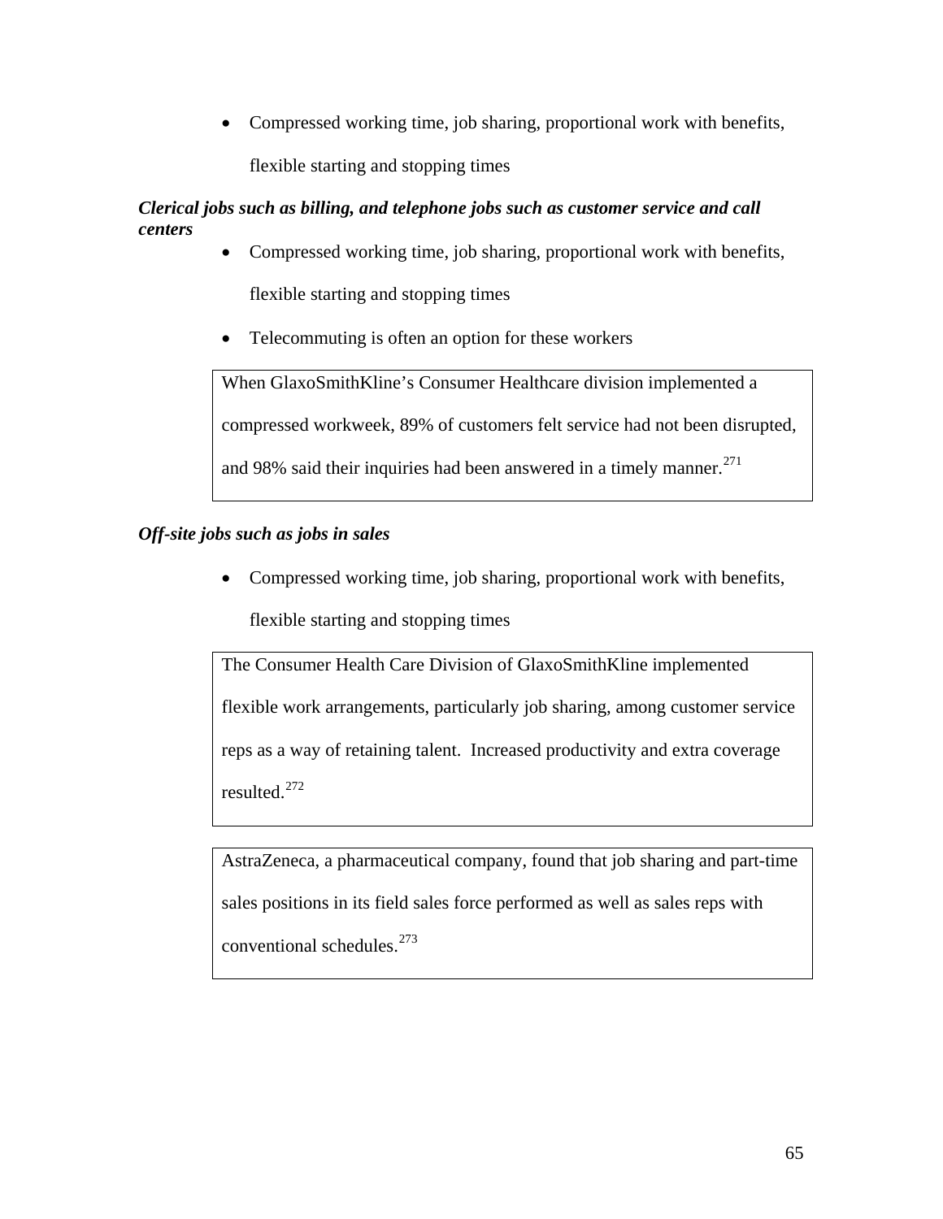- Compressed working time, job sharing, proportional work with benefits, flexible starting and stopping times

***Clerical jobs such as billing, and telephone jobs such as customer service and call centers***

- Compressed working time, job sharing, proportional work with benefits, flexible starting and stopping times
- Telecommuting is often an option for these workers

> When GlaxoSmithKline's Consumer Healthcare division implemented a compressed workweek, 89% of customers felt service had not been disrupted, and 98% said their inquiries had been answered in a timely manner.[271]

***Off-site jobs such as jobs in sales***

- Compressed working time, job sharing, proportional work with benefits, flexible starting and stopping times

> The Consumer Health Care Division of GlaxoSmithKline implemented flexible work arrangements, particularly job sharing, among customer service reps as a way of retaining talent. Increased productivity and extra coverage resulted.[272]

> AstraZeneca, a pharmaceutical company, found that job sharing and part-time sales positions in its field sales force performed as well as sales reps with conventional schedules.[273]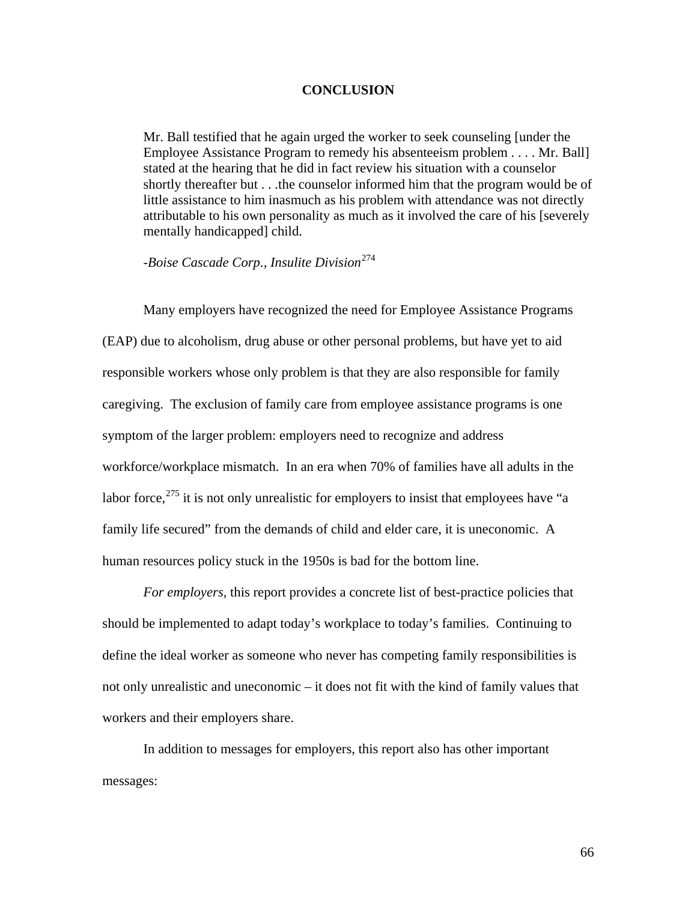## CONCLUSION

> Mr. Ball testified that he again urged the worker to seek counseling [under the Employee Assistance Program to remedy his absenteeism problem . . . . Mr. Ball] stated at the hearing that he did in fact review his situation with a counselor shortly thereafter but . . .the counselor informed him that the program would be of little assistance to him inasmuch as his problem with attendance was not directly attributable to his own personality as much as it involved the care of his [severely mentally handicapped] child.
>
> -*Boise Cascade Corp., Insulite Division*[274]

Many employers have recognized the need for Employee Assistance Programs (EAP) due to alcoholism, drug abuse or other personal problems, but have yet to aid responsible workers whose only problem is that they are also responsible for family caregiving. The exclusion of family care from employee assistance programs is one symptom of the larger problem: employers need to recognize and address workforce/workplace mismatch. In an era when 70% of families have all adults in the labor force,[275] it is not only unrealistic for employers to insist that employees have "a family life secured" from the demands of child and elder care, it is uneconomic. A human resources policy stuck in the 1950s is bad for the bottom line.

*For employers*, this report provides a concrete list of best-practice policies that should be implemented to adapt today's workplace to today's families. Continuing to define the ideal worker as someone who never has competing family responsibilities is not only unrealistic and uneconomic – it does not fit with the kind of family values that workers and their employers share.

In addition to messages for employers, this report also has other important messages: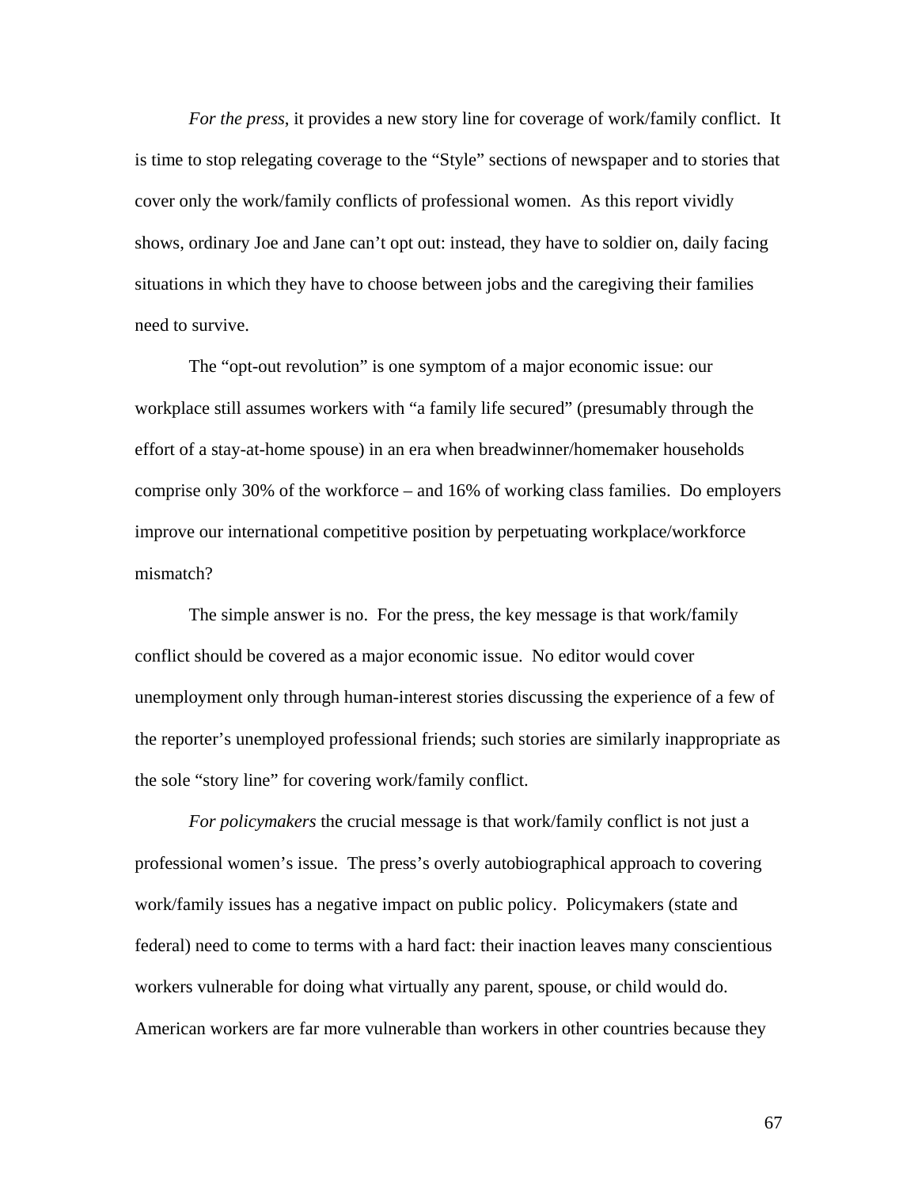*For the press*, it provides a new story line for coverage of work/family conflict. It is time to stop relegating coverage to the "Style" sections of newspaper and to stories that cover only the work/family conflicts of professional women. As this report vividly shows, ordinary Joe and Jane can't opt out: instead, they have to soldier on, daily facing situations in which they have to choose between jobs and the caregiving their families need to survive.

The "opt-out revolution" is one symptom of a major economic issue: our workplace still assumes workers with "a family life secured" (presumably through the effort of a stay-at-home spouse) in an era when breadwinner/homemaker households comprise only 30% of the workforce – and 16% of working class families. Do employers improve our international competitive position by perpetuating workplace/workforce mismatch?

The simple answer is no. For the press, the key message is that work/family conflict should be covered as a major economic issue. No editor would cover unemployment only through human-interest stories discussing the experience of a few of the reporter's unemployed professional friends; such stories are similarly inappropriate as the sole "story line" for covering work/family conflict.

*For policymakers* the crucial message is that work/family conflict is not just a professional women's issue. The press's overly autobiographical approach to covering work/family issues has a negative impact on public policy. Policymakers (state and federal) need to come to terms with a hard fact: their inaction leaves many conscientious workers vulnerable for doing what virtually any parent, spouse, or child would do. American workers are far more vulnerable than workers in other countries because they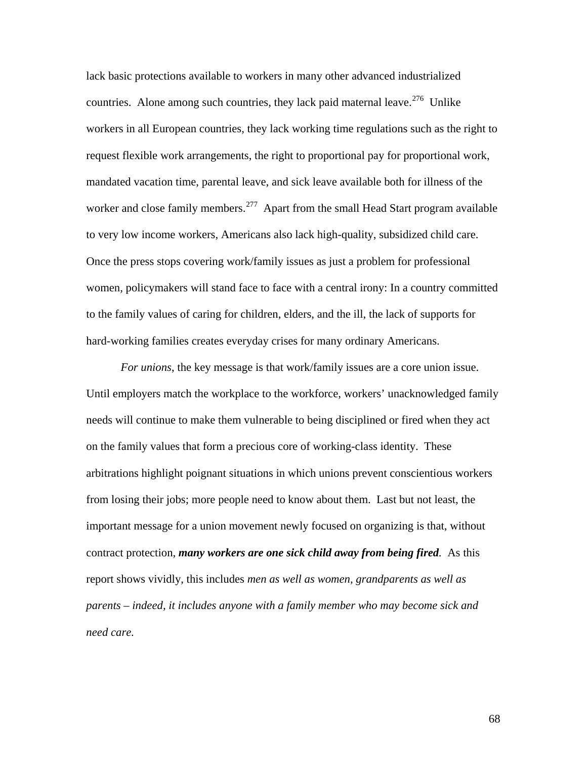lack basic protections available to workers in many other advanced industrialized countries. Alone among such countries, they lack paid maternal leave.[276] Unlike workers in all European countries, they lack working time regulations such as the right to request flexible work arrangements, the right to proportional pay for proportional work, mandated vacation time, parental leave, and sick leave available both for illness of the worker and close family members.[277] Apart from the small Head Start program available to very low income workers, Americans also lack high-quality, subsidized child care. Once the press stops covering work/family issues as just a problem for professional women, policymakers will stand face to face with a central irony: In a country committed to the family values of caring for children, elders, and the ill, the lack of supports for hard-working families creates everyday crises for many ordinary Americans.

*For unions*, the key message is that work/family issues are a core union issue. Until employers match the workplace to the workforce, workers' unacknowledged family needs will continue to make them vulnerable to being disciplined or fired when they act on the family values that form a precious core of working-class identity. These arbitrations highlight poignant situations in which unions prevent conscientious workers from losing their jobs; more people need to know about them. Last but not least, the important message for a union movement newly focused on organizing is that, without contract protection, ***many workers are one sick child away from being fired***. As this report shows vividly, this includes *men as well as women, grandparents as well as parents – indeed, it includes anyone with a family member who may become sick and need care.*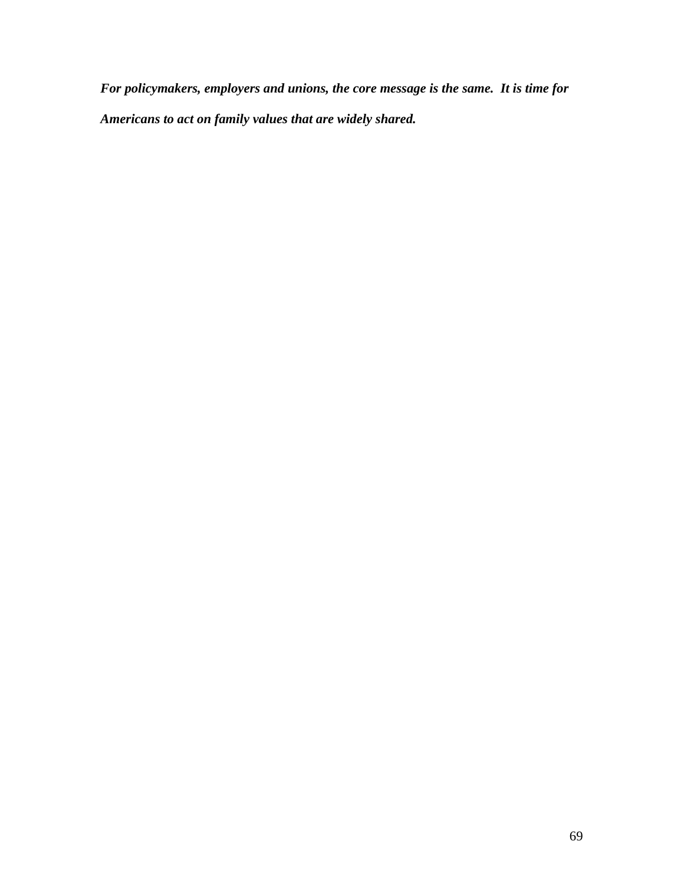***For policymakers, employers and unions, the core message is the same. It is time for Americans to act on family values that are widely shared.***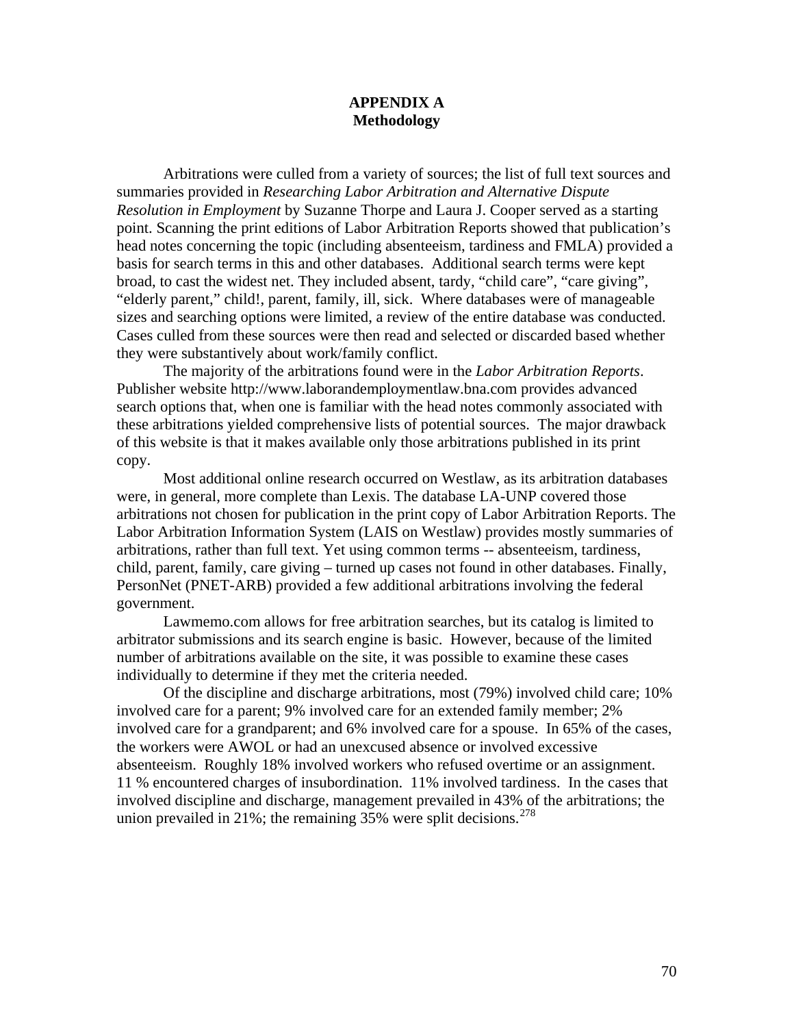## APPENDIX A
## Methodology

Arbitrations were culled from a variety of sources; the list of full text sources and summaries provided in *Researching Labor Arbitration and Alternative Dispute Resolution in Employment* by Suzanne Thorpe and Laura J. Cooper served as a starting point. Scanning the print editions of Labor Arbitration Reports showed that publication's head notes concerning the topic (including absenteeism, tardiness and FMLA) provided a basis for search terms in this and other databases. Additional search terms were kept broad, to cast the widest net. They included absent, tardy, "child care", "care giving", "elderly parent," child!, parent, family, ill, sick. Where databases were of manageable sizes and searching options were limited, a review of the entire database was conducted. Cases culled from these sources were then read and selected or discarded based whether they were substantively about work/family conflict.

The majority of the arbitrations found were in the *Labor Arbitration Reports*. Publisher website http://www.laborandemploymentlaw.bna.com provides advanced search options that, when one is familiar with the head notes commonly associated with these arbitrations yielded comprehensive lists of potential sources. The major drawback of this website is that it makes available only those arbitrations published in its print copy.

Most additional online research occurred on Westlaw, as its arbitration databases were, in general, more complete than Lexis. The database LA-UNP covered those arbitrations not chosen for publication in the print copy of Labor Arbitration Reports. The Labor Arbitration Information System (LAIS on Westlaw) provides mostly summaries of arbitrations, rather than full text. Yet using common terms -- absenteeism, tardiness, child, parent, family, care giving – turned up cases not found in other databases. Finally, PersonNet (PNET-ARB) provided a few additional arbitrations involving the federal government.

Lawmemo.com allows for free arbitration searches, but its catalog is limited to arbitrator submissions and its search engine is basic. However, because of the limited number of arbitrations available on the site, it was possible to examine these cases individually to determine if they met the criteria needed.

Of the discipline and discharge arbitrations, most (79%) involved child care; 10% involved care for a parent; 9% involved care for an extended family member; 2% involved care for a grandparent; and 6% involved care for a spouse. In 65% of the cases, the workers were AWOL or had an unexcused absence or involved excessive absenteeism. Roughly 18% involved workers who refused overtime or an assignment. 11 % encountered charges of insubordination. 11% involved tardiness. In the cases that involved discipline and discharge, management prevailed in 43% of the arbitrations; the union prevailed in 21%; the remaining 35% were split decisions.[278]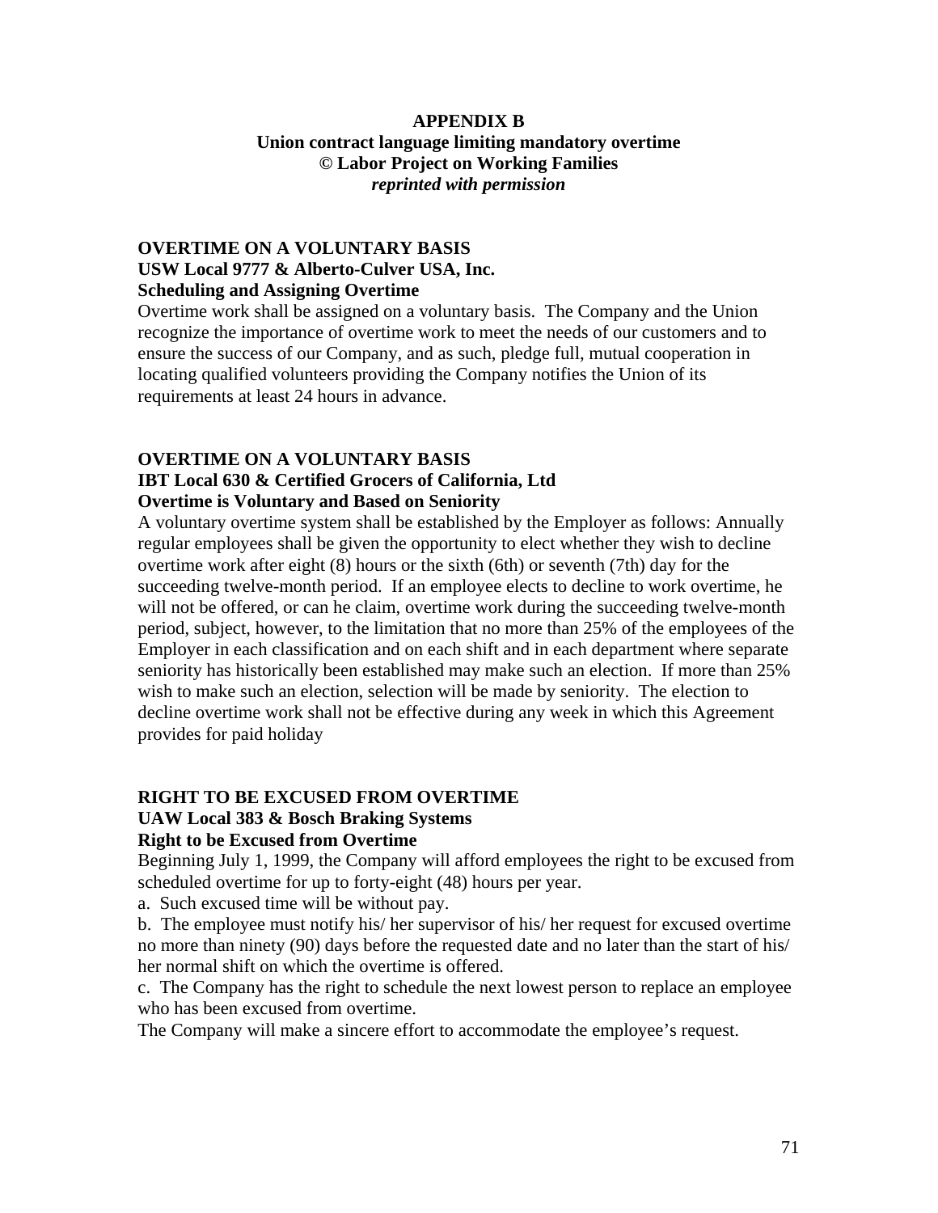# APPENDIX B
## Union contract language limiting mandatory overtime
**© Labor Project on Working Families**
***reprinted with permission***

### OVERTIME ON A VOLUNTARY BASIS
**USW Local 9777 & Alberto-Culver USA, Inc.**
**Scheduling and Assigning Overtime**

Overtime work shall be assigned on a voluntary basis. The Company and the Union recognize the importance of overtime work to meet the needs of our customers and to ensure the success of our Company, and as such, pledge full, mutual cooperation in locating qualified volunteers providing the Company notifies the Union of its requirements at least 24 hours in advance.

### OVERTIME ON A VOLUNTARY BASIS
**IBT Local 630 & Certified Grocers of California, Ltd**
**Overtime is Voluntary and Based on Seniority**

A voluntary overtime system shall be established by the Employer as follows: Annually regular employees shall be given the opportunity to elect whether they wish to decline overtime work after eight (8) hours or the sixth (6th) or seventh (7th) day for the succeeding twelve-month period. If an employee elects to decline to work overtime, he will not be offered, or can he claim, overtime work during the succeeding twelve-month period, subject, however, to the limitation that no more than 25% of the employees of the Employer in each classification and on each shift and in each department where separate seniority has historically been established may make such an election. If more than 25% wish to make such an election, selection will be made by seniority. The election to decline overtime work shall not be effective during any week in which this Agreement provides for paid holiday

### RIGHT TO BE EXCUSED FROM OVERTIME
**UAW Local 383 & Bosch Braking Systems**
**Right to be Excused from Overtime**

Beginning July 1, 1999, the Company will afford employees the right to be excused from scheduled overtime for up to forty-eight (48) hours per year.

a. Such excused time will be without pay.

b. The employee must notify his/ her supervisor of his/ her request for excused overtime no more than ninety (90) days before the requested date and no later than the start of his/ her normal shift on which the overtime is offered.

c. The Company has the right to schedule the next lowest person to replace an employee who has been excused from overtime.

The Company will make a sincere effort to accommodate the employee's request.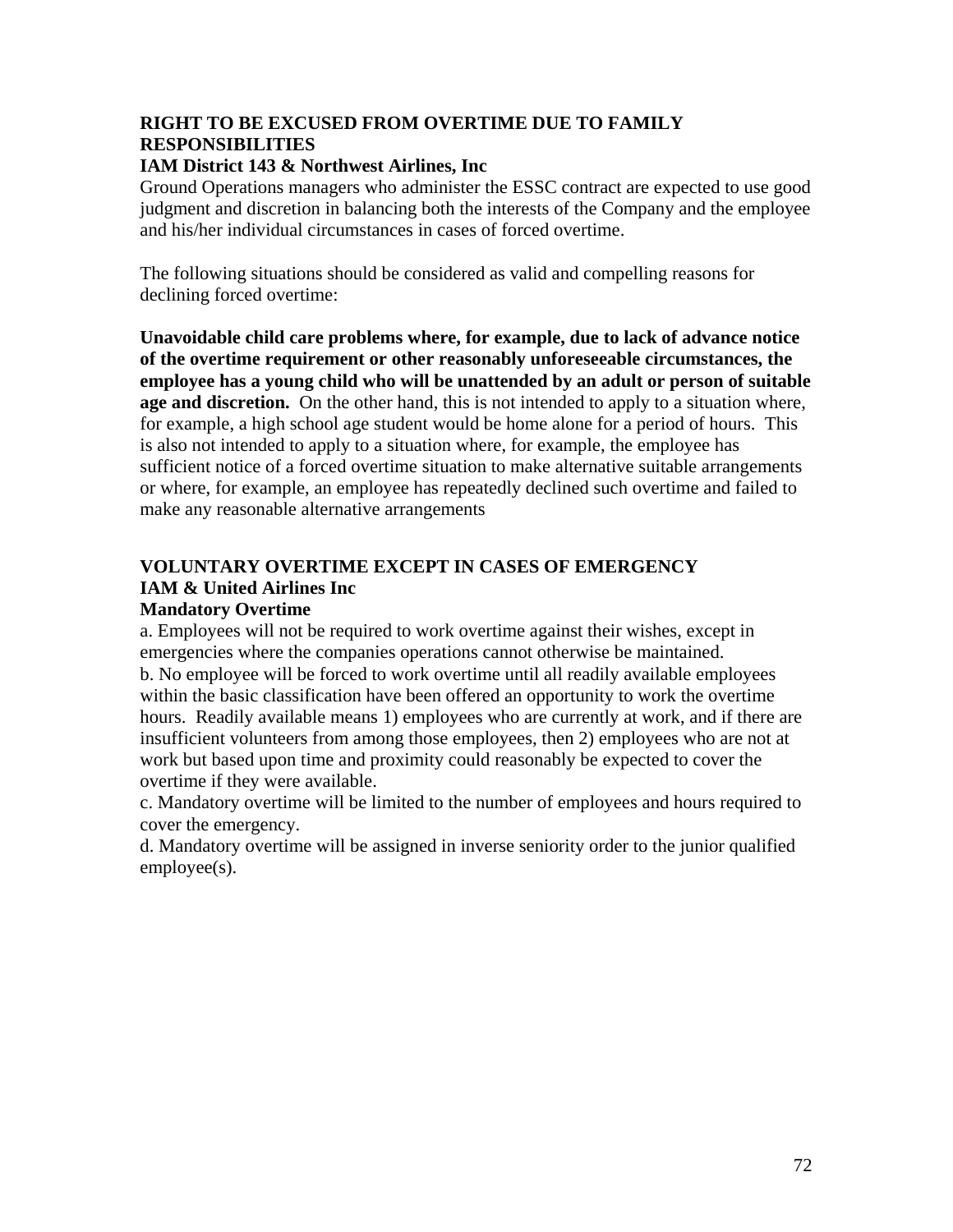**RIGHT TO BE EXCUSED FROM OVERTIME DUE TO FAMILY RESPONSIBILITIES**

**IAM District 143 & Northwest Airlines, Inc**

Ground Operations managers who administer the ESSC contract are expected to use good judgment and discretion in balancing both the interests of the Company and the employee and his/her individual circumstances in cases of forced overtime.

The following situations should be considered as valid and compelling reasons for declining forced overtime:

**Unavoidable child care problems where, for example, due to lack of advance notice of the overtime requirement or other reasonably unforeseeable circumstances, the employee has a young child who will be unattended by an adult or person of suitable age and discretion.** On the other hand, this is not intended to apply to a situation where, for example, a high school age student would be home alone for a period of hours. This is also not intended to apply to a situation where, for example, the employee has sufficient notice of a forced overtime situation to make alternative suitable arrangements or where, for example, an employee has repeatedly declined such overtime and failed to make any reasonable alternative arrangements

**VOLUNTARY OVERTIME EXCEPT IN CASES OF EMERGENCY**

**IAM & United Airlines Inc**

**Mandatory Overtime**

a. Employees will not be required to work overtime against their wishes, except in emergencies where the companies operations cannot otherwise be maintained.

b. No employee will be forced to work overtime until all readily available employees within the basic classification have been offered an opportunity to work the overtime hours. Readily available means 1) employees who are currently at work, and if there are insufficient volunteers from among those employees, then 2) employees who are not at work but based upon time and proximity could reasonably be expected to cover the overtime if they were available.

c. Mandatory overtime will be limited to the number of employees and hours required to cover the emergency.

d. Mandatory overtime will be assigned in inverse seniority order to the junior qualified employee(s).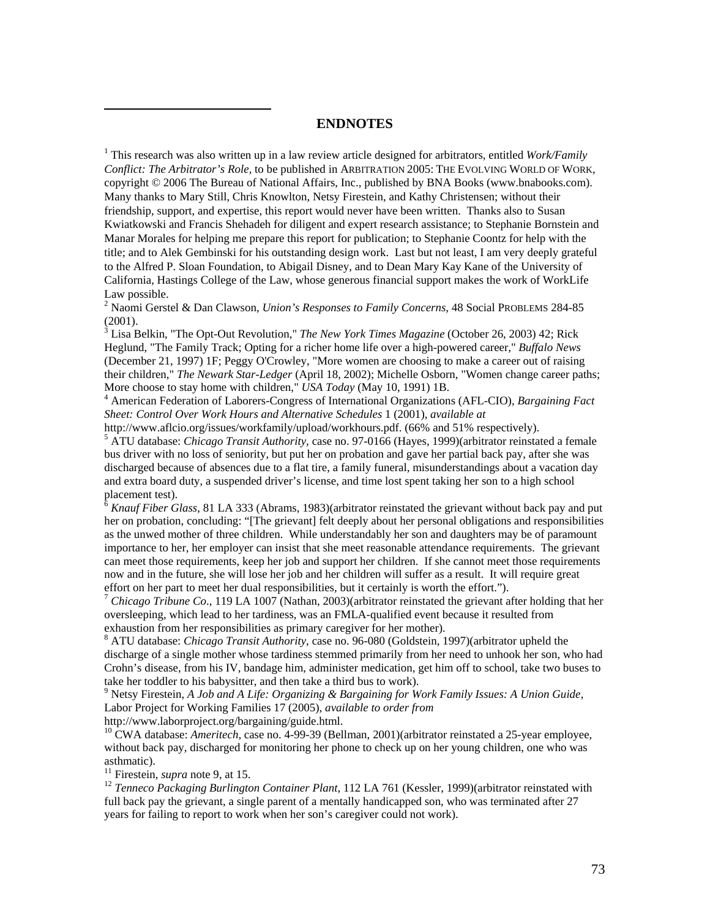## ENDNOTES

[1] This research was also written up in a law review article designed for arbitrators, entitled *Work/Family Conflict: The Arbitrator's Role*, to be published in ARBITRATION 2005: THE EVOLVING WORLD OF WORK, copyright © 2006 The Bureau of National Affairs, Inc., published by BNA Books (www.bnabooks.com). Many thanks to Mary Still, Chris Knowlton, Netsy Firestein, and Kathy Christensen; without their friendship, support, and expertise, this report would never have been written. Thanks also to Susan Kwiatkowski and Francis Shehadeh for diligent and expert research assistance; to Stephanie Bornstein and Manar Morales for helping me prepare this report for publication; to Stephanie Coontz for help with the title; and to Alek Gembinski for his outstanding design work. Last but not least, I am very deeply grateful to the Alfred P. Sloan Foundation, to Abigail Disney, and to Dean Mary Kay Kane of the University of California, Hastings College of the Law, whose generous financial support makes the work of WorkLife Law possible.

[2] Naomi Gerstel & Dan Clawson, *Union's Responses to Family Concerns*, 48 Social PROBLEMS 284-85 (2001).

[3] Lisa Belkin, "The Opt-Out Revolution," *The New York Times Magazine* (October 26, 2003) 42; Rick Heglund, "The Family Track; Opting for a richer home life over a high-powered career," *Buffalo News* (December 21, 1997) 1F; Peggy O'Crowley, "More women are choosing to make a career out of raising their children," *The Newark Star-Ledger* (April 18, 2002); Michelle Osborn, "Women change career paths; More choose to stay home with children," *USA Today* (May 10, 1991) 1B.

[4] American Federation of Laborers-Congress of International Organizations (AFL-CIO), *Bargaining Fact Sheet: Control Over Work Hours and Alternative Schedules* 1 (2001), *available at* http://www.aflcio.org/issues/workfamily/upload/workhours.pdf. (66% and 51% respectively).

[5] ATU database: *Chicago Transit Authority*, case no. 97-0166 (Hayes, 1999)(arbitrator reinstated a female bus driver with no loss of seniority, but put her on probation and gave her partial back pay, after she was discharged because of absences due to a flat tire, a family funeral, misunderstandings about a vacation day and extra board duty, a suspended driver's license, and time lost spent taking her son to a high school placement test).

[6] *Knauf Fiber Glass*, 81 LA 333 (Abrams, 1983)(arbitrator reinstated the grievant without back pay and put her on probation, concluding: "[The grievant] felt deeply about her personal obligations and responsibilities as the unwed mother of three children. While understandably her son and daughters may be of paramount importance to her, her employer can insist that she meet reasonable attendance requirements. The grievant can meet those requirements, keep her job and support her children. If she cannot meet those requirements now and in the future, she will lose her job and her children will suffer as a result. It will require great effort on her part to meet her dual responsibilities, but it certainly is worth the effort.").

[7] *Chicago Tribune Co*., 119 LA 1007 (Nathan, 2003)(arbitrator reinstated the grievant after holding that her oversleeping, which lead to her tardiness, was an FMLA-qualified event because it resulted from exhaustion from her responsibilities as primary caregiver for her mother).

[8] ATU database: *Chicago Transit Authority*, case no. 96-080 (Goldstein, 1997)(arbitrator upheld the discharge of a single mother whose tardiness stemmed primarily from her need to unhook her son, who had Crohn's disease, from his IV, bandage him, administer medication, get him off to school, take two buses to take her toddler to his babysitter, and then take a third bus to work).

[9] Netsy Firestein, *A Job and A Life: Organizing & Bargaining for Work Family Issues: A Union Guide*, Labor Project for Working Families 17 (2005), *available to order from* http://www.laborproject.org/bargaining/guide.html.

[10] CWA database: *Ameritech*, case no. 4-99-39 (Bellman, 2001)(arbitrator reinstated a 25-year employee, without back pay, discharged for monitoring her phone to check up on her young children, one who was asthmatic).

[11] Firestein, *supra* note 9, at 15.

[12] *Tenneco Packaging Burlington Container Plant*, 112 LA 761 (Kessler, 1999)(arbitrator reinstated with full back pay the grievant, a single parent of a mentally handicapped son, who was terminated after 27 years for failing to report to work when her son's caregiver could not work).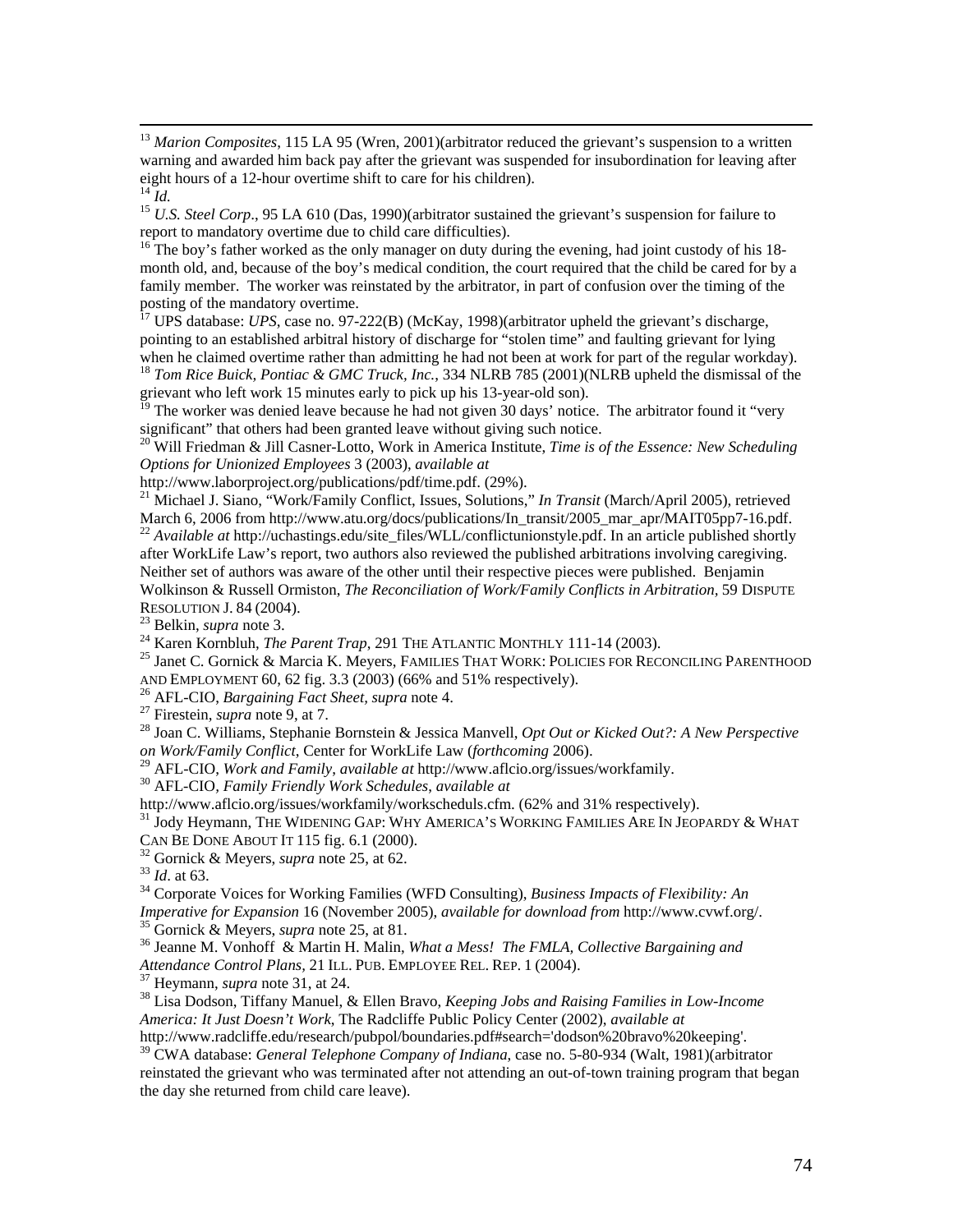[13] *Marion Composites*, 115 LA 95 (Wren, 2001)(arbitrator reduced the grievant's suspension to a written warning and awarded him back pay after the grievant was suspended for insubordination for leaving after eight hours of a 12-hour overtime shift to care for his children).

[14] *Id.*

[15] *U.S. Steel Corp*., 95 LA 610 (Das, 1990)(arbitrator sustained the grievant's suspension for failure to report to mandatory overtime due to child care difficulties).

[16] The boy's father worked as the only manager on duty during the evening, had joint custody of his 18-month old, and, because of the boy's medical condition, the court required that the child be cared for by a family member. The worker was reinstated by the arbitrator, in part of confusion over the timing of the posting of the mandatory overtime.

[17] UPS database: *UPS*, case no. 97-222(B) (McKay, 1998)(arbitrator upheld the grievant's discharge, pointing to an established arbitral history of discharge for "stolen time" and faulting grievant for lying when he claimed overtime rather than admitting he had not been at work for part of the regular workday).

[18] *Tom Rice Buick, Pontiac & GMC Truck, Inc.*, 334 NLRB 785 (2001)(NLRB upheld the dismissal of the grievant who left work 15 minutes early to pick up his 13-year-old son).

[19] The worker was denied leave because he had not given 30 days' notice. The arbitrator found it "very significant" that others had been granted leave without giving such notice.

[20] Will Friedman & Jill Casner-Lotto, Work in America Institute, *Time is of the Essence: New Scheduling Options for Unionized Employees* 3 (2003), *available at* http://www.laborproject.org/publications/pdf/time.pdf. (29%).

[21] Michael J. Siano, "Work/Family Conflict, Issues, Solutions," *In Transit* (March/April 2005), retrieved March 6, 2006 from http://www.atu.org/docs/publications/In_transit/2005_mar_apr/MAIT05pp7-16.pdf.

[22] *Available at* http://uchastings.edu/site_files/WLL/conflictunionstyle.pdf. In an article published shortly after WorkLife Law's report, two authors also reviewed the published arbitrations involving caregiving. Neither set of authors was aware of the other until their respective pieces were published. Benjamin Wolkinson & Russell Ormiston, *The Reconciliation of Work/Family Conflicts in Arbitration*, 59 DISPUTE RESOLUTION J. 84 (2004).

[23] Belkin, *supra* note 3.

[24] Karen Kornbluh, *The Parent Trap*, 291 THE ATLANTIC MONTHLY 111-14 (2003).

[25] Janet C. Gornick & Marcia K. Meyers, FAMILIES THAT WORK: POLICIES FOR RECONCILING PARENTHOOD AND EMPLOYMENT 60, 62 fig. 3.3 (2003) (66% and 51% respectively).

[26] AFL-CIO, *Bargaining Fact Sheet*, *supra* note 4.

[27] Firestein, *supra* note 9, at 7.

[28] Joan C. Williams, Stephanie Bornstein & Jessica Manvell, *Opt Out or Kicked Out?: A New Perspective on Work/Family Conflict*, Center for WorkLife Law (*forthcoming* 2006).

[29] AFL-CIO, *Work and Family*, *available at* http://www.aflcio.org/issues/workfamily.

[30] AFL-CIO, *Family Friendly Work Schedules*, *available at* http://www.aflcio.org/issues/workfamily/workscheduls.cfm. (62% and 31% respectively).

[31] Jody Heymann, THE WIDENING GAP: WHY AMERICA'S WORKING FAMILIES ARE IN JEOPARDY & WHAT CAN BE DONE ABOUT IT 115 fig. 6.1 (2000).

[32] Gornick & Meyers, *supra* note 25, at 62.

[33] *Id*. at 63.

[34] Corporate Voices for Working Families (WFD Consulting), *Business Impacts of Flexibility: An Imperative for Expansion* 16 (November 2005), *available for download from* http://www.cvwf.org/.

[35] Gornick & Meyers, *supra* note 25, at 81.

[36] Jeanne M. Vonhoff & Martin H. Malin, *What a Mess! The FMLA, Collective Bargaining and Attendance Control Plans*, 21 ILL. PUB. EMPLOYEE REL. REP. 1 (2004).

[37] Heymann, *supra* note 31, at 24.

[38] Lisa Dodson, Tiffany Manuel, & Ellen Bravo, *Keeping Jobs and Raising Families in Low-Income America: It Just Doesn't Work*, The Radcliffe Public Policy Center (2002), *available at* http://www.radcliffe.edu/research/pubpol/boundaries.pdf#search='dodson%20bravo%20keeping'.

[39] CWA database: *General Telephone Company of Indiana*, case no. 5-80-934 (Walt, 1981)(arbitrator reinstated the grievant who was terminated after not attending an out-of-town training program that began the day she returned from child care leave).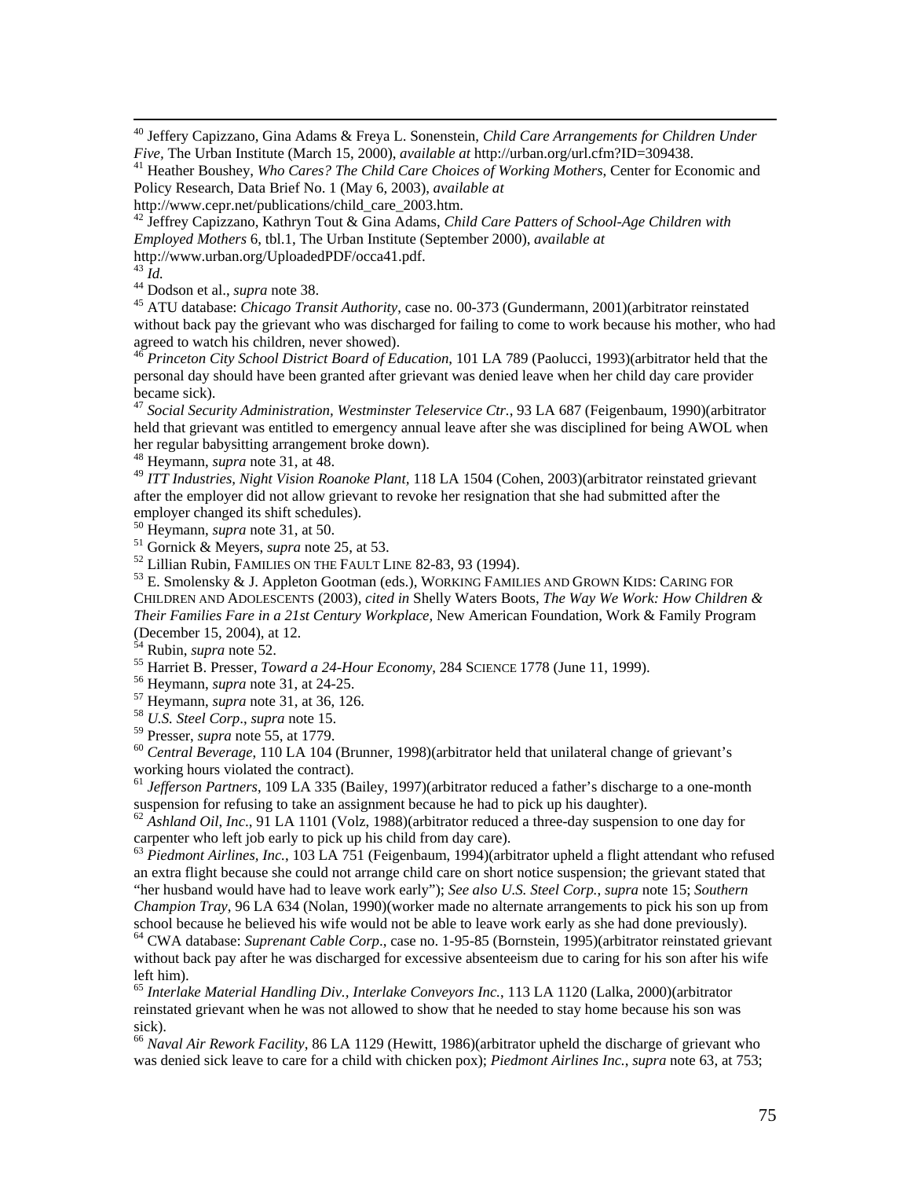[40] Jeffery Capizzano, Gina Adams & Freya L. Sonenstein, *Child Care Arrangements for Children Under Five,* The Urban Institute (March 15, 2000), *available at* http://urban.org/url.cfm?ID=309438.

[41] Heather Boushey, *Who Cares? The Child Care Choices of Working Mothers*, Center for Economic and Policy Research, Data Brief No. 1 (May 6, 2003), *available at* http://www.cepr.net/publications/child_care_2003.htm.

[42] Jeffrey Capizzano, Kathryn Tout & Gina Adams, *Child Care Patters of School-Age Children with Employed Mothers* 6, tbl.1, The Urban Institute (September 2000), *available at* http://www.urban.org/UploadedPDF/occa41.pdf.

[43] *Id.*

[44] Dodson et al., *supra* note 38.

[45] ATU database: *Chicago Transit Authority*, case no. 00-373 (Gundermann, 2001)(arbitrator reinstated without back pay the grievant who was discharged for failing to come to work because his mother, who had agreed to watch his children, never showed).

[46] *Princeton City School District Board of Education*, 101 LA 789 (Paolucci, 1993)(arbitrator held that the personal day should have been granted after grievant was denied leave when her child day care provider became sick).

[47] *Social Security Administration, Westminster Teleservice Ctr.*, 93 LA 687 (Feigenbaum, 1990)(arbitrator held that grievant was entitled to emergency annual leave after she was disciplined for being AWOL when her regular babysitting arrangement broke down).

[48] Heymann, *supra* note 31, at 48.

[49] *ITT Industries, Night Vision Roanoke Plant*, 118 LA 1504 (Cohen, 2003)(arbitrator reinstated grievant after the employer did not allow grievant to revoke her resignation that she had submitted after the employer changed its shift schedules).

[50] Heymann, *supra* note 31, at 50.

[51] Gornick & Meyers, *supra* note 25, at 53.

[52] Lillian Rubin, FAMILIES ON THE FAULT LINE 82-83, 93 (1994).

[53] E. Smolensky & J. Appleton Gootman (eds.), WORKING FAMILIES AND GROWN KIDS: CARING FOR CHILDREN AND ADOLESCENTS (2003), *cited in* Shelly Waters Boots, *The Way We Work: How Children & Their Families Fare in a 21st Century Workplace,* New American Foundation, Work & Family Program (December 15, 2004), at 12.

[54] Rubin, *supra* note 52.

[55] Harriet B. Presser, *Toward a 24-Hour Economy*, 284 SCIENCE 1778 (June 11, 1999).

[56] Heymann, *supra* note 31, at 24-25.

[57] Heymann, *supra* note 31, at 36, 126.

[58] *U.S. Steel Corp*., *supra* note 15.

[59] Presser, *supra* note 55, at 1779.

[60] *Central Beverage*, 110 LA 104 (Brunner, 1998)(arbitrator held that unilateral change of grievant's working hours violated the contract).

[61] *Jefferson Partners*, 109 LA 335 (Bailey, 1997)(arbitrator reduced a father's discharge to a one-month suspension for refusing to take an assignment because he had to pick up his daughter).

[62] *Ashland Oil, Inc.*, 91 LA 1101 (Volz, 1988)(arbitrator reduced a three-day suspension to one day for carpenter who left job early to pick up his child from day care).

[63] *Piedmont Airlines, Inc.*, 103 LA 751 (Feigenbaum, 1994)(arbitrator upheld a flight attendant who refused an extra flight because she could not arrange child care on short notice suspension; the grievant stated that "her husband would have had to leave work early"); *See also U.S. Steel Corp., supra* note 15; *Southern Champion Tray*, 96 LA 634 (Nolan, 1990)(worker made no alternate arrangements to pick his son up from school because he believed his wife would not be able to leave work early as she had done previously).

[64] CWA database: *Suprenant Cable Corp*., case no. 1-95-85 (Bornstein, 1995)(arbitrator reinstated grievant without back pay after he was discharged for excessive absenteeism due to caring for his son after his wife left him).

[65] *Interlake Material Handling Div., Interlake Conveyors Inc.*, 113 LA 1120 (Lalka, 2000)(arbitrator reinstated grievant when he was not allowed to show that he needed to stay home because his son was sick).

[66] *Naval Air Rework Facility*, 86 LA 1129 (Hewitt, 1986)(arbitrator upheld the discharge of grievant who was denied sick leave to care for a child with chicken pox); *Piedmont Airlines Inc.*, *supra* note 63, at 753;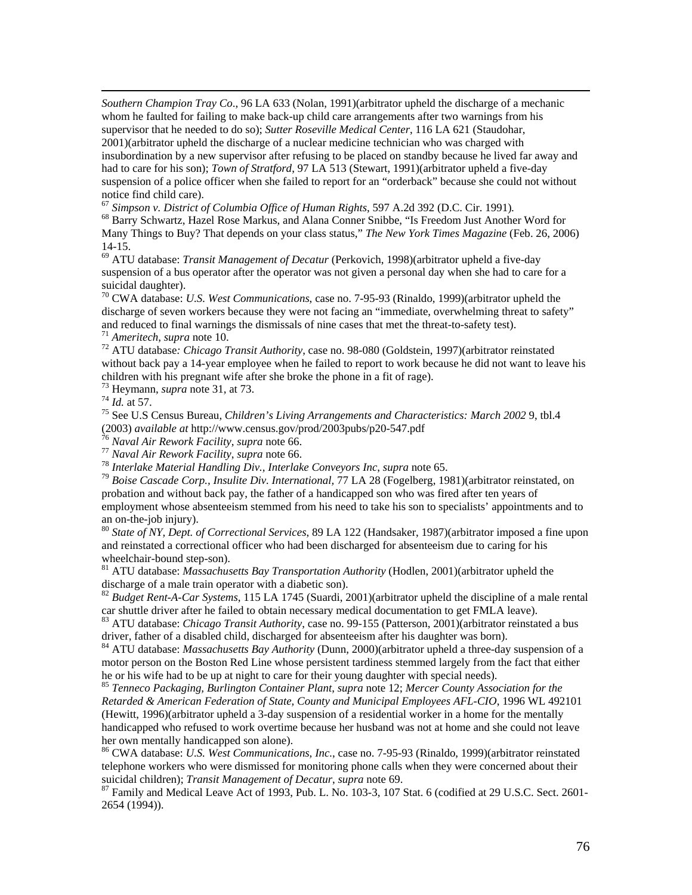*Southern Champion Tray Co*., 96 LA 633 (Nolan, 1991)(arbitrator upheld the discharge of a mechanic whom he faulted for failing to make back-up child care arrangements after two warnings from his supervisor that he needed to do so); *Sutter Roseville Medical Center*, 116 LA 621 (Staudohar, 2001)(arbitrator upheld the discharge of a nuclear medicine technician who was charged with insubordination by a new supervisor after refusing to be placed on standby because he lived far away and had to care for his son); *Town of Stratford*, 97 LA 513 (Stewart, 1991)(arbitrator upheld a five-day suspension of a police officer when she failed to report for an "orderback" because she could not without notice find child care).

[67] *Simpson v. District of Columbia Office of Human Rights*, 597 A.2d 392 (D.C. Cir. 1991).

[68] Barry Schwartz, Hazel Rose Markus, and Alana Conner Snibbe, "Is Freedom Just Another Word for Many Things to Buy? That depends on your class status," *The New York Times Magazine* (Feb. 26, 2006) 14-15.

[69] ATU database: *Transit Management of Decatur* (Perkovich, 1998)(arbitrator upheld a five-day suspension of a bus operator after the operator was not given a personal day when she had to care for a suicidal daughter).

[70] CWA database: *U.S. West Communications*, case no. 7-95-93 (Rinaldo, 1999)(arbitrator upheld the discharge of seven workers because they were not facing an "immediate, overwhelming threat to safety" and reduced to final warnings the dismissals of nine cases that met the threat-to-safety test).

[71] *Ameritech*, *supra* note 10.

[72] ATU database*: Chicago Transit Authority*, case no. 98-080 (Goldstein, 1997)(arbitrator reinstated without back pay a 14-year employee when he failed to report to work because he did not want to leave his children with his pregnant wife after she broke the phone in a fit of rage).

[73] Heymann, *supra* note 31, at 73.

[74] *Id.* at 57.

[75] See U.S Census Bureau, *Children's Living Arrangements and Characteristics: March 2002* 9, tbl.4 (2003) *available at* http://www.census.gov/prod/2003pubs/p20-547.pdf

[76] *Naval Air Rework Facility*, *supra* note 66.

[77] *Naval Air Rework Facility*, *supra* note 66.

[78] *Interlake Material Handling Div., Interlake Conveyors Inc*, *supra* note 65.

[79] *Boise Cascade Corp., Insulite Div. International*, 77 LA 28 (Fogelberg, 1981)(arbitrator reinstated, on probation and without back pay, the father of a handicapped son who was fired after ten years of employment whose absenteeism stemmed from his need to take his son to specialists' appointments and to an on-the-job injury).

[80] *State of NY, Dept. of Correctional Services*, 89 LA 122 (Handsaker, 1987)(arbitrator imposed a fine upon and reinstated a correctional officer who had been discharged for absenteeism due to caring for his wheelchair-bound step-son).

[81] ATU database: *Massachusetts Bay Transportation Authority* (Hodlen, 2001)(arbitrator upheld the discharge of a male train operator with a diabetic son).

[82] *Budget Rent-A-Car Systems*, 115 LA 1745 (Suardi, 2001)(arbitrator upheld the discipline of a male rental car shuttle driver after he failed to obtain necessary medical documentation to get FMLA leave).

[83] ATU database: *Chicago Transit Authority*, case no. 99-155 (Patterson, 2001)(arbitrator reinstated a bus driver, father of a disabled child, discharged for absenteeism after his daughter was born).

[84] ATU database: *Massachusetts Bay Authority* (Dunn, 2000)(arbitrator upheld a three-day suspension of a motor person on the Boston Red Line whose persistent tardiness stemmed largely from the fact that either he or his wife had to be up at night to care for their young daughter with special needs).

[85] *Tenneco Packaging, Burlington Container Plant*, *supra* note 12; *Mercer County Association for the Retarded & American Federation of State, County and Municipal Employees AFL-CIO*, 1996 WL 492101 (Hewitt, 1996)(arbitrator upheld a 3-day suspension of a residential worker in a home for the mentally handicapped who refused to work overtime because her husband was not at home and she could not leave her own mentally handicapped son alone).

[86] CWA database: *U.S. West Communications, Inc.*, case no. 7-95-93 (Rinaldo, 1999)(arbitrator reinstated telephone workers who were dismissed for monitoring phone calls when they were concerned about their suicidal children); *Transit Management of Decatur*, *supra* note 69.

[87] Family and Medical Leave Act of 1993, Pub. L. No. 103-3, 107 Stat. 6 (codified at 29 U.S.C. Sect. 2601-2654 (1994)).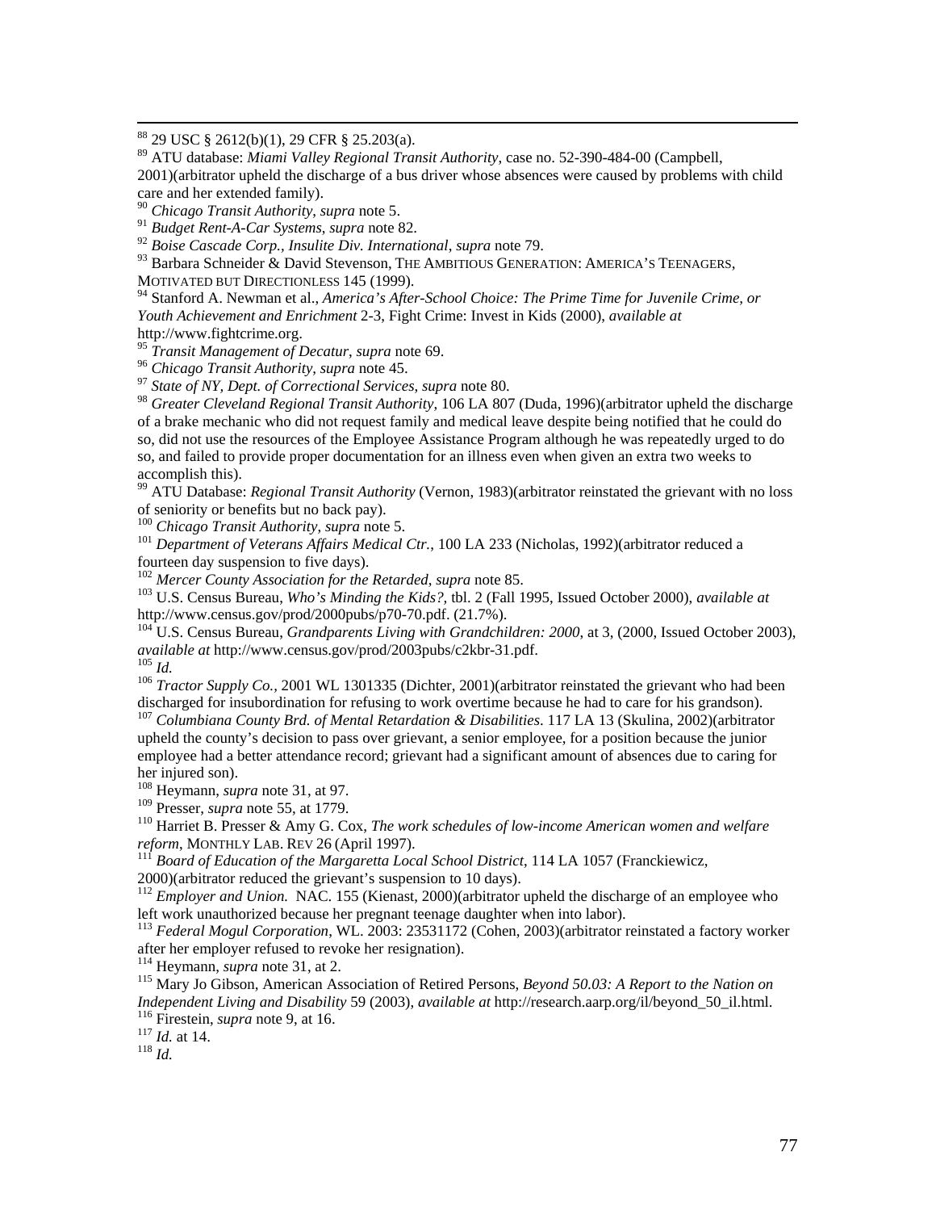[88] 29 USC § 2612(b)(1), 29 CFR § 25.203(a).

[89] ATU database: *Miami Valley Regional Transit Authority*, case no. 52-390-484-00 (Campbell, 2001)(arbitrator upheld the discharge of a bus driver whose absences were caused by problems with child care and her extended family).

[90] *Chicago Transit Authority*, *supra* note 5.

[91] *Budget Rent-A-Car Systems*, *supra* note 82.

[92] *Boise Cascade Corp., Insulite Div. International*, *supra* note 79.

[93] Barbara Schneider & David Stevenson, THE AMBITIOUS GENERATION: AMERICA'S TEENAGERS, MOTIVATED BUT DIRECTIONLESS 145 (1999).

[94] Stanford A. Newman et al., *America's After-School Choice: The Prime Time for Juvenile Crime, or Youth Achievement and Enrichment* 2-3, Fight Crime: Invest in Kids (2000), *available at* http://www.fightcrime.org.

[95] *Transit Management of Decatur*, *supra* note 69.

[96] *Chicago Transit Authority*, *supra* note 45.

[97] *State of NY, Dept. of Correctional Services*, *supra* note 80.

[98] *Greater Cleveland Regional Transit Authority,* 106 LA 807 (Duda, 1996)(arbitrator upheld the discharge of a brake mechanic who did not request family and medical leave despite being notified that he could do so, did not use the resources of the Employee Assistance Program although he was repeatedly urged to do so, and failed to provide proper documentation for an illness even when given an extra two weeks to accomplish this).

[99] ATU Database: *Regional Transit Authority* (Vernon, 1983)(arbitrator reinstated the grievant with no loss of seniority or benefits but no back pay).

[100] *Chicago Transit Authority*, *supra* note 5.

[101] *Department of Veterans Affairs Medical Ctr.*, 100 LA 233 (Nicholas, 1992)(arbitrator reduced a fourteen day suspension to five days).

[102] *Mercer County Association for the Retarded*, *supra* note 85.

[103] U.S. Census Bureau, *Who's Minding the Kids?,* tbl. 2 (Fall 1995, Issued October 2000), *available at* http://www.census.gov/prod/2000pubs/p70-70.pdf. (21.7%).

[104] U.S. Census Bureau, *Grandparents Living with Grandchildren: 2000*, at 3, (2000, Issued October 2003), *available at* http://www.census.gov/prod/2003pubs/c2kbr-31.pdf.

[105] *Id.*

[106] *Tractor Supply Co.*, 2001 WL 1301335 (Dichter, 2001)(arbitrator reinstated the grievant who had been discharged for insubordination for refusing to work overtime because he had to care for his grandson).

[107] *Columbiana County Brd. of Mental Retardation & Disabilities*. 117 LA 13 (Skulina, 2002)(arbitrator upheld the county's decision to pass over grievant, a senior employee, for a position because the junior employee had a better attendance record; grievant had a significant amount of absences due to caring for her injured son).

[108] Heymann, *supra* note 31, at 97.

[109] Presser, *supra* note 55, at 1779.

[110] Harriet B. Presser & Amy G. Cox, *The work schedules of low-income American women and welfare reform*, MONTHLY LAB. REV 26 (April 1997).

[111] *Board of Education of the Margaretta Local School District*, 114 LA 1057 (Franckiewicz, 2000)(arbitrator reduced the grievant's suspension to 10 days).

[112] *Employer and Union.* NAC. 155 (Kienast, 2000)(arbitrator upheld the discharge of an employee who left work unauthorized because her pregnant teenage daughter when into labor).

[113] *Federal Mogul Corporation*, WL. 2003: 23531172 (Cohen, 2003)(arbitrator reinstated a factory worker after her employer refused to revoke her resignation).

[114] Heymann, *supra* note 31, at 2.

[115] Mary Jo Gibson, American Association of Retired Persons, *Beyond 50.03: A Report to the Nation on Independent Living and Disability* 59 (2003), *available at* http://research.aarp.org/il/beyond_50_il.html.

[116] Firestein, *supra* note 9, at 16.

[117] *Id.* at 14.

[118] *Id.*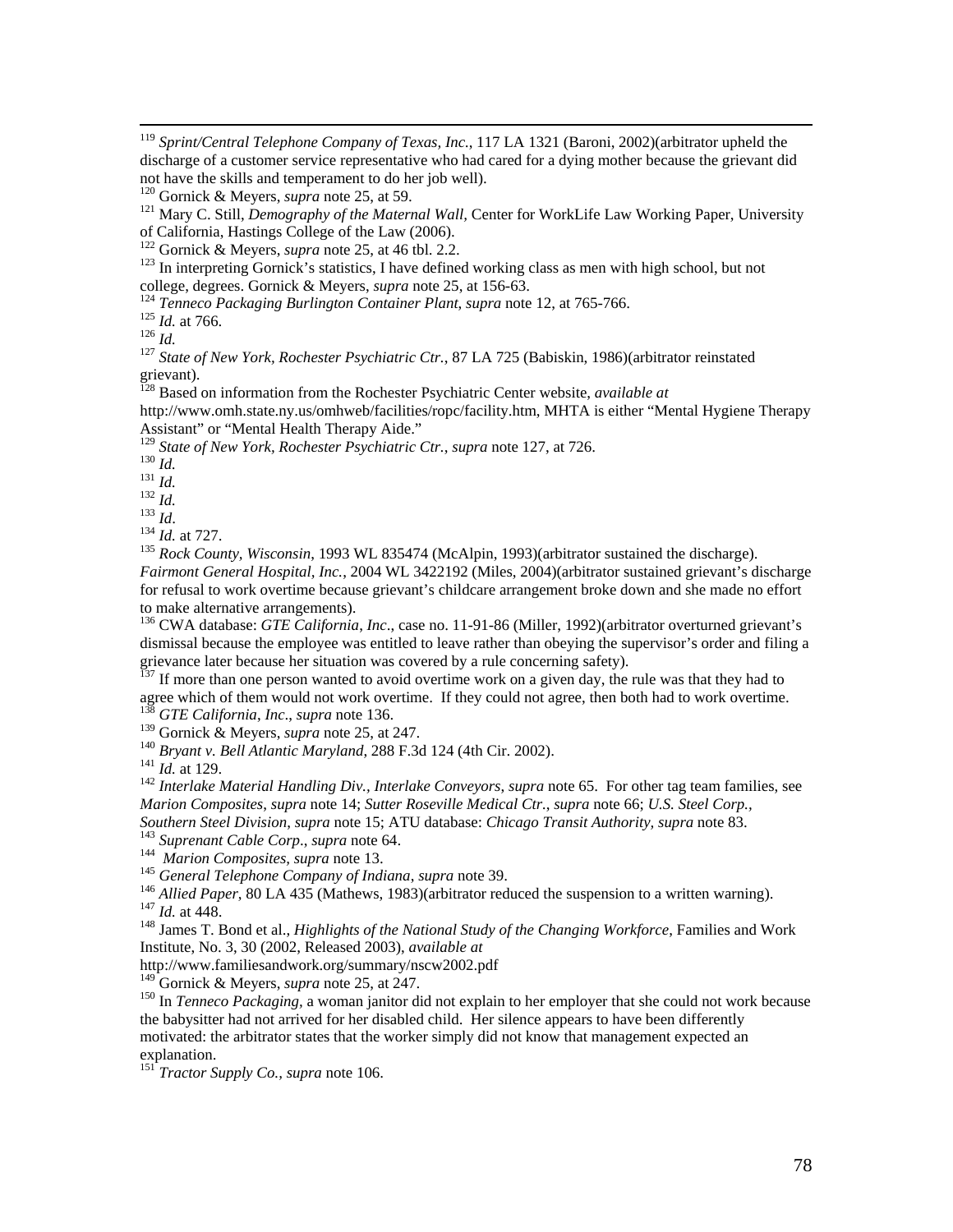[119] *Sprint/Central Telephone Company of Texas, Inc.*, 117 LA 1321 (Baroni, 2002)(arbitrator upheld the discharge of a customer service representative who had cared for a dying mother because the grievant did not have the skills and temperament to do her job well).

[120] Gornick & Meyers, *supra* note 25, at 59.

[121] Mary C. Still, *Demography of the Maternal Wall*, Center for WorkLife Law Working Paper, University of California, Hastings College of the Law (2006).

[122] Gornick & Meyers, *supra* note 25, at 46 tbl. 2.2.

[123] In interpreting Gornick's statistics, I have defined working class as men with high school, but not college, degrees. Gornick & Meyers, *supra* note 25, at 156-63.

[124] *Tenneco Packaging Burlington Container Plant*, *supra* note 12, at 765-766.

[125] *Id.* at 766.

[126] *Id.*

[127] *State of New York, Rochester Psychiatric Ctr.*, 87 LA 725 (Babiskin, 1986)(arbitrator reinstated grievant).

[128] Based on information from the Rochester Psychiatric Center website, *available at* http://www.omh.state.ny.us/omhweb/facilities/ropc/facility.htm, MHTA is either "Mental Hygiene Therapy Assistant" or "Mental Health Therapy Aide."

[129] *State of New York, Rochester Psychiatric Ctr., supra* note 127, at 726.

[130] *Id.*

[131] *Id.*

[132] *Id.*

[133] *Id*.

[134] *Id.* at 727.

[135] *Rock County, Wisconsin*, 1993 WL 835474 (McAlpin, 1993)(arbitrator sustained the discharge). *Fairmont General Hospital, Inc.*, 2004 WL 3422192 (Miles, 2004)(arbitrator sustained grievant's discharge for refusal to work overtime because grievant's childcare arrangement broke down and she made no effort to make alternative arrangements).

[136] CWA database: *GTE California*, *Inc*., case no. 11-91-86 (Miller, 1992)(arbitrator overturned grievant's dismissal because the employee was entitled to leave rather than obeying the supervisor's order and filing a grievance later because her situation was covered by a rule concerning safety).

[137] If more than one person wanted to avoid overtime work on a given day, the rule was that they had to agree which of them would not work overtime. If they could not agree, then both had to work overtime.

[138] *GTE California*, *Inc*., *supra* note 136.

[139] Gornick & Meyers, *supra* note 25, at 247.

[140] *Bryant v. Bell Atlantic Maryland*, 288 F.3d 124 (4th Cir. 2002).

[141] *Id.* at 129.

[142] *Interlake Material Handling Div., Interlake Conveyors*, *supra* note 65. For other tag team families, see *Marion Composites*, *supra* note 14; *Sutter Roseville Medical Ctr.*, *supra* note 66; *U.S. Steel Corp., Southern Steel Division*, *supra* note 15; ATU database: *Chicago Transit Authority*, *supra* note 83.

[143] *Suprenant Cable Corp*., *supra* note 64.

[144] *Marion Composites*, *supra* note 13.

[145] *General Telephone Company of Indiana*, *supra* note 39.

[146] *Allied Paper*, 80 LA 435 (Mathews, 1983)(arbitrator reduced the suspension to a written warning).

[147] *Id.* at 448.

[148] James T. Bond et al., *Highlights of the National Study of the Changing Workforce*, Families and Work Institute, No. 3, 30 (2002, Released 2003), *available at* http://www.familiesandwork.org/summary/nscw2002.pdf

[149] Gornick & Meyers, *supra* note 25, at 247.

[150] In *Tenneco Packaging,* a woman janitor did not explain to her employer that she could not work because the babysitter had not arrived for her disabled child. Her silence appears to have been differently motivated: the arbitrator states that the worker simply did not know that management expected an explanation.

[151] *Tractor Supply Co., supra* note 106.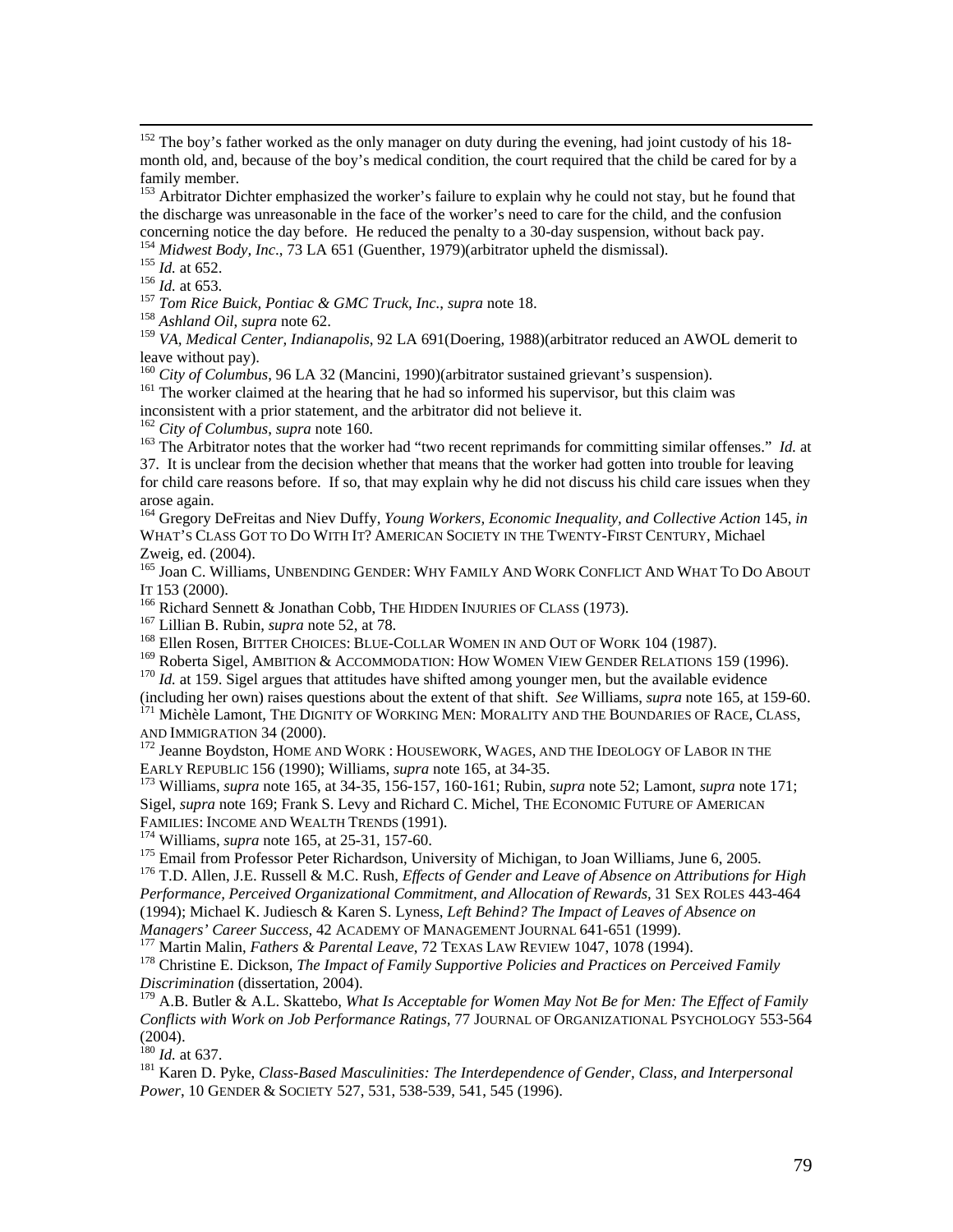[152] The boy's father worked as the only manager on duty during the evening, had joint custody of his 18-month old, and, because of the boy's medical condition, the court required that the child be cared for by a family member.

[153] Arbitrator Dichter emphasized the worker's failure to explain why he could not stay, but he found that the discharge was unreasonable in the face of the worker's need to care for the child, and the confusion concerning notice the day before. He reduced the penalty to a 30-day suspension, without back pay.

[154] *Midwest Body, Inc*., 73 LA 651 (Guenther, 1979)(arbitrator upheld the dismissal).

[155] *Id.* at 652.

[156] *Id.* at 653.

[157] *Tom Rice Buick, Pontiac & GMC Truck, Inc*., *supra* note 18.

[158] *Ashland Oil*, *supra* note 62.

[159] *VA, Medical Center, Indianapolis*, 92 LA 691(Doering, 1988)(arbitrator reduced an AWOL demerit to leave without pay).

[160] *City of Columbus*, 96 LA 32 (Mancini, 1990)(arbitrator sustained grievant's suspension).

[161] The worker claimed at the hearing that he had so informed his supervisor, but this claim was inconsistent with a prior statement, and the arbitrator did not believe it.

[162] *City of Columbus*, *supra* note 160.

[163] The Arbitrator notes that the worker had "two recent reprimands for committing similar offenses." *Id.* at 37. It is unclear from the decision whether that means that the worker had gotten into trouble for leaving for child care reasons before. If so, that may explain why he did not discuss his child care issues when they arose again.

[164] Gregory DeFreitas and Niev Duffy, *Young Workers, Economic Inequality, and Collective Action* 145, *in* WHAT'S CLASS GOT TO DO WITH IT? AMERICAN SOCIETY IN THE TWENTY-FIRST CENTURY, Michael Zweig, ed. (2004).

[165] Joan C. Williams, UNBENDING GENDER: WHY FAMILY AND WORK CONFLICT AND WHAT TO DO ABOUT IT 153 (2000).

[166] Richard Sennett & Jonathan Cobb, THE HIDDEN INJURIES OF CLASS (1973).

[167] Lillian B. Rubin, *supra* note 52, at 78.

[168] Ellen Rosen, BITTER CHOICES: BLUE-COLLAR WOMEN IN AND OUT OF WORK 104 (1987).

[169] Roberta Sigel, AMBITION & ACCOMMODATION: HOW WOMEN VIEW GENDER RELATIONS 159 (1996).

[170] *Id.* at 159. Sigel argues that attitudes have shifted among younger men, but the available evidence (including her own) raises questions about the extent of that shift. *See* Williams, *supra* note 165, at 159-60.

[171] Michèle Lamont, THE DIGNITY OF WORKING MEN: MORALITY AND THE BOUNDARIES OF RACE, CLASS, AND IMMIGRATION 34 (2000).

[172] Jeanne Boydston, HOME AND WORK : HOUSEWORK, WAGES, AND THE IDEOLOGY OF LABOR IN THE EARLY REPUBLIC 156 (1990); Williams, *supra* note 165, at 34-35.

[173] Williams, *supra* note 165, at 34-35, 156-157, 160-161; Rubin, *supra* note 52; Lamont, *supra* note 171; Sigel, *supra* note 169; Frank S. Levy and Richard C. Michel, THE ECONOMIC FUTURE OF AMERICAN FAMILIES: INCOME AND WEALTH TRENDS (1991).

[174] Williams, *supra* note 165, at 25-31, 157-60.

[175] Email from Professor Peter Richardson, University of Michigan, to Joan Williams, June 6, 2005.

[176] T.D. Allen, J.E. Russell & M.C. Rush, *Effects of Gender and Leave of Absence on Attributions for High Performance, Perceived Organizational Commitment, and Allocation of Rewards*, 31 SEX ROLES 443-464 (1994); Michael K. Judiesch & Karen S. Lyness, *Left Behind? The Impact of Leaves of Absence on Managers' Career Success*, 42 ACADEMY OF MANAGEMENT JOURNAL 641-651 (1999).

[177] Martin Malin, *Fathers & Parental Leave*, 72 TEXAS LAW REVIEW 1047, 1078 (1994).

[178] Christine E. Dickson, *The Impact of Family Supportive Policies and Practices on Perceived Family Discrimination* (dissertation, 2004).

[179] A.B. Butler & A.L. Skattebo, *What Is Acceptable for Women May Not Be for Men: The Effect of Family Conflicts with Work on Job Performance Ratings*, 77 JOURNAL OF ORGANIZATIONAL PSYCHOLOGY 553-564 (2004).

[180] *Id.* at 637.

[181] Karen D. Pyke, *Class-Based Masculinities: The Interdependence of Gender, Class, and Interpersonal Power*, 10 GENDER & SOCIETY 527, 531, 538-539, 541, 545 (1996).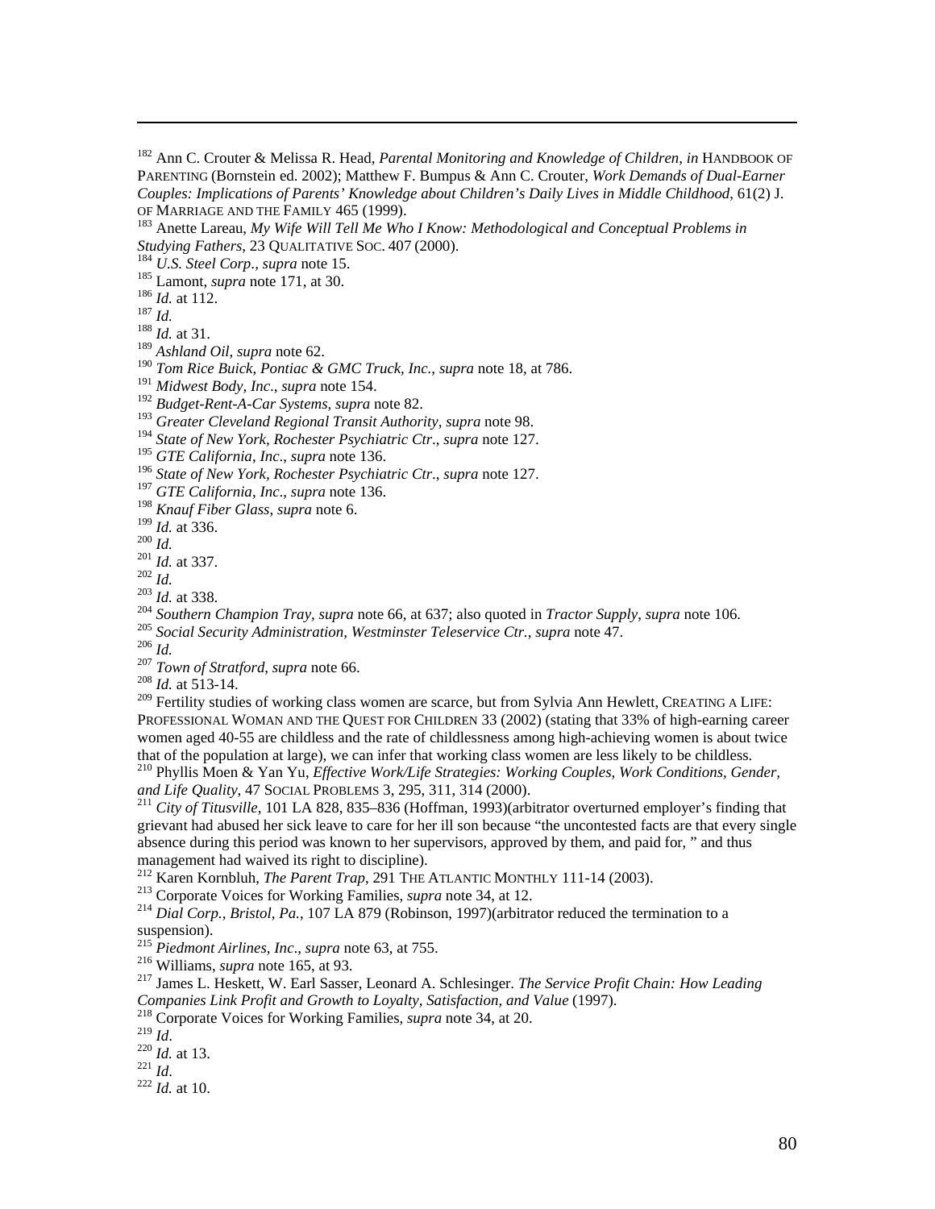[182] Ann C. Crouter & Melissa R. Head, *Parental Monitoring and Knowledge of Children, in* HANDBOOK OF PARENTING (Bornstein ed. 2002); Matthew F. Bumpus & Ann C. Crouter, *Work Demands of Dual-Earner Couples: Implications of Parents' Knowledge about Children's Daily Lives in Middle Childhood*, 61(2) J. OF MARRIAGE AND THE FAMILY 465 (1999).

[183] Anette Lareau, *My Wife Will Tell Me Who I Know: Methodological and Conceptual Problems in Studying Fathers*, 23 QUALITATIVE SOC. 407 (2000).

[184] *U.S. Steel Corp., supra* note 15.

[185] Lamont, *supra* note 171, at 30.

[186] *Id.* at 112.

[187] *Id.*

[188] *Id.* at 31.

[189] *Ashland Oil, supra* note 62.

[190] *Tom Rice Buick, Pontiac & GMC Truck, Inc.*, *supra* note 18, at 786.

[191] *Midwest Body, Inc*., *supra* note 154.

[192] *Budget-Rent-A-Car Systems*, *supra* note 82.

[193] *Greater Cleveland Regional Transit Authority*, *supra* note 98.

[194] *State of New York, Rochester Psychiatric Ctr*., *supra* note 127.

[195] *GTE California, Inc*., *supra* note 136.

[196] *State of New York, Rochester Psychiatric Ctr*., *supra* note 127.

[197] *GTE California, Inc*., *supra* note 136.

[198] *Knauf Fiber Glass*, *supra* note 6.

[199] *Id.* at 336.

[200] *Id.*

[201] *Id.* at 337.

[202] *Id.*

[203] *Id.* at 338.

[204] *Southern Champion Tray, supra* note 66, at 637; also quoted in *Tractor Supply*, *supra* note 106.

[205] *Social Security Administration, Westminster Teleservice Ctr., supra* note 47.

[206] *Id.*

[207] *Town of Stratford*, *supra* note 66.

[208] *Id.* at 513-14.

[209] Fertility studies of working class women are scarce, but from Sylvia Ann Hewlett, CREATING A LIFE: PROFESSIONAL WOMAN AND THE QUEST FOR CHILDREN 33 (2002) (stating that 33% of high-earning career women aged 40-55 are childless and the rate of childlessness among high-achieving women is about twice that of the population at large), we can infer that working class women are less likely to be childless.

[210] Phyllis Moen & Yan Yu, *Effective Work/Life Strategies: Working Couples, Work Conditions, Gender, and Life Quality*, 47 SOCIAL PROBLEMS 3, 295, 311, 314 (2000).

[211] *City of Titusville*, 101 LA 828, 835–836 (Hoffman, 1993)(arbitrator overturned employer's finding that grievant had abused her sick leave to care for her ill son because "the uncontested facts are that every single absence during this period was known to her supervisors, approved by them, and paid for, " and thus management had waived its right to discipline).

[212] Karen Kornbluh, *The Parent Trap*, 291 THE ATLANTIC MONTHLY 111-14 (2003).

[213] Corporate Voices for Working Families, *supra* note 34, at 12.

[214] *Dial Corp., Bristol, Pa.*, 107 LA 879 (Robinson, 1997)(arbitrator reduced the termination to a suspension).

[215] *Piedmont Airlines, Inc*., *supra* note 63, at 755.

[216] Williams, *supra* note 165, at 93.

[217] James L. Heskett, W. Earl Sasser, Leonard A. Schlesinger. *The Service Profit Chain: How Leading Companies Link Profit and Growth to Loyalty, Satisfaction, and Value* (1997).

[218] Corporate Voices for Working Families, *supra* note 34, at 20.

[219] *Id*.

[220] *Id.* at 13.

[221] *Id*.

[222] *Id.* at 10.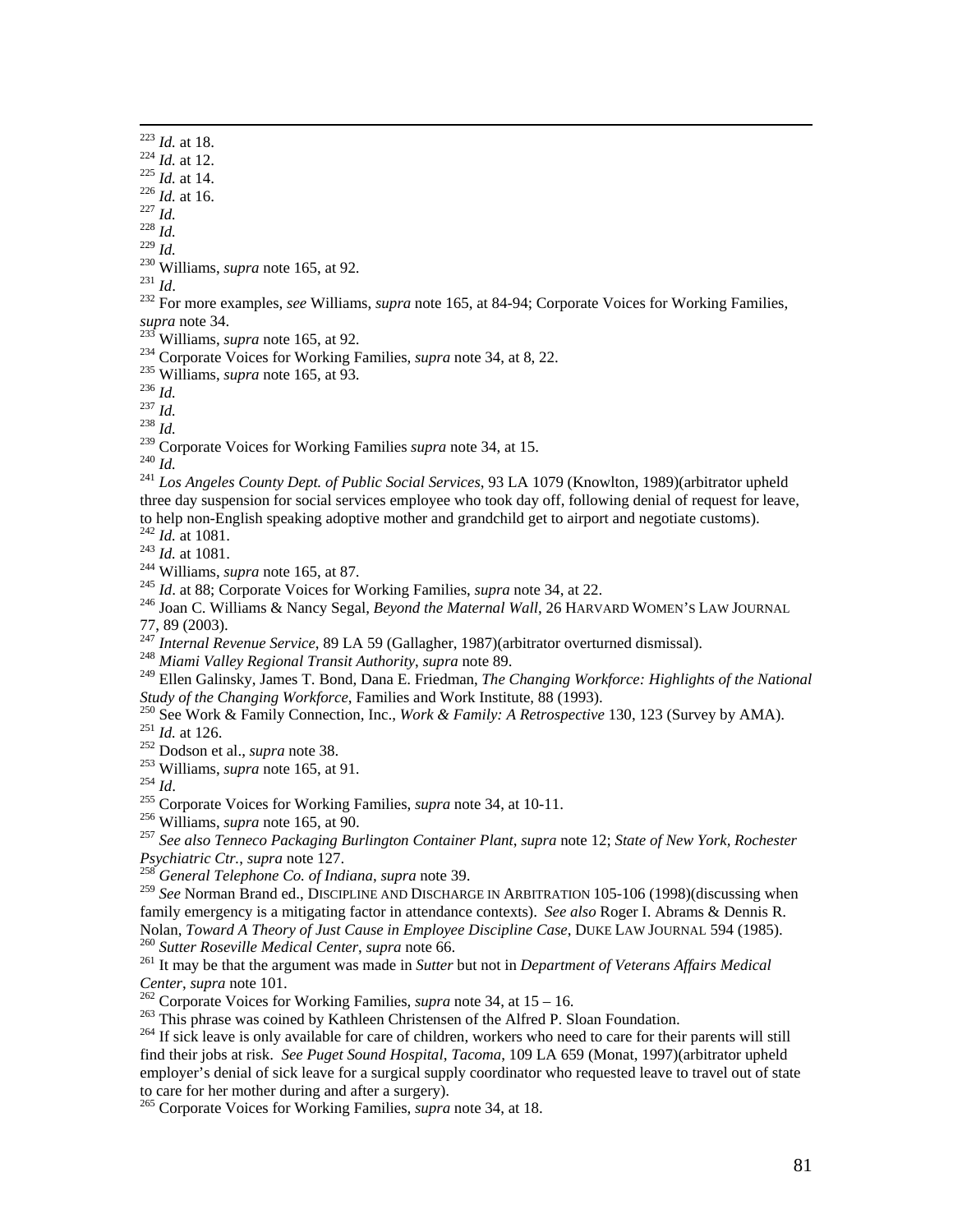[223] *Id.* at 18.
[224] *Id.* at 12.
[225] *Id.* at 14.
[226] *Id.* at 16.
[227] *Id.*
[228] *Id.*
[229] *Id.*
[230] Williams, *supra* note 165, at 92.
[231] *Id*.
[232] For more examples, *see* Williams, *supra* note 165, at 84-94; Corporate Voices for Working Families, *supra* note 34.
[233] Williams, *supra* note 165, at 92.
[234] Corporate Voices for Working Families, *supra* note 34, at 8, 22.
[235] Williams, *supra* note 165, at 93.
[236] *Id.*
[237] *Id.*
[238] *Id.*
[239] Corporate Voices for Working Families *supra* note 34, at 15.
[240] *Id.*
[241] *Los Angeles County Dept. of Public Social Services*, 93 LA 1079 (Knowlton, 1989)(arbitrator upheld three day suspension for social services employee who took day off, following denial of request for leave, to help non-English speaking adoptive mother and grandchild get to airport and negotiate customs).
[242] *Id.* at 1081.
[243] *Id.* at 1081.
[244] Williams, *supra* note 165, at 87.
[245] *Id*. at 88; Corporate Voices for Working Families, *supra* note 34, at 22.
[246] Joan C. Williams & Nancy Segal, *Beyond the Maternal Wall*, 26 HARVARD WOMEN'S LAW JOURNAL 77, 89 (2003).
[247] *Internal Revenue Service*, 89 LA 59 (Gallagher, 1987)(arbitrator overturned dismissal).
[248] *Miami Valley Regional Transit Authority*, *supra* note 89.
[249] Ellen Galinsky, James T. Bond, Dana E. Friedman, *The Changing Workforce: Highlights of the National Study of the Changing Workforce*, Families and Work Institute, 88 (1993).
[250] See Work & Family Connection, Inc., *Work & Family: A Retrospective* 130, 123 (Survey by AMA).
[251] *Id.* at 126.
[252] Dodson et al., *supra* note 38.
[253] Williams, *supra* note 165, at 91.
[254] *Id*.
[255] Corporate Voices for Working Families, *supra* note 34, at 10-11.
[256] Williams, *supra* note 165, at 90.
[257] *See also Tenneco Packaging Burlington Container Plant*, *supra* note 12; *State of New York, Rochester Psychiatric Ctr.*, *supra* note 127.
[258] *General Telephone Co. of Indiana*, *supra* note 39.
[259] *See* Norman Brand ed., DISCIPLINE AND DISCHARGE IN ARBITRATION 105-106 (1998)(discussing when family emergency is a mitigating factor in attendance contexts). *See also* Roger I. Abrams & Dennis R. Nolan, *Toward A Theory of Just Cause in Employee Discipline Case*, DUKE LAW JOURNAL 594 (1985).
[260] *Sutter Roseville Medical Center*, *supra* note 66.
[261] It may be that the argument was made in *Sutter* but not in *Department of Veterans Affairs Medical Center*, *supra* note 101.
[262] Corporate Voices for Working Families, *supra* note 34, at 15 – 16.
[263] This phrase was coined by Kathleen Christensen of the Alfred P. Sloan Foundation.
[264] If sick leave is only available for care of children, workers who need to care for their parents will still find their jobs at risk. *See Puget Sound Hospital, Tacoma*, 109 LA 659 (Monat, 1997)(arbitrator upheld employer's denial of sick leave for a surgical supply coordinator who requested leave to travel out of state to care for her mother during and after a surgery).
[265] Corporate Voices for Working Families, *supra* note 34, at 18.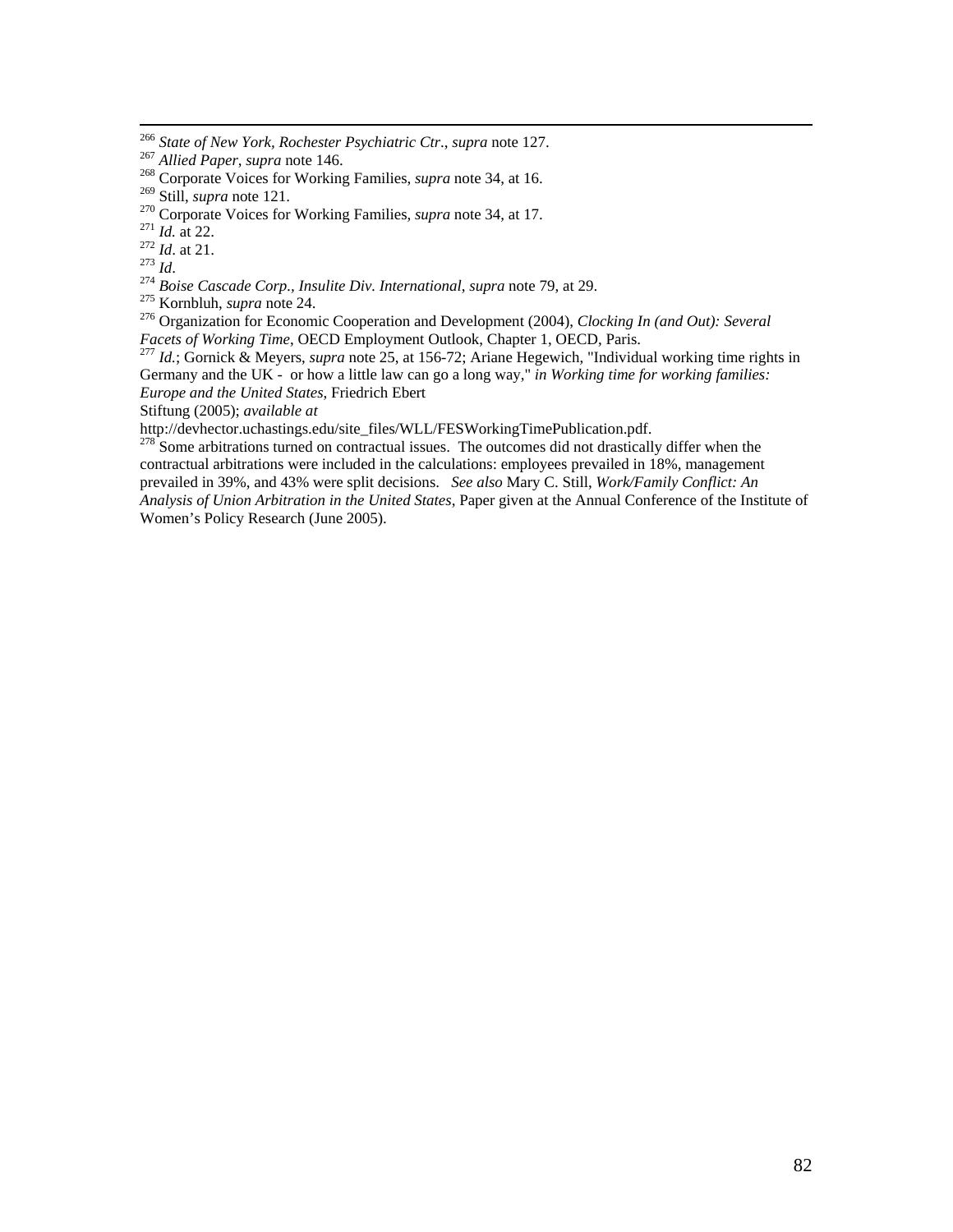[266] *State of New York, Rochester Psychiatric Ctr*., *supra* note 127.
[267] *Allied Paper*, *supra* note 146.
[268] Corporate Voices for Working Families, *supra* note 34, at 16.
[269] Still, *supra* note 121.
[270] Corporate Voices for Working Families, *supra* note 34, at 17.
[271] *Id.* at 22.
[272] *Id*. at 21.
[273] *Id*.
[274] *Boise Cascade Corp., Insulite Div. International*, *supra* note 79, at 29.
[275] Kornbluh, *supra* note 24.
[276] Organization for Economic Cooperation and Development (2004), *Clocking In (and Out): Several Facets of Working Time*, OECD Employment Outlook, Chapter 1, OECD, Paris.
[277] *Id.*; Gornick & Meyers, *supra* note 25, at 156-72; Ariane Hegewich, "Individual working time rights in Germany and the UK - or how a little law can go a long way," *in Working time for working families: Europe and the United States*, Friedrich Ebert Stiftung (2005); *available at* http://devhector.uchastings.edu/site_files/WLL/FESWorkingTimePublication.pdf.
[278] Some arbitrations turned on contractual issues. The outcomes did not drastically differ when the contractual arbitrations were included in the calculations: employees prevailed in 18%, management prevailed in 39%, and 43% were split decisions. *See also* Mary C. Still, *Work/Family Conflict: An Analysis of Union Arbitration in the United States*, Paper given at the Annual Conference of the Institute of Women's Policy Research (June 2005).